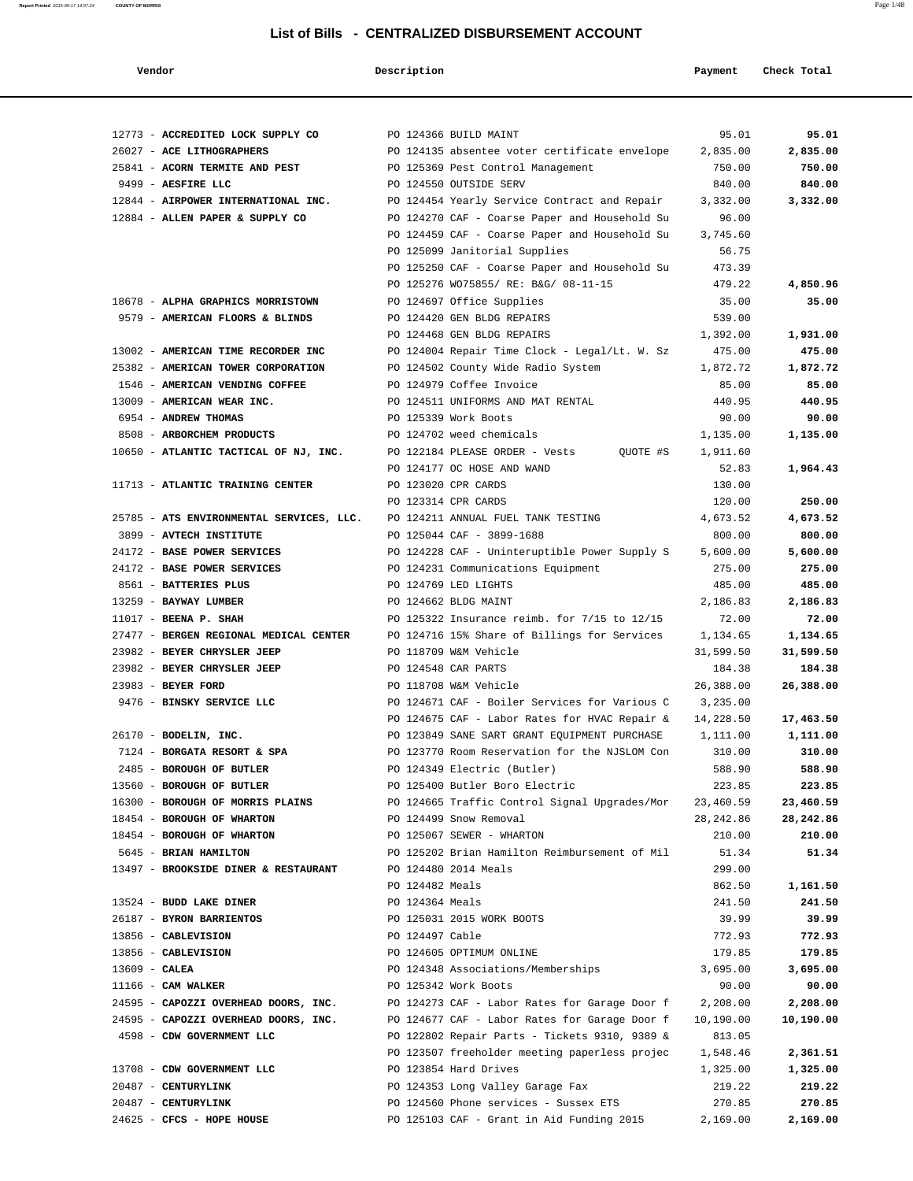# List of Bills - CENTRALIZED DISBURSEMENT ACCOUNT

| Vendor | Description | Payment | Check Total |
|---|---|---|---|
| 12773 - **ACCREDITED LOCK SUPPLY CO** | PO 124366 BUILD MAINT | 95.01 | **95.01** |
| 26027 - **ACE LITHOGRAPHERS** | PO 124135 absentee voter certificate envelope | 2,835.00 | **2,835.00** |
| 25841 - **ACORN TERMITE AND PEST** | PO 125369 Pest Control Management | 750.00 | **750.00** |
| 9499 - **AESFIRE LLC** | PO 124550 OUTSIDE SERV | 840.00 | **840.00** |
| 12844 - **AIRPOWER INTERNATIONAL INC.** | PO 124454 Yearly Service Contract and Repair | 3,332.00 | **3,332.00** |
| 12884 - **ALLEN PAPER & SUPPLY CO** | PO 124270 CAF - Coarse Paper and Household Su | 96.00 | |
| | PO 124459 CAF - Coarse Paper and Household Su | 3,745.60 | |
| | PO 125099 Janitorial Supplies | 56.75 | |
| | PO 125250 CAF - Coarse Paper and Household Su | 473.39 | |
| | PO 125276 WO75855/ RE: B&G/ 08-11-15 | 479.22 | **4,850.96** |
| 18678 - **ALPHA GRAPHICS MORRISTOWN** | PO 124697 Office Supplies | 35.00 | **35.00** |
| 9579 - **AMERICAN FLOORS & BLINDS** | PO 124420 GEN BLDG REPAIRS | 539.00 | |
| | PO 124468 GEN BLDG REPAIRS | 1,392.00 | **1,931.00** |
| 13002 - **AMERICAN TIME RECORDER INC** | PO 124004 Repair Time Clock - Legal/Lt. W. Sz | 475.00 | **475.00** |
| 25382 - **AMERICAN TOWER CORPORATION** | PO 124502 County Wide Radio System | 1,872.72 | **1,872.72** |
| 1546 - **AMERICAN VENDING COFFEE** | PO 124979 Coffee Invoice | 85.00 | **85.00** |
| 13009 - **AMERICAN WEAR INC.** | PO 124511 UNIFORMS AND MAT RENTAL | 440.95 | **440.95** |
| 6954 - **ANDREW THOMAS** | PO 125339 Work Boots | 90.00 | **90.00** |
| 8508 - **ARBORCHEM PRODUCTS** | PO 124702 weed chemicals | 1,135.00 | **1,135.00** |
| 10650 - **ATLANTIC TACTICAL OF NJ, INC.** | PO 122184 PLEASE ORDER - Vests QUOTE #S | 1,911.60 | |
| | PO 124177 OC HOSE AND WAND | 52.83 | **1,964.43** |
| 11713 - **ATLANTIC TRAINING CENTER** | PO 123020 CPR CARDS | 130.00 | |
| | PO 123314 CPR CARDS | 120.00 | **250.00** |
| 25785 - **ATS ENVIRONMENTAL SERVICES, LLC.** | PO 124211 ANNUAL FUEL TANK TESTING | 4,673.52 | **4,673.52** |
| 3899 - **AVTECH INSTITUTE** | PO 125044 CAF - 3899-1688 | 800.00 | **800.00** |
| 24172 - **BASE POWER SERVICES** | PO 124228 CAF - Uninterruptible Power Supply S | 5,600.00 | **5,600.00** |
| 24172 - **BASE POWER SERVICES** | PO 124231 Communications Equipment | 275.00 | **275.00** |
| 8561 - **BATTERIES PLUS** | PO 124769 LED LIGHTS | 485.00 | **485.00** |
| 13259 - **BAYWAY LUMBER** | PO 124662 BLDG MAINT | 2,186.83 | **2,186.83** |
| 11017 - **BEENA P. SHAH** | PO 125322 Insurance reimb. for 7/15 to 12/15 | 72.00 | **72.00** |
| 27477 - **BERGEN REGIONAL MEDICAL CENTER** | PO 124716 15% Share of Billings for Services | 1,134.65 | **1,134.65** |
| 23982 - **BEYER CHRYSLER JEEP** | PO 118709 W&M Vehicle | 31,599.50 | **31,599.50** |
| 23982 - **BEYER CHRYSLER JEEP** | PO 124548 CAR PARTS | 184.38 | **184.38** |
| 23983 - **BEYER FORD** | PO 118708 W&M Vehicle | 26,388.00 | **26,388.00** |
| 9476 - **BINSKY SERVICE LLC** | PO 124671 CAF - Boiler Services for Various C | 3,235.00 | |
| | PO 124675 CAF - Labor Rates for HVAC Repair & | 14,228.50 | **17,463.50** |
| 26170 - **BODELIN, INC.** | PO 123849 SANE SART GRANT EQUIPMENT PURCHASE | 1,111.00 | **1,111.00** |
| 7124 - **BORGATA RESORT & SPA** | PO 123770 Room Reservation for the NJSLOM Con | 310.00 | **310.00** |
| 2485 - **BOROUGH OF BUTLER** | PO 124349 Electric (Butler) | 588.90 | **588.90** |
| 13560 - **BOROUGH OF BUTLER** | PO 125400 Butler Boro Electric | 223.85 | **223.85** |
| 16300 - **BOROUGH OF MORRIS PLAINS** | PO 124665 Traffic Control Signal Upgrades/Mor | 23,460.59 | **23,460.59** |
| 18454 - **BOROUGH OF WHARTON** | PO 124499 Snow Removal | 28,242.86 | **28,242.86** |
| 18454 - **BOROUGH OF WHARTON** | PO 125067 SEWER - WHARTON | 210.00 | **210.00** |
| 5645 - **BRIAN HAMILTON** | PO 125202 Brian Hamilton Reimbursement of Mil | 51.34 | **51.34** |
| 13497 - **BROOKSIDE DINER & RESTAURANT** | PO 124480 2014 Meals | 299.00 | |
| | PO 124482 Meals | 862.50 | **1,161.50** |
| 13524 - **BUDD LAKE DINER** | PO 124364 Meals | 241.50 | **241.50** |
| 26187 - **BYRON BARRIENTOS** | PO 125031 2015 WORK BOOTS | 39.99 | **39.99** |
| 13856 - **CABLEVISION** | PO 124497 Cable | 772.93 | **772.93** |
| 13856 - **CABLEVISION** | PO 124605 OPTIMUM ONLINE | 179.85 | **179.85** |
| 13609 - **CALEA** | PO 124348 Associations/Memberships | 3,695.00 | **3,695.00** |
| 11166 - **CAM WALKER** | PO 125342 Work Boots | 90.00 | **90.00** |
| 24595 - **CAPOZZI OVERHEAD DOORS, INC.** | PO 124273 CAF - Labor Rates for Garage Door f | 2,208.00 | **2,208.00** |
| 24595 - **CAPOZZI OVERHEAD DOORS, INC.** | PO 124677 CAF - Labor Rates for Garage Door f | 10,190.00 | **10,190.00** |
| 4598 - **CDW GOVERNMENT LLC** | PO 122802 Repair Parts - Tickets 9310, 9389 & | 813.05 | |
| | PO 123507 freeholder meeting paperless projec | 1,548.46 | **2,361.51** |
| 13708 - **CDW GOVERNMENT LLC** | PO 123854 Hard Drives | 1,325.00 | **1,325.00** |
| 20487 - **CENTURYLINK** | PO 124353 Long Valley Garage Fax | 219.22 | **219.22** |
| 20487 - **CENTURYLINK** | PO 124560 Phone services - Sussex ETS | 270.85 | **270.85** |
| 24625 - **CFCS - HOPE HOUSE** | PO 125103 CAF - Grant in Aid Funding 2015 | 2,169.00 | **2,169.00** |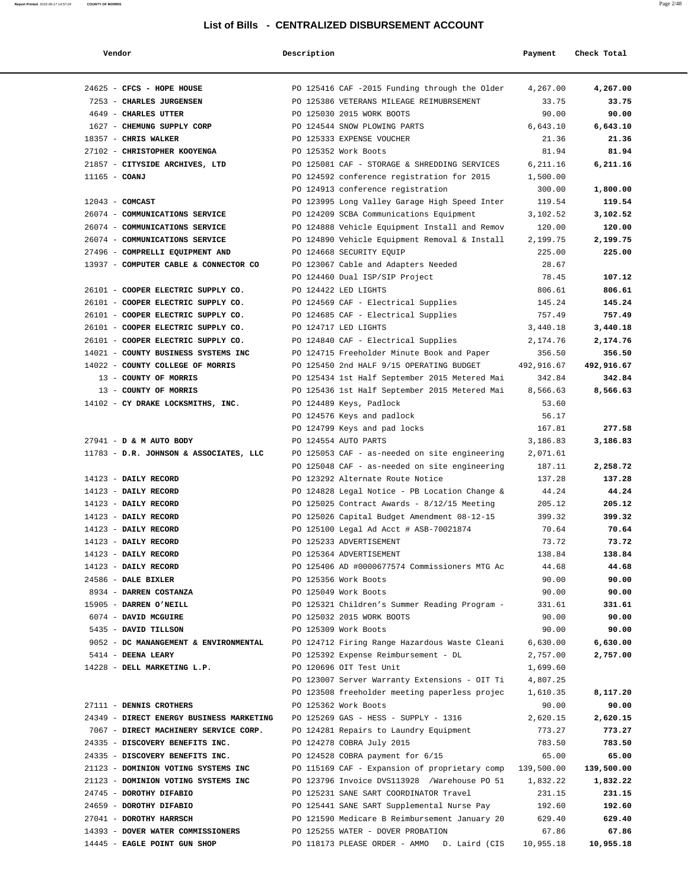# List of Bills - CENTRALIZED DISBURSEMENT ACCOUNT

| Vendor | Description | Payment | Check Total |
|---|---|---|---|
| 24625 - **CFCS - HOPE HOUSE** | PO 125416 CAF -2015 Funding through the Older | 4,267.00 | **4,267.00** |
| 7253 - **CHARLES JURGENSEN** | PO 125386 VETERANS MILEAGE REIMUBRSEMENT | 33.75 | **33.75** |
| 4649 - **CHARLES UTTER** | PO 125030 2015 WORK BOOTS | 90.00 | **90.00** |
| 1627 - **CHEMUNG SUPPLY CORP** | PO 124544 SNOW PLOWING PARTS | 6,643.10 | **6,643.10** |
| 18357 - **CHRIS WALKER** | PO 125333 EXPENSE VOUCHER | 21.36 | **21.36** |
| 27102 - **CHRISTOPHER KOOYENGA** | PO 125352 Work Boots | 81.94 | **81.94** |
| 21857 - **CITYSIDE ARCHIVES, LTD** | PO 125081 CAF - STORAGE & SHREDDING SERVICES | 6,211.16 | **6,211.16** |
| 11165 - **COANJ** | PO 124592 conference registration for 2015 | 1,500.00 | |
| | PO 124913 conference registration | 300.00 | **1,800.00** |
| 12043 - **COMCAST** | PO 123995 Long Valley Garage High Speed Inter | 119.54 | **119.54** |
| 26074 - **COMMUNICATIONS SERVICE** | PO 124209 SCBA Communications Equipment | 3,102.52 | **3,102.52** |
| 26074 - **COMMUNICATIONS SERVICE** | PO 124888 Vehicle Equipment Install and Remov | 120.00 | **120.00** |
| 26074 - **COMMUNICATIONS SERVICE** | PO 124890 Vehicle Equipment Removal & Install | 2,199.75 | **2,199.75** |
| 27496 - **COMPRELLI EQUIPMENT AND** | PO 124668 SECURITY EQUIP | 225.00 | **225.00** |
| 13937 - **COMPUTER CABLE & CONNECTOR CO** | PO 123067 Cable and Adapters Needed | 28.67 | |
| | PO 124460 Dual ISP/SIP Project | 78.45 | **107.12** |
| 26101 - **COOPER ELECTRIC SUPPLY CO.** | PO 124422 LED LIGHTS | 806.61 | **806.61** |
| 26101 - **COOPER ELECTRIC SUPPLY CO.** | PO 124569 CAF - Electrical Supplies | 145.24 | **145.24** |
| 26101 - **COOPER ELECTRIC SUPPLY CO.** | PO 124685 CAF - Electrical Supplies | 757.49 | **757.49** |
| 26101 - **COOPER ELECTRIC SUPPLY CO.** | PO 124717 LED LIGHTS | 3,440.18 | **3,440.18** |
| 26101 - **COOPER ELECTRIC SUPPLY CO.** | PO 124840 CAF - Electrical Supplies | 2,174.76 | **2,174.76** |
| 14021 - **COUNTY BUSINESS SYSTEMS INC** | PO 124715 Freeholder Minute Book and Paper | 356.50 | **356.50** |
| 14022 - **COUNTY COLLEGE OF MORRIS** | PO 125450 2nd HALF 9/15 OPERATING BUDGET | 492,916.67 | **492,916.67** |
| 13 - **COUNTY OF MORRIS** | PO 125434 1st Half September 2015 Metered Mai | 342.84 | **342.84** |
| 13 - **COUNTY OF MORRIS** | PO 125436 1st Half September 2015 Metered Mai | 8,566.63 | **8,566.63** |
| 14102 - **CY DRAKE LOCKSMITHS, INC.** | PO 124489 Keys, Padlock | 53.60 | |
| | PO 124576 Keys and padlock | 56.17 | |
| | PO 124799 Keys and pad locks | 167.81 | **277.58** |
| 27941 - **D & M AUTO BODY** | PO 124554 AUTO PARTS | 3,186.83 | **3,186.83** |
| 11783 - **D.R. JOHNSON & ASSOCIATES, LLC** | PO 125053 CAF - as-needed on site engineering | 2,071.61 | |
| | PO 125048 CAF - as-needed on site engineering | 187.11 | **2,258.72** |
| 14123 - **DAILY RECORD** | PO 123292 Alternate Route Notice | 137.28 | **137.28** |
| 14123 - **DAILY RECORD** | PO 124828 Legal Notice - PB Location Change & | 44.24 | **44.24** |
| 14123 - **DAILY RECORD** | PO 125025 Contract Awards - 8/12/15 Meeting | 205.12 | **205.12** |
| 14123 - **DAILY RECORD** | PO 125026 Capital Budget Amendment 08-12-15 | 399.32 | **399.32** |
| 14123 - **DAILY RECORD** | PO 125100 Legal Ad Acct # ASB-70021874 | 70.64 | **70.64** |
| 14123 - **DAILY RECORD** | PO 125233 ADVERTISEMENT | 73.72 | **73.72** |
| 14123 - **DAILY RECORD** | PO 125364 ADVERTISEMENT | 138.84 | **138.84** |
| 14123 - **DAILY RECORD** | PO 125406 AD #0000677574 Commissioners MTG Ac | 44.68 | **44.68** |
| 24586 - **DALE BIXLER** | PO 125356 Work Boots | 90.00 | **90.00** |
| 8934 - **DARREN COSTANZA** | PO 125049 Work Boots | 90.00 | **90.00** |
| 15905 - **DARREN O'NEILL** | PO 125321 Children's Summer Reading Program - | 331.61 | **331.61** |
| 6074 - **DAVID MCGUIRE** | PO 125032 2015 WORK BOOTS | 90.00 | **90.00** |
| 5435 - **DAVID TILLSON** | PO 125309 Work Boots | 90.00 | **90.00** |
| 9052 - **DC MANANGEMENT & ENVIRONMENTAL** | PO 124712 Firing Range Hazardous Waste Cleani | 6,630.00 | **6,630.00** |
| 5414 - **DEENA LEARY** | PO 125392 Expense Reimbursement - DL | 2,757.00 | **2,757.00** |
| 14228 - **DELL MARKETING L.P.** | PO 120696 OIT Test Unit | 1,699.60 | |
| | PO 123007 Server Warranty Extensions - OIT Ti | 4,807.25 | |
| | PO 123508 freeholder meeting paperless projec | 1,610.35 | **8,117.20** |
| 27111 - **DENNIS CROTHERS** | PO 125362 Work Boots | 90.00 | **90.00** |
| 24349 - **DIRECT ENERGY BUSINESS MARKETING** | PO 125269 GAS - HESS - SUPPLY - 1316 | 2,620.15 | **2,620.15** |
| 7067 - **DIRECT MACHINERY SERVICE CORP.** | PO 124281 Repairs to Laundry Equipment | 773.27 | **773.27** |
| 24335 - **DISCOVERY BENEFITS INC.** | PO 124278 COBRA July 2015 | 783.50 | **783.50** |
| 24335 - **DISCOVERY BENEFITS INC.** | PO 124528 COBRA payment for 6/15 | 65.00 | **65.00** |
| 21123 - **DOMINION VOTING SYSTEMS INC** | PO 115169 CAF - Expansion of proprietary comp | 139,500.00 | **139,500.00** |
| 21123 - **DOMINION VOTING SYSTEMS INC** | PO 123796 Invoice DVS113928 /Warehouse PO 51 | 1,832.22 | **1,832.22** |
| 24745 - **DOROTHY DIFABIO** | PO 125231 SANE SART COORDINATOR Travel | 231.15 | **231.15** |
| 24659 - **DOROTHY DIFABIO** | PO 125441 SANE SART Supplemental Nurse Pay | 192.60 | **192.60** |
| 27041 - **DOROTHY HARRSCH** | PO 121590 Medicare B Reimbursement January 20 | 629.40 | **629.40** |
| 14393 - **DOVER WATER COMMISSIONERS** | PO 125255 WATER - DOVER PROBATION | 67.86 | **67.86** |
| 14445 - **EAGLE POINT GUN SHOP** | PO 118173 PLEASE ORDER - AMMO D. Laird (CIS | 10,955.18 | **10,955.18** |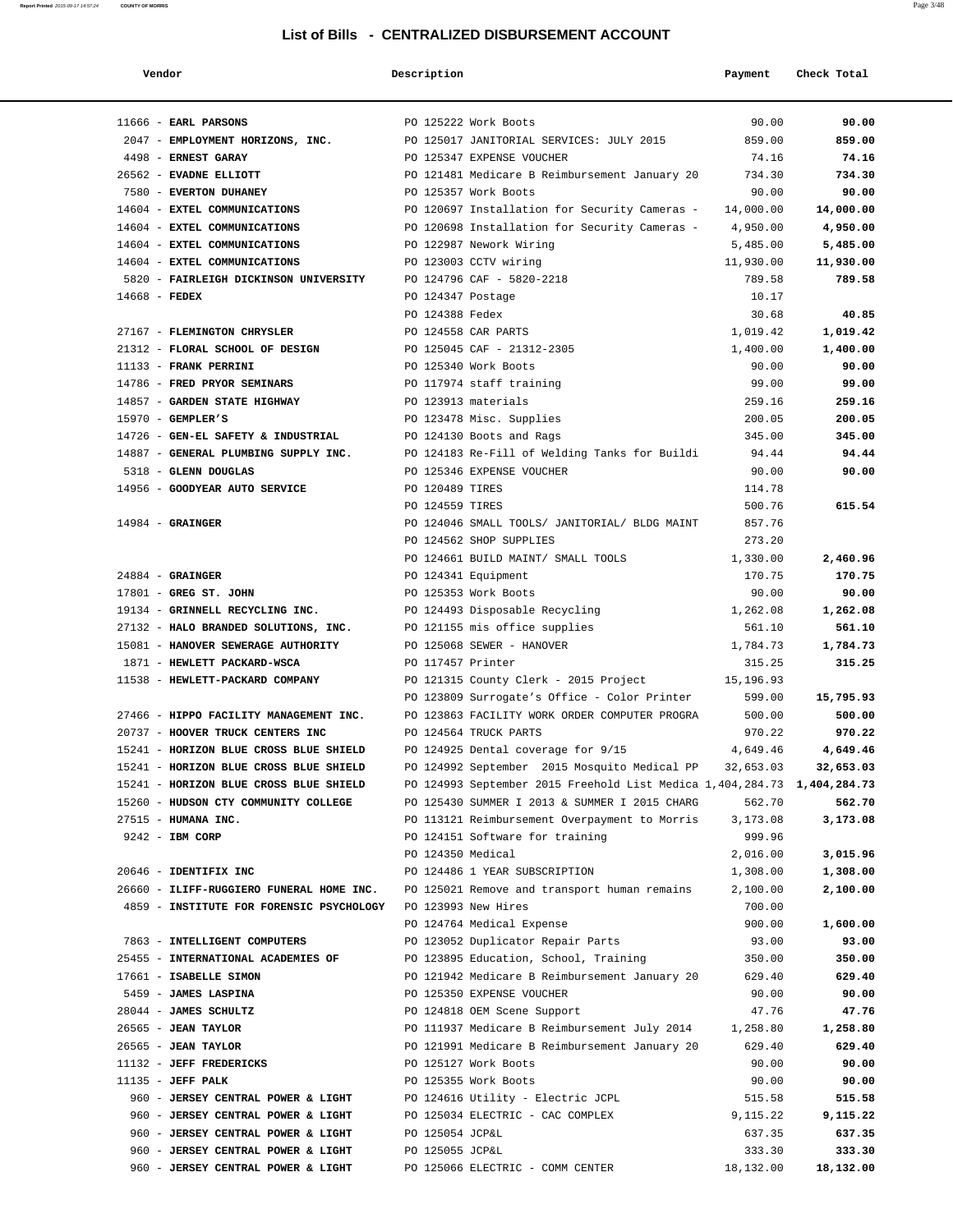# List of Bills - CENTRALIZED DISBURSEMENT ACCOUNT

| Vendor | Description | Payment | Check Total |
|---|---|---|---|
| 11666 - **EARL PARSONS** | PO 125222 Work Boots | 90.00 | **90.00** |
| 2047 - **EMPLOYMENT HORIZONS, INC.** | PO 125017 JANITORIAL SERVICES: JULY 2015 | 859.00 | **859.00** |
| 4498 - **ERNEST GARAY** | PO 125347 EXPENSE VOUCHER | 74.16 | **74.16** |
| 26562 - **EVADNE ELLIOTT** | PO 121481 Medicare B Reimbursement January 20 | 734.30 | **734.30** |
| 7580 - **EVERTON DUHANEY** | PO 125357 Work Boots | 90.00 | **90.00** |
| 14604 - **EXTEL COMMUNICATIONS** | PO 120697 Installation for Security Cameras - | 14,000.00 | **14,000.00** |
| 14604 - **EXTEL COMMUNICATIONS** | PO 120698 Installation for Security Cameras - | 4,950.00 | **4,950.00** |
| 14604 - **EXTEL COMMUNICATIONS** | PO 122987 Nework Wiring | 5,485.00 | **5,485.00** |
| 14604 - **EXTEL COMMUNICATIONS** | PO 123003 CCTV wiring | 11,930.00 | **11,930.00** |
| 5820 - **FAIRLEIGH DICKINSON UNIVERSITY** | PO 124796 CAF - 5820-2218 | 789.58 | **789.58** |
| 14668 - **FEDEX** | PO 124347 Postage | 10.17 | |
| | PO 124388 Fedex | 30.68 | **40.85** |
| 27167 - **FLEMINGTON CHRYSLER** | PO 124558 CAR PARTS | 1,019.42 | **1,019.42** |
| 21312 - **FLORAL SCHOOL OF DESIGN** | PO 125045 CAF - 21312-2305 | 1,400.00 | **1,400.00** |
| 11133 - **FRANK PERRINI** | PO 125340 Work Boots | 90.00 | **90.00** |
| 14786 - **FRED PRYOR SEMINARS** | PO 117974 staff training | 99.00 | **99.00** |
| 14857 - **GARDEN STATE HIGHWAY** | PO 123913 materials | 259.16 | **259.16** |
| 15970 - **GEMPLER'S** | PO 123478 Misc. Supplies | 200.05 | **200.05** |
| 14726 - **GEN-EL SAFETY & INDUSTRIAL** | PO 124130 Boots and Rags | 345.00 | **345.00** |
| 14887 - **GENERAL PLUMBING SUPPLY INC.** | PO 124183 Re-Fill of Welding Tanks for Buildi | 94.44 | **94.44** |
| 5318 - **GLENN DOUGLAS** | PO 125346 EXPENSE VOUCHER | 90.00 | **90.00** |
| 14956 - **GOODYEAR AUTO SERVICE** | PO 120489 TIRES | 114.78 | |
| | PO 124559 TIRES | 500.76 | **615.54** |
| 14984 - **GRAINGER** | PO 124046 SMALL TOOLS/ JANITORIAL/ BLDG MAINT | 857.76 | |
| | PO 124562 SHOP SUPPLIES | 273.20 | |
| | PO 124661 BUILD MAINT/ SMALL TOOLS | 1,330.00 | **2,460.96** |
| 24884 - **GRAINGER** | PO 124341 Equipment | 170.75 | **170.75** |
| 17801 - **GREG ST. JOHN** | PO 125353 Work Boots | 90.00 | **90.00** |
| 19134 - **GRINNELL RECYCLING INC.** | PO 124493 Disposable Recycling | 1,262.08 | **1,262.08** |
| 27132 - **HALO BRANDED SOLUTIONS, INC.** | PO 121155 mis office supplies | 561.10 | **561.10** |
| 15081 - **HANOVER SEWERAGE AUTHORITY** | PO 125068 SEWER - HANOVER | 1,784.73 | **1,784.73** |
| 1871 - **HEWLETT PACKARD-WSCA** | PO 117457 Printer | 315.25 | **315.25** |
| 11538 - **HEWLETT-PACKARD COMPANY** | PO 121315 County Clerk - 2015 Project | 15,196.93 | |
| | PO 123809 Surrogate's Office - Color Printer | 599.00 | **15,795.93** |
| 27466 - **HIPPO FACILITY MANAGEMENT INC.** | PO 123863 FACILITY WORK ORDER COMPUTER PROGRA | 500.00 | **500.00** |
| 20737 - **HOOVER TRUCK CENTERS INC** | PO 124564 TRUCK PARTS | 970.22 | **970.22** |
| 15241 - **HORIZON BLUE CROSS BLUE SHIELD** | PO 124925 Dental coverage for 9/15 | 4,649.46 | **4,649.46** |
| 15241 - **HORIZON BLUE CROSS BLUE SHIELD** | PO 124992 September 2015 Mosquito Medical PP | 32,653.03 | **32,653.03** |
| 15241 - **HORIZON BLUE CROSS BLUE SHIELD** | PO 124993 September 2015 Freehold List Medica | 1,404,284.73 | **1,404,284.73** |
| 15260 - **HUDSON CTY COMMUNITY COLLEGE** | PO 125430 SUMMER I 2013 & SUMMER I 2015 CHARG | 562.70 | **562.70** |
| 27515 - **HUMANA INC.** | PO 113121 Reimbursement Overpayment to Morris | 3,173.08 | **3,173.08** |
| 9242 - **IBM CORP** | PO 124151 Software for training | 999.96 | |
| | PO 124350 Medical | 2,016.00 | **3,015.96** |
| 20646 - **IDENTIFIX INC** | PO 124486 1 YEAR SUBSCRIPTION | 1,308.00 | **1,308.00** |
| 26660 - **ILIFF-RUGGIERO FUNERAL HOME INC.** | PO 125021 Remove and transport human remains | 2,100.00 | **2,100.00** |
| 4859 - **INSTITUTE FOR FORENSIC PSYCHOLOGY** | PO 123993 New Hires | 700.00 | |
| | PO 124764 Medical Expense | 900.00 | **1,600.00** |
| 7863 - **INTELLIGENT COMPUTERS** | PO 123052 Duplicator Repair Parts | 93.00 | **93.00** |
| 25455 - **INTERNATIONAL ACADEMIES OF** | PO 123895 Education, School, Training | 350.00 | **350.00** |
| 17661 - **ISABELLE SIMON** | PO 121942 Medicare B Reimbursement January 20 | 629.40 | **629.40** |
| 5459 - **JAMES LASPINA** | PO 125350 EXPENSE VOUCHER | 90.00 | **90.00** |
| 28044 - **JAMES SCHULTZ** | PO 124818 OEM Scene Support | 47.76 | **47.76** |
| 26565 - **JEAN TAYLOR** | PO 111937 Medicare B Reimbursement July 2014 | 1,258.80 | **1,258.80** |
| 26565 - **JEAN TAYLOR** | PO 121991 Medicare B Reimbursement January 20 | 629.40 | **629.40** |
| 11132 - **JEFF FREDERICKS** | PO 125127 Work Boots | 90.00 | **90.00** |
| 11135 - **JEFF PALK** | PO 125355 Work Boots | 90.00 | **90.00** |
| 960 - **JERSEY CENTRAL POWER & LIGHT** | PO 124616 Utility - Electric JCPL | 515.58 | **515.58** |
| 960 - **JERSEY CENTRAL POWER & LIGHT** | PO 125034 ELECTRIC - CAC COMPLEX | 9,115.22 | **9,115.22** |
| 960 - **JERSEY CENTRAL POWER & LIGHT** | PO 125054 JCP&L | 637.35 | **637.35** |
| 960 - **JERSEY CENTRAL POWER & LIGHT** | PO 125055 JCP&L | 333.30 | **333.30** |
| 960 - **JERSEY CENTRAL POWER & LIGHT** | PO 125066 ELECTRIC - COMM CENTER | 18,132.00 | **18,132.00** |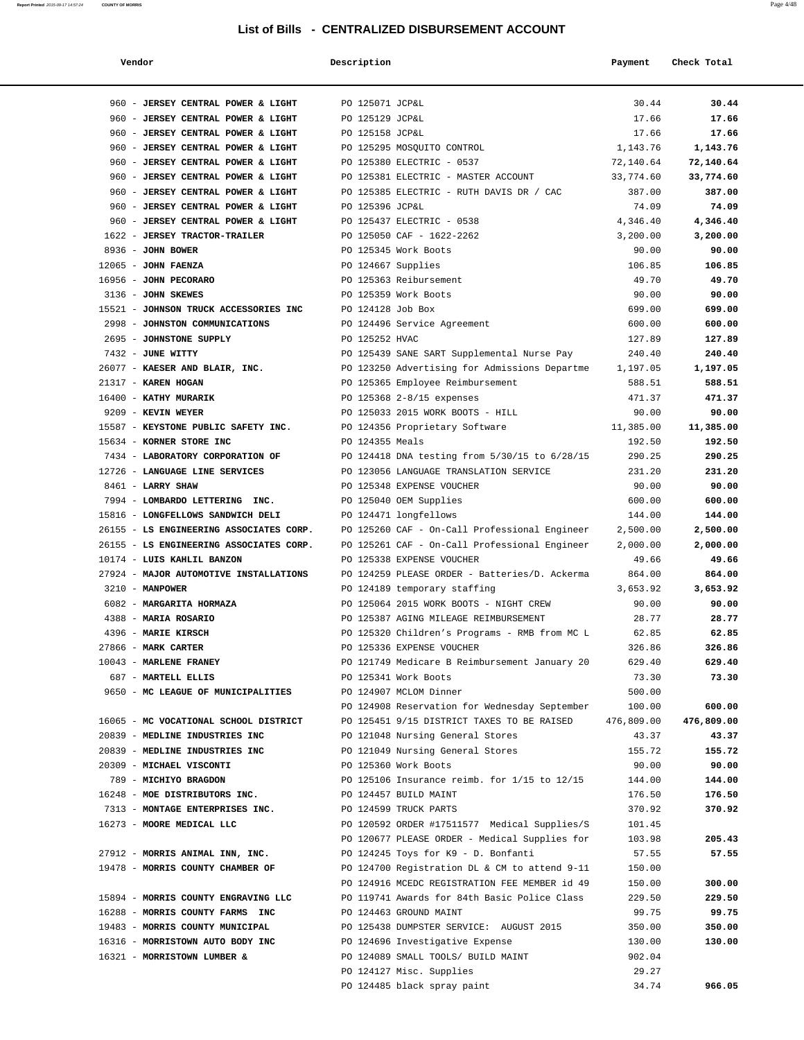# List of Bills - CENTRALIZED DISBURSEMENT ACCOUNT

| Vendor | Description | Payment | Check Total |
|---|---|---|---|
| 960 - **JERSEY CENTRAL POWER & LIGHT** | PO 125071 JCP&L | 30.44 | **30.44** |
| 960 - **JERSEY CENTRAL POWER & LIGHT** | PO 125129 JCP&L | 17.66 | **17.66** |
| 960 - **JERSEY CENTRAL POWER & LIGHT** | PO 125158 JCP&L | 17.66 | **17.66** |
| 960 - **JERSEY CENTRAL POWER & LIGHT** | PO 125295 MOSQUITO CONTROL | 1,143.76 | **1,143.76** |
| 960 - **JERSEY CENTRAL POWER & LIGHT** | PO 125380 ELECTRIC - 0537 | 72,140.64 | **72,140.64** |
| 960 - **JERSEY CENTRAL POWER & LIGHT** | PO 125381 ELECTRIC - MASTER ACCOUNT | 33,774.60 | **33,774.60** |
| 960 - **JERSEY CENTRAL POWER & LIGHT** | PO 125385 ELECTRIC - RUTH DAVIS DR / CAC | 387.00 | **387.00** |
| 960 - **JERSEY CENTRAL POWER & LIGHT** | PO 125396 JCP&L | 74.09 | **74.09** |
| 960 - **JERSEY CENTRAL POWER & LIGHT** | PO 125437 ELECTRIC - 0538 | 4,346.40 | **4,346.40** |
| 1622 - **JERSEY TRACTOR-TRAILER** | PO 125050 CAF - 1622-2262 | 3,200.00 | **3,200.00** |
| 8936 - **JOHN BOWER** | PO 125345 Work Boots | 90.00 | **90.00** |
| 12065 - **JOHN FAENZA** | PO 124667 Supplies | 106.85 | **106.85** |
| 16956 - **JOHN PECORARO** | PO 125363 Reibursement | 49.70 | **49.70** |
| 3136 - **JOHN SKEWES** | PO 125359 Work Boots | 90.00 | **90.00** |
| 15521 - **JOHNSON TRUCK ACCESSORIES INC** | PO 124128 Job Box | 699.00 | **699.00** |
| 2998 - **JOHNSTON COMMUNICATIONS** | PO 124496 Service Agreement | 600.00 | **600.00** |
| 2695 - **JOHNSTONE SUPPLY** | PO 125252 HVAC | 127.89 | **127.89** |
| 7432 - **JUNE WITTY** | PO 125439 SANE SART Supplemental Nurse Pay | 240.40 | **240.40** |
| 26077 - **KAESER AND BLAIR, INC.** | PO 123250 Advertising for Admissions Departme | 1,197.05 | **1,197.05** |
| 21317 - **KAREN HOGAN** | PO 125365 Employee Reimbursement | 588.51 | **588.51** |
| 16400 - **KATHY MURARIK** | PO 125368 2-8/15 expenses | 471.37 | **471.37** |
| 9209 - **KEVIN WEYER** | PO 125033 2015 WORK BOOTS - HILL | 90.00 | **90.00** |
| 15587 - **KEYSTONE PUBLIC SAFETY INC.** | PO 124356 Proprietary Software | 11,385.00 | **11,385.00** |
| 15634 - **KORNER STORE INC** | PO 124355 Meals | 192.50 | **192.50** |
| 7434 - **LABORATORY CORPORATION OF** | PO 124418 DNA testing from 5/30/15 to 6/28/15 | 290.25 | **290.25** |
| 12726 - **LANGUAGE LINE SERVICES** | PO 123056 LANGUAGE TRANSLATION SERVICE | 231.20 | **231.20** |
| 8461 - **LARRY SHAW** | PO 125348 EXPENSE VOUCHER | 90.00 | **90.00** |
| 7994 - **LOMBARDO LETTERING INC.** | PO 125040 OEM Supplies | 600.00 | **600.00** |
| 15816 - **LONGFELLOWS SANDWICH DELI** | PO 124471 longfellows | 144.00 | **144.00** |
| 26155 - **LS ENGINEERING ASSOCIATES CORP.** | PO 125260 CAF - On-Call Professional Engineer | 2,500.00 | **2,500.00** |
| 26155 - **LS ENGINEERING ASSOCIATES CORP.** | PO 125261 CAF - On-Call Professional Engineer | 2,000.00 | **2,000.00** |
| 10174 - **LUIS KAHLIL BANZON** | PO 125338 EXPENSE VOUCHER | 49.66 | **49.66** |
| 27924 - **MAJOR AUTOMOTIVE INSTALLATIONS** | PO 124259 PLEASE ORDER - Batteries/D. Ackerma | 864.00 | **864.00** |
| 3210 - **MANPOWER** | PO 124189 temporary staffing | 3,653.92 | **3,653.92** |
| 6082 - **MARGARITA HORMAZA** | PO 125064 2015 WORK BOOTS - NIGHT CREW | 90.00 | **90.00** |
| 4388 - **MARIA ROSARIO** | PO 125387 AGING MILEAGE REIMBURSEMENT | 28.77 | **28.77** |
| 4396 - **MARIE KIRSCH** | PO 125320 Children's Programs - RMB from MC L | 62.85 | **62.85** |
| 27866 - **MARK CARTER** | PO 125336 EXPENSE VOUCHER | 326.86 | **326.86** |
| 10043 - **MARLENE FRANEY** | PO 121749 Medicare B Reimbursement January 20 | 629.40 | **629.40** |
| 687 - **MARTELL ELLIS** | PO 125341 Work Boots | 73.30 | **73.30** |
| 9650 - **MC LEAGUE OF MUNICIPALITIES** | PO 124907 MCLOM Dinner | 500.00 | |
| | PO 124908 Reservation for Wednesday September | 100.00 | **600.00** |
| 16065 - **MC VOCATIONAL SCHOOL DISTRICT** | PO 125451 9/15 DISTRICT TAXES TO BE RAISED | 476,809.00 | **476,809.00** |
| 20839 - **MEDLINE INDUSTRIES INC** | PO 121048 Nursing General Stores | 43.37 | **43.37** |
| 20839 - **MEDLINE INDUSTRIES INC** | PO 121049 Nursing General Stores | 155.72 | **155.72** |
| 20309 - **MICHAEL VISCONTI** | PO 125360 Work Boots | 90.00 | **90.00** |
| 789 - **MICHIYO BRAGDON** | PO 125106 Insurance reimb. for 1/15 to 12/15 | 144.00 | **144.00** |
| 16248 - **MOE DISTRIBUTORS INC.** | PO 124457 BUILD MAINT | 176.50 | **176.50** |
| 7313 - **MONTAGE ENTERPRISES INC.** | PO 124599 TRUCK PARTS | 370.92 | **370.92** |
| 16273 - **MOORE MEDICAL LLC** | PO 120592 ORDER #17511577 Medical Supplies/S | 101.45 | |
| | PO 120677 PLEASE ORDER - Medical Supplies for | 103.98 | **205.43** |
| 27912 - **MORRIS ANIMAL INN, INC.** | PO 124245 Toys for K9 - D. Bonfanti | 57.55 | **57.55** |
| 19478 - **MORRIS COUNTY CHAMBER OF** | PO 124700 Registration DL & CM to attend 9-11 | 150.00 | |
| | PO 124916 MCEDC REGISTRATION FEE MEMBER id 49 | 150.00 | **300.00** |
| 15894 - **MORRIS COUNTY ENGRAVING LLC** | PO 119741 Awards for 84th Basic Police Class | 229.50 | **229.50** |
| 16288 - **MORRIS COUNTY FARMS INC** | PO 124463 GROUND MAINT | 99.75 | **99.75** |
| 19483 - **MORRIS COUNTY MUNICIPAL** | PO 125438 DUMPSTER SERVICE: AUGUST 2015 | 350.00 | **350.00** |
| 16316 - **MORRISTOWN AUTO BODY INC** | PO 124696 Investigative Expense | 130.00 | **130.00** |
| 16321 - **MORRISTOWN LUMBER &** | PO 124089 SMALL TOOLS/ BUILD MAINT | 902.04 | |
| | PO 124127 Misc. Supplies | 29.27 | |
| | PO 124485 black spray paint | 34.74 | **966.05** |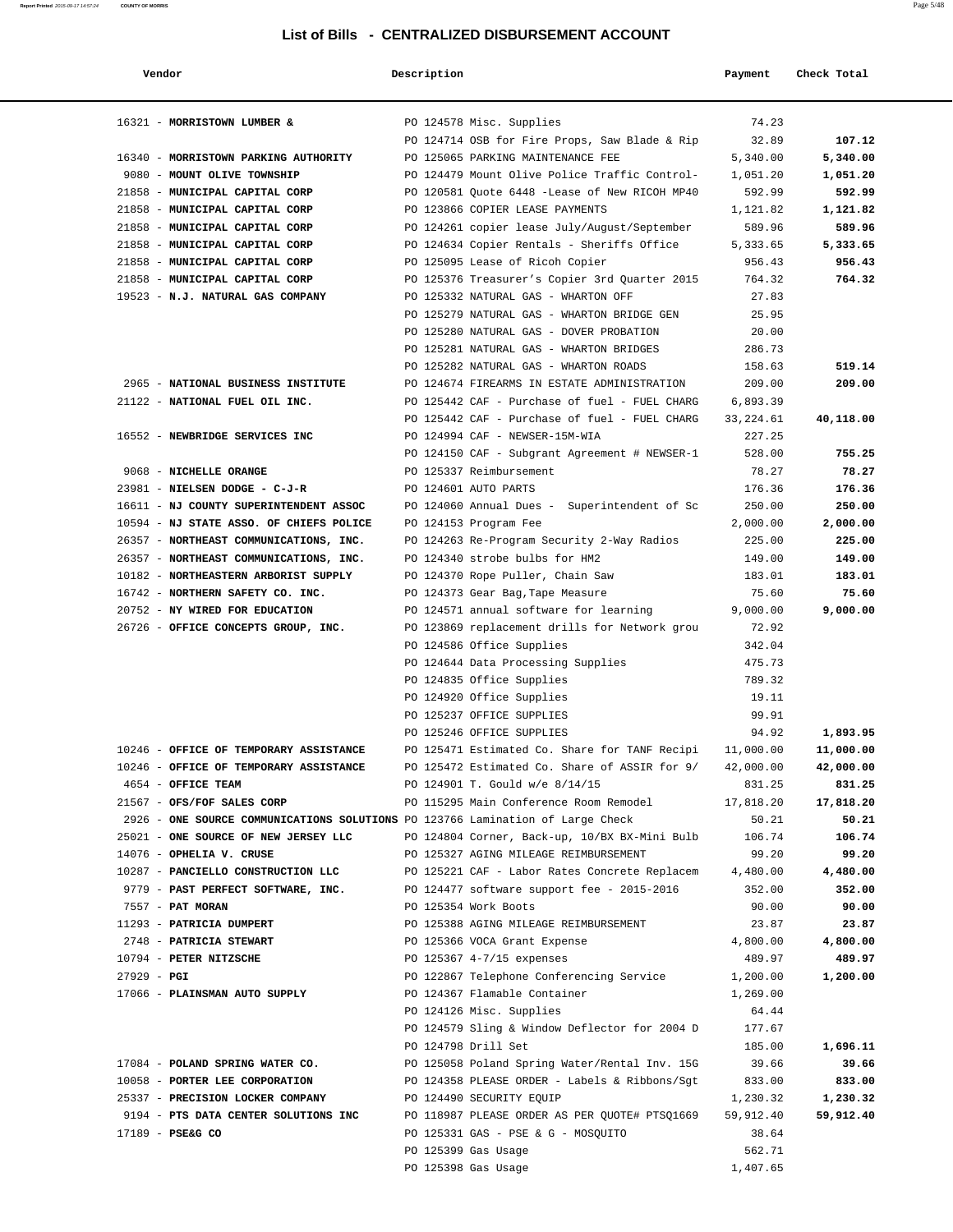# List of Bills - CENTRALIZED DISBURSEMENT ACCOUNT

| Vendor | Description | Payment | Check Total |
|---|---|---|---|
| 16321 - **MORRISTOWN LUMBER &** | PO 124578 Misc. Supplies | 74.23 | |
| | PO 124714 OSB for Fire Props, Saw Blade & Rip | 32.89 | **107.12** |
| 16340 - **MORRISTOWN PARKING AUTHORITY** | PO 125065 PARKING MAINTENANCE FEE | 5,340.00 | **5,340.00** |
| 9080 - **MOUNT OLIVE TOWNSHIP** | PO 124479 Mount Olive Police Traffic Control- | 1,051.20 | **1,051.20** |
| 21858 - **MUNICIPAL CAPITAL CORP** | PO 120581 Quote 6448 -Lease of New RICOH MP40 | 592.99 | **592.99** |
| 21858 - **MUNICIPAL CAPITAL CORP** | PO 123866 COPIER LEASE PAYMENTS | 1,121.82 | **1,121.82** |
| 21858 - **MUNICIPAL CAPITAL CORP** | PO 124261 copier lease July/August/September | 589.96 | **589.96** |
| 21858 - **MUNICIPAL CAPITAL CORP** | PO 124634 Copier Rentals - Sheriffs Office | 5,333.65 | **5,333.65** |
| 21858 - **MUNICIPAL CAPITAL CORP** | PO 125095 Lease of Ricoh Copier | 956.43 | **956.43** |
| 21858 - **MUNICIPAL CAPITAL CORP** | PO 125376 Treasurer's Copier 3rd Quarter 2015 | 764.32 | **764.32** |
| 19523 - **N.J. NATURAL GAS COMPANY** | PO 125332 NATURAL GAS - WHARTON OFF | 27.83 | |
| | PO 125279 NATURAL GAS - WHARTON BRIDGE GEN | 25.95 | |
| | PO 125280 NATURAL GAS - DOVER PROBATION | 20.00 | |
| | PO 125281 NATURAL GAS - WHARTON BRIDGES | 286.73 | |
| | PO 125282 NATURAL GAS - WHARTON ROADS | 158.63 | **519.14** |
| 2965 - **NATIONAL BUSINESS INSTITUTE** | PO 124674 FIREARMS IN ESTATE ADMINISTRATION | 209.00 | **209.00** |
| 21122 - **NATIONAL FUEL OIL INC.** | PO 125442 CAF - Purchase of fuel - FUEL CHARG | 6,893.39 | |
| | PO 125442 CAF - Purchase of fuel - FUEL CHARG | 33,224.61 | **40,118.00** |
| 16552 - **NEWBRIDGE SERVICES INC** | PO 124994 CAF - NEWSER-15M-WIA | 227.25 | |
| | PO 124150 CAF - Subgrant Agreement # NEWSER-1 | 528.00 | **755.25** |
| 9068 - **NICHELLE ORANGE** | PO 125337 Reimbursement | 78.27 | **78.27** |
| 23981 - **NIELSEN DODGE - C-J-R** | PO 124601 AUTO PARTS | 176.36 | **176.36** |
| 16611 - **NJ COUNTY SUPERINTENDENT ASSOC** | PO 124060 Annual Dues - Superintendent of Sc | 250.00 | **250.00** |
| 10594 - **NJ STATE ASSO. OF CHIEFS POLICE** | PO 124153 Program Fee | 2,000.00 | **2,000.00** |
| 26357 - **NORTHEAST COMMUNICATIONS, INC.** | PO 124263 Re-Program Security 2-Way Radios | 225.00 | **225.00** |
| 26357 - **NORTHEAST COMMUNICATIONS, INC.** | PO 124340 strobe bulbs for HM2 | 149.00 | **149.00** |
| 10182 - **NORTHEASTERN ARBORIST SUPPLY** | PO 124370 Rope Puller, Chain Saw | 183.01 | **183.01** |
| 16742 - **NORTHERN SAFETY CO. INC.** | PO 124373 Gear Bag,Tape Measure | 75.60 | **75.60** |
| 20752 - **NY WIRED FOR EDUCATION** | PO 124571 annual software for learning | 9,000.00 | **9,000.00** |
| 26726 - **OFFICE CONCEPTS GROUP, INC.** | PO 123869 replacement drills for Network grou | 72.92 | |
| | PO 124586 Office Supplies | 342.04 | |
| | PO 124644 Data Processing Supplies | 475.73 | |
| | PO 124835 Office Supplies | 789.32 | |
| | PO 124920 Office Supplies | 19.11 | |
| | PO 125237 OFFICE SUPPLIES | 99.91 | |
| | PO 125246 OFFICE SUPPLIES | 94.92 | **1,893.95** |
| 10246 - **OFFICE OF TEMPORARY ASSISTANCE** | PO 125471 Estimated Co. Share for TANF Recipi | 11,000.00 | **11,000.00** |
| 10246 - **OFFICE OF TEMPORARY ASSISTANCE** | PO 125472 Estimated Co. Share of ASSIR for 9/ | 42,000.00 | **42,000.00** |
| 4654 - **OFFICE TEAM** | PO 124901 T. Gould w/e 8/14/15 | 831.25 | **831.25** |
| 21567 - **OFS/FOF SALES CORP** | PO 115295 Main Conference Room Remodel | 17,818.20 | **17,818.20** |
| 2926 - **ONE SOURCE COMMUNICATIONS SOLUTIONS** | PO 123766 Lamination of Large Check | 50.21 | **50.21** |
| 25021 - **ONE SOURCE OF NEW JERSEY LLC** | PO 124804 Corner, Back-up, 10/BX BX-Mini Bulb | 106.74 | **106.74** |
| 14076 - **OPHELIA V. CRUSE** | PO 125327 AGING MILEAGE REIMBURSEMENT | 99.20 | **99.20** |
| 10287 - **PANCIELLO CONSTRUCTION LLC** | PO 125221 CAF - Labor Rates Concrete Replacem | 4,480.00 | **4,480.00** |
| 9779 - **PAST PERFECT SOFTWARE, INC.** | PO 124477 software support fee - 2015-2016 | 352.00 | **352.00** |
| 7557 - **PAT MORAN** | PO 125354 Work Boots | 90.00 | **90.00** |
| 11293 - **PATRICIA DUMPERT** | PO 125388 AGING MILEAGE REIMBURSEMENT | 23.87 | **23.87** |
| 2748 - **PATRICIA STEWART** | PO 125366 VOCA Grant Expense | 4,800.00 | **4,800.00** |
| 10794 - **PETER NITZSCHE** | PO 125367 4-7/15 expenses | 489.97 | **489.97** |
| 27929 - **PGI** | PO 122867 Telephone Conferencing Service | 1,200.00 | **1,200.00** |
| 17066 - **PLAINSMAN AUTO SUPPLY** | PO 124367 Flamable Container | 1,269.00 | |
| | PO 124126 Misc. Supplies | 64.44 | |
| | PO 124579 Sling & Window Deflector for 2004 D | 177.67 | |
| | PO 124798 Drill Set | 185.00 | **1,696.11** |
| 17084 - **POLAND SPRING WATER CO.** | PO 125058 Poland Spring Water/Rental Inv. 15G | 39.66 | **39.66** |
| 10058 - **PORTER LEE CORPORATION** | PO 124358 PLEASE ORDER - Labels & Ribbons/Sgt | 833.00 | **833.00** |
| 25337 - **PRECISION LOCKER COMPANY** | PO 124490 SECURITY EQUIP | 1,230.32 | **1,230.32** |
| 9194 - **PTS DATA CENTER SOLUTIONS INC** | PO 118987 PLEASE ORDER AS PER QUOTE# PTSQ1669 | 59,912.40 | **59,912.40** |
| 17189 - **PSE&G CO** | PO 125331 GAS - PSE & G - MOSQUITO | 38.64 | |
| | PO 125399 Gas Usage | 562.71 | |
| | PO 125398 Gas Usage | 1,407.65 | |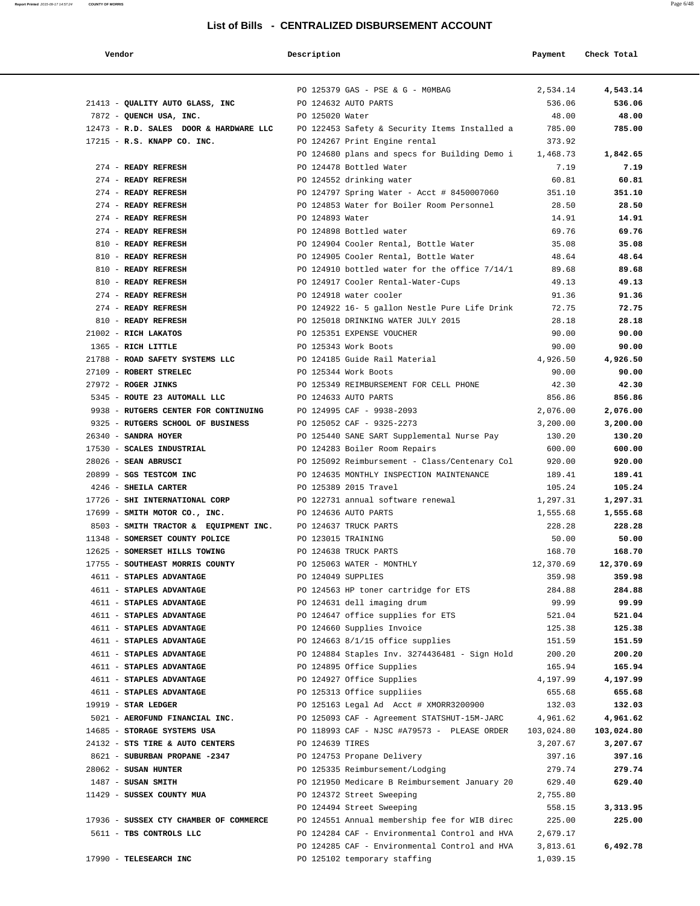## List of Bills - CENTRALIZED DISBURSEMENT ACCOUNT

| Vendor | Description | Payment | Check Total |
|---|---|---|---|
| | PO 125379 GAS - PSE & G - M0MBAG | 2,534.14 | **4,543.14** |
| 21413 - **QUALITY AUTO GLASS, INC** | PO 124632 AUTO PARTS | 536.06 | **536.06** |
| 7872 - **QUENCH USA, INC.** | PO 125020 Water | 48.00 | **48.00** |
| 12473 - **R.D. SALES DOOR & HARDWARE LLC** | PO 122453 Safety & Security Items Installed a | 785.00 | **785.00** |
| 17215 - **R.S. KNAPP CO. INC.** | PO 124267 Print Engine rental | 373.92 | |
| | PO 124680 plans and specs for Building Demo i | 1,468.73 | **1,842.65** |
| 274 - **READY REFRESH** | PO 124478 Bottled Water | 7.19 | **7.19** |
| 274 - **READY REFRESH** | PO 124552 drinking water | 60.81 | **60.81** |
| 274 - **READY REFRESH** | PO 124797 Spring Water - Acct # 8450007060 | 351.10 | **351.10** |
| 274 - **READY REFRESH** | PO 124853 Water for Boiler Room Personnel | 28.50 | **28.50** |
| 274 - **READY REFRESH** | PO 124893 Water | 14.91 | **14.91** |
| 274 - **READY REFRESH** | PO 124898 Bottled water | 69.76 | **69.76** |
| 810 - **READY REFRESH** | PO 124904 Cooler Rental, Bottle Water | 35.08 | **35.08** |
| 810 - **READY REFRESH** | PO 124905 Cooler Rental, Bottle Water | 48.64 | **48.64** |
| 810 - **READY REFRESH** | PO 124910 bottled water for the office 7/14/1 | 89.68 | **89.68** |
| 810 - **READY REFRESH** | PO 124917 Cooler Rental-Water-Cups | 49.13 | **49.13** |
| 274 - **READY REFRESH** | PO 124918 water cooler | 91.36 | **91.36** |
| 274 - **READY REFRESH** | PO 124922 16- 5 gallon Nestle Pure Life Drink | 72.75 | **72.75** |
| 810 - **READY REFRESH** | PO 125018 DRINKING WATER JULY 2015 | 28.18 | **28.18** |
| 21002 - **RICH LAKATOS** | PO 125351 EXPENSE VOUCHER | 90.00 | **90.00** |
| 1365 - **RICH LITTLE** | PO 125343 Work Boots | 90.00 | **90.00** |
| 21788 - **ROAD SAFETY SYSTEMS LLC** | PO 124185 Guide Rail Material | 4,926.50 | **4,926.50** |
| 27109 - **ROBERT STRELEC** | PO 125344 Work Boots | 90.00 | **90.00** |
| 27972 - **ROGER JINKS** | PO 125349 REIMBURSEMENT FOR CELL PHONE | 42.30 | **42.30** |
| 5345 - **ROUTE 23 AUTOMALL LLC** | PO 124633 AUTO PARTS | 856.86 | **856.86** |
| 9938 - **RUTGERS CENTER FOR CONTINUING** | PO 124995 CAF - 9938-2093 | 2,076.00 | **2,076.00** |
| 9325 - **RUTGERS SCHOOL OF BUSINESS** | PO 125052 CAF - 9325-2273 | 3,200.00 | **3,200.00** |
| 26340 - **SANDRA HOYER** | PO 125440 SANE SART Supplemental Nurse Pay | 130.20 | **130.20** |
| 17530 - **SCALES INDUSTRIAL** | PO 124283 Boiler Room Repairs | 600.00 | **600.00** |
| 28026 - **SEAN ABRUSCI** | PO 125092 Reimbursement - Class/Centenary Col | 920.00 | **920.00** |
| 20899 - **SGS TESTCOM INC** | PO 124635 MONTHLY INSPECTION MAINTENANCE | 189.41 | **189.41** |
| 4246 - **SHEILA CARTER** | PO 125389 2015 Travel | 105.24 | **105.24** |
| 17726 - **SHI INTERNATIONAL CORP** | PO 122731 annual software renewal | 1,297.31 | **1,297.31** |
| 17699 - **SMITH MOTOR CO., INC.** | PO 124636 AUTO PARTS | 1,555.68 | **1,555.68** |
| 8503 - **SMITH TRACTOR & EQUIPMENT INC.** | PO 124637 TRUCK PARTS | 228.28 | **228.28** |
| 11348 - **SOMERSET COUNTY POLICE** | PO 123015 TRAINING | 50.00 | **50.00** |
| 12625 - **SOMERSET HILLS TOWING** | PO 124638 TRUCK PARTS | 168.70 | **168.70** |
| 17755 - **SOUTHEAST MORRIS COUNTY** | PO 125063 WATER - MONTHLY | 12,370.69 | **12,370.69** |
| 4611 - **STAPLES ADVANTAGE** | PO 124049 SUPPLIES | 359.98 | **359.98** |
| 4611 - **STAPLES ADVANTAGE** | PO 124563 HP toner cartridge for ETS | 284.88 | **284.88** |
| 4611 - **STAPLES ADVANTAGE** | PO 124631 dell imaging drum | 99.99 | **99.99** |
| 4611 - **STAPLES ADVANTAGE** | PO 124647 office supplies for ETS | 521.04 | **521.04** |
| 4611 - **STAPLES ADVANTAGE** | PO 124660 Supplies Invoice | 125.38 | **125.38** |
| 4611 - **STAPLES ADVANTAGE** | PO 124663 8/1/15 office supplies | 151.59 | **151.59** |
| 4611 - **STAPLES ADVANTAGE** | PO 124884 Staples Inv. 3274436481 - Sign Hold | 200.20 | **200.20** |
| 4611 - **STAPLES ADVANTAGE** | PO 124895 Office Supplies | 165.94 | **165.94** |
| 4611 - **STAPLES ADVANTAGE** | PO 124927 Office Supplies | 4,197.99 | **4,197.99** |
| 4611 - **STAPLES ADVANTAGE** | PO 125313 Office suppliies | 655.68 | **655.68** |
| 19919 - **STAR LEDGER** | PO 125163 Legal Ad Acct # XMORR3200900 | 132.03 | **132.03** |
| 5021 - **AEROFUND FINANCIAL INC.** | PO 125093 CAF - Agreement STATSHUT-15M-JARC | 4,961.62 | **4,961.62** |
| 14685 - **STORAGE SYSTEMS USA** | PO 118993 CAF - NJSC #A79573 - PLEASE ORDER | 103,024.80 | **103,024.80** |
| 24132 - **STS TIRE & AUTO CENTERS** | PO 124639 TIRES | 3,207.67 | **3,207.67** |
| 8621 - **SUBURBAN PROPANE -2347** | PO 124753 Propane Delivery | 397.16 | **397.16** |
| 28062 - **SUSAN HUNTER** | PO 125335 Reimbursement/Lodging | 279.74 | **279.74** |
| 1487 - **SUSAN SMITH** | PO 121950 Medicare B Reimbursement January 20 | 629.40 | **629.40** |
| 11429 - **SUSSEX COUNTY MUA** | PO 124372 Street Sweeping | 2,755.80 | |
| | PO 124494 Street Sweeping | 558.15 | **3,313.95** |
| 17936 - **SUSSEX CTY CHAMBER OF COMMERCE** | PO 124551 Annual membership fee for WIB direc | 225.00 | **225.00** |
| 5611 - **TBS CONTROLS LLC** | PO 124284 CAF - Environmental Control and HVA | 2,679.17 | |
| | PO 124285 CAF - Environmental Control and HVA | 3,813.61 | **6,492.78** |
| 17990 - **TELESEARCH INC** | PO 125102 temporary staffing | 1,039.15 | |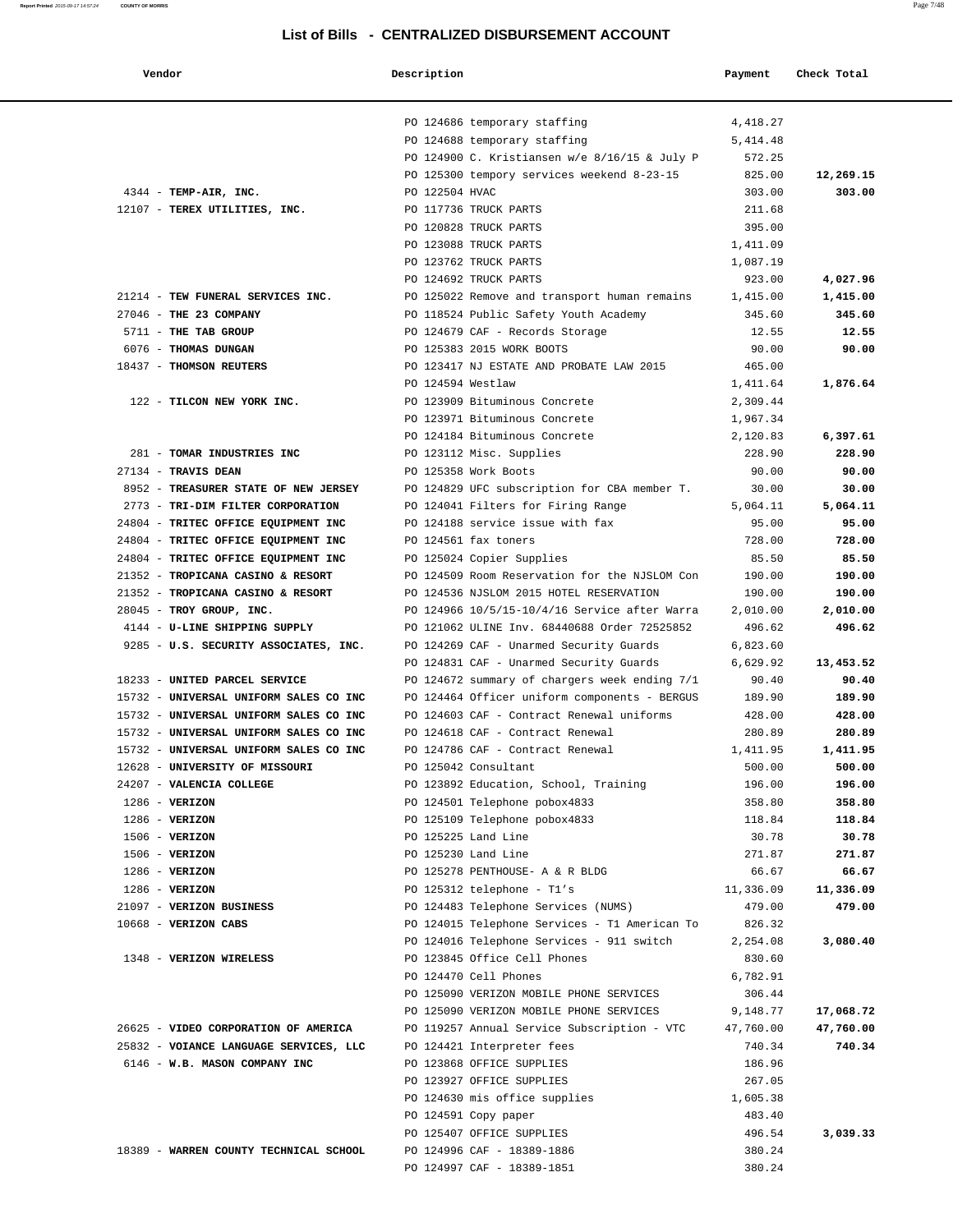## List of Bills - CENTRALIZED DISBURSEMENT ACCOUNT

| Vendor | Description | Payment | Check Total |
|---|---|---|---|
| | PO 124686 temporary staffing | 4,418.27 | |
| | PO 124688 temporary staffing | 5,414.48 | |
| | PO 124900 C. Kristiansen w/e 8/16/15 & July P | 572.25 | |
| | PO 125300 tempory services weekend 8-23-15 | 825.00 | **12,269.15** |
| 4344 - **TEMP-AIR, INC.** | PO 122504 HVAC | 303.00 | **303.00** |
| 12107 - **TEREX UTILITIES, INC.** | PO 117736 TRUCK PARTS | 211.68 | |
| | PO 120828 TRUCK PARTS | 395.00 | |
| | PO 123088 TRUCK PARTS | 1,411.09 | |
| | PO 123762 TRUCK PARTS | 1,087.19 | |
| | PO 124692 TRUCK PARTS | 923.00 | **4,027.96** |
| 21214 - **TEW FUNERAL SERVICES INC.** | PO 125022 Remove and transport human remains | 1,415.00 | **1,415.00** |
| 27046 - **THE 23 COMPANY** | PO 118524 Public Safety Youth Academy | 345.60 | **345.60** |
| 5711 - **THE TAB GROUP** | PO 124679 CAF - Records Storage | 12.55 | **12.55** |
| 6076 - **THOMAS DUNGAN** | PO 125383 2015 WORK BOOTS | 90.00 | **90.00** |
| 18437 - **THOMSON REUTERS** | PO 123417 NJ ESTATE AND PROBATE LAW 2015 | 465.00 | |
| | PO 124594 Westlaw | 1,411.64 | **1,876.64** |
| 122 - **TILCON NEW YORK INC.** | PO 123909 Bituminous Concrete | 2,309.44 | |
| | PO 123971 Bituminous Concrete | 1,967.34 | |
| | PO 124184 Bituminous Concrete | 2,120.83 | **6,397.61** |
| 281 - **TOMAR INDUSTRIES INC** | PO 123112 Misc. Supplies | 228.90 | **228.90** |
| 27134 - **TRAVIS DEAN** | PO 125358 Work Boots | 90.00 | **90.00** |
| 8952 - **TREASURER STATE OF NEW JERSEY** | PO 124829 UFC subscription for CBA member T. | 30.00 | **30.00** |
| 2773 - **TRI-DIM FILTER CORPORATION** | PO 124041 Filters for Firing Range | 5,064.11 | **5,064.11** |
| 24804 - **TRITEC OFFICE EQUIPMENT INC** | PO 124188 service issue with fax | 95.00 | **95.00** |
| 24804 - **TRITEC OFFICE EQUIPMENT INC** | PO 124561 fax toners | 728.00 | **728.00** |
| 24804 - **TRITEC OFFICE EQUIPMENT INC** | PO 125024 Copier Supplies | 85.50 | **85.50** |
| 21352 - **TROPICANA CASINO & RESORT** | PO 124509 Room Reservation for the NJSLOM Con | 190.00 | **190.00** |
| 21352 - **TROPICANA CASINO & RESORT** | PO 124536 NJSLOM 2015 HOTEL RESERVATION | 190.00 | **190.00** |
| 28045 - **TROY GROUP, INC.** | PO 124966 10/5/15-10/4/16 Service after Warra | 2,010.00 | **2,010.00** |
| 4144 - **U-LINE SHIPPING SUPPLY** | PO 121062 ULINE Inv. 68440688 Order 72525852 | 496.62 | **496.62** |
| 9285 - **U.S. SECURITY ASSOCIATES, INC.** | PO 124269 CAF - Unarmed Security Guards | 6,823.60 | |
| | PO 124831 CAF - Unarmed Security Guards | 6,629.92 | **13,453.52** |
| 18233 - **UNITED PARCEL SERVICE** | PO 124672 summary of chargers week ending 7/1 | 90.40 | **90.40** |
| 15732 - **UNIVERSAL UNIFORM SALES CO INC** | PO 124464 Officer uniform components - BERGUS | 189.90 | **189.90** |
| 15732 - **UNIVERSAL UNIFORM SALES CO INC** | PO 124603 CAF - Contract Renewal uniforms | 428.00 | **428.00** |
| 15732 - **UNIVERSAL UNIFORM SALES CO INC** | PO 124618 CAF - Contract Renewal | 280.89 | **280.89** |
| 15732 - **UNIVERSAL UNIFORM SALES CO INC** | PO 124786 CAF - Contract Renewal | 1,411.95 | **1,411.95** |
| 12628 - **UNIVERSITY OF MISSOURI** | PO 125042 Consultant | 500.00 | **500.00** |
| 24207 - **VALENCIA COLLEGE** | PO 123892 Education, School, Training | 196.00 | **196.00** |
| 1286 - **VERIZON** | PO 124501 Telephone pobox4833 | 358.80 | **358.80** |
| 1286 - **VERIZON** | PO 125109 Telephone pobox4833 | 118.84 | **118.84** |
| 1506 - **VERIZON** | PO 125225 Land Line | 30.78 | **30.78** |
| 1506 - **VERIZON** | PO 125230 Land Line | 271.87 | **271.87** |
| 1286 - **VERIZON** | PO 125278 PENTHOUSE- A & R BLDG | 66.67 | **66.67** |
| 1286 - **VERIZON** | PO 125312 telephone - T1's | 11,336.09 | **11,336.09** |
| 21097 - **VERIZON BUSINESS** | PO 124483 Telephone Services (NUMS) | 479.00 | **479.00** |
| 10668 - **VERIZON CABS** | PO 124015 Telephone Services - T1 American To | 826.32 | |
| | PO 124016 Telephone Services - 911 switch | 2,254.08 | **3,080.40** |
| 1348 - **VERIZON WIRELESS** | PO 123845 Office Cell Phones | 830.60 | |
| | PO 124470 Cell Phones | 6,782.91 | |
| | PO 125090 VERIZON MOBILE PHONE SERVICES | 306.44 | |
| | PO 125090 VERIZON MOBILE PHONE SERVICES | 9,148.77 | **17,068.72** |
| 26625 - **VIDEO CORPORATION OF AMERICA** | PO 119257 Annual Service Subscription - VTC | 47,760.00 | **47,760.00** |
| 25832 - **VOIANCE LANGUAGE SERVICES, LLC** | PO 124421 Interpreter fees | 740.34 | **740.34** |
| 6146 - **W.B. MASON COMPANY INC** | PO 123868 OFFICE SUPPLIES | 186.96 | |
| | PO 123927 OFFICE SUPPLIES | 267.05 | |
| | PO 124630 mis office supplies | 1,605.38 | |
| | PO 124591 Copy paper | 483.40 | |
| | PO 125407 OFFICE SUPPLIES | 496.54 | **3,039.33** |
| 18389 - **WARREN COUNTY TECHNICAL SCHOOL** | PO 124996 CAF - 18389-1886 | 380.24 | |
| | PO 124997 CAF - 18389-1851 | 380.24 | |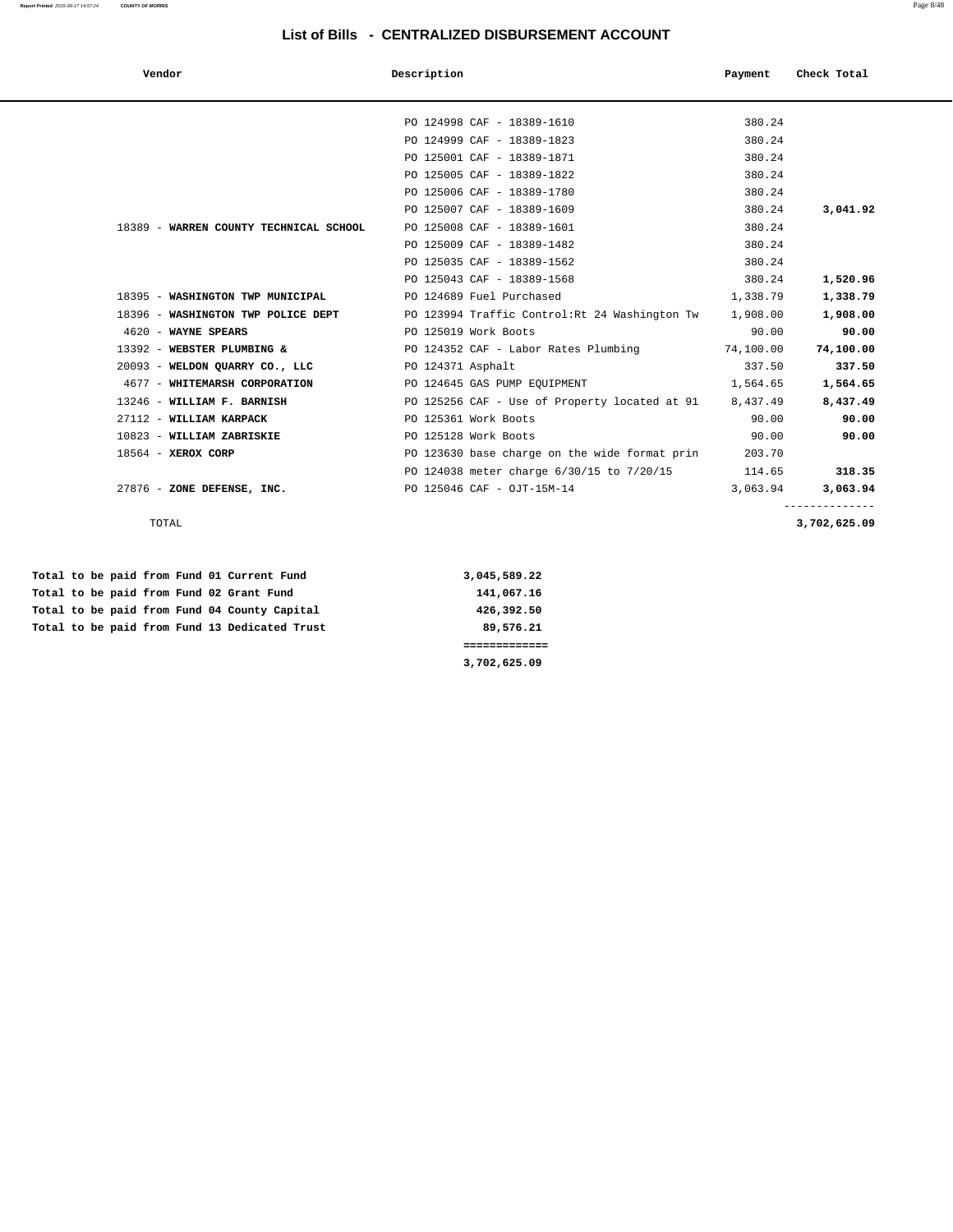# List of Bills - CENTRALIZED DISBURSEMENT ACCOUNT

| Vendor | Description | Payment | Check Total |
|---|---|---|---|
| | PO 124998 CAF - 18389-1610 | 380.24 | |
| | PO 124999 CAF - 18389-1823 | 380.24 | |
| | PO 125001 CAF - 18389-1871 | 380.24 | |
| | PO 125005 CAF - 18389-1822 | 380.24 | |
| | PO 125006 CAF - 18389-1780 | 380.24 | |
| | PO 125007 CAF - 18389-1609 | 380.24 | **3,041.92** |
| 18389 - **WARREN COUNTY TECHNICAL SCHOOL** | PO 125008 CAF - 18389-1601 | 380.24 | |
| | PO 125009 CAF - 18389-1482 | 380.24 | |
| | PO 125035 CAF - 18389-1562 | 380.24 | |
| | PO 125043 CAF - 18389-1568 | 380.24 | **1,520.96** |
| 18395 - **WASHINGTON TWP MUNICIPAL** | PO 124689 Fuel Purchased | 1,338.79 | **1,338.79** |
| 18396 - **WASHINGTON TWP POLICE DEPT** | PO 123994 Traffic Control:Rt 24 Washington Tw | 1,908.00 | **1,908.00** |
| 4620 - **WAYNE SPEARS** | PO 125019 Work Boots | 90.00 | **90.00** |
| 13392 - **WEBSTER PLUMBING &** | PO 124352 CAF - Labor Rates Plumbing | 74,100.00 | **74,100.00** |
| 20093 - **WELDON QUARRY CO., LLC** | PO 124371 Asphalt | 337.50 | **337.50** |
| 4677 - **WHITEMARSH CORPORATION** | PO 124645 GAS PUMP EQUIPMENT | 1,564.65 | **1,564.65** |
| 13246 - **WILLIAM F. BARNISH** | PO 125256 CAF - Use of Property located at 91 | 8,437.49 | **8,437.49** |
| 27112 - **WILLIAM KARPACK** | PO 125361 Work Boots | 90.00 | **90.00** |
| 10823 - **WILLIAM ZABRISKIE** | PO 125128 Work Boots | 90.00 | **90.00** |
| 18564 - **XEROX CORP** | PO 123630 base charge on the wide format prin | 203.70 | |
| | PO 124038 meter charge 6/30/15 to 7/20/15 | 114.65 | **318.35** |
| 27876 - **ZONE DEFENSE, INC.** | PO 125046 CAF - OJT-15M-14 | 3,063.94 | **3,063.94** |
| TOTAL | | | **3,702,625.09** |

| | |
|---|---|
| **Total to be paid from Fund 01 Current Fund** | **3,045,589.22** |
| **Total to be paid from Fund 02 Grant Fund** | **141,067.16** |
| **Total to be paid from Fund 04 County Capital** | **426,392.50** |
| **Total to be paid from Fund 13 Dedicated Trust** | **89,576.21** |
| | **3,702,625.09** |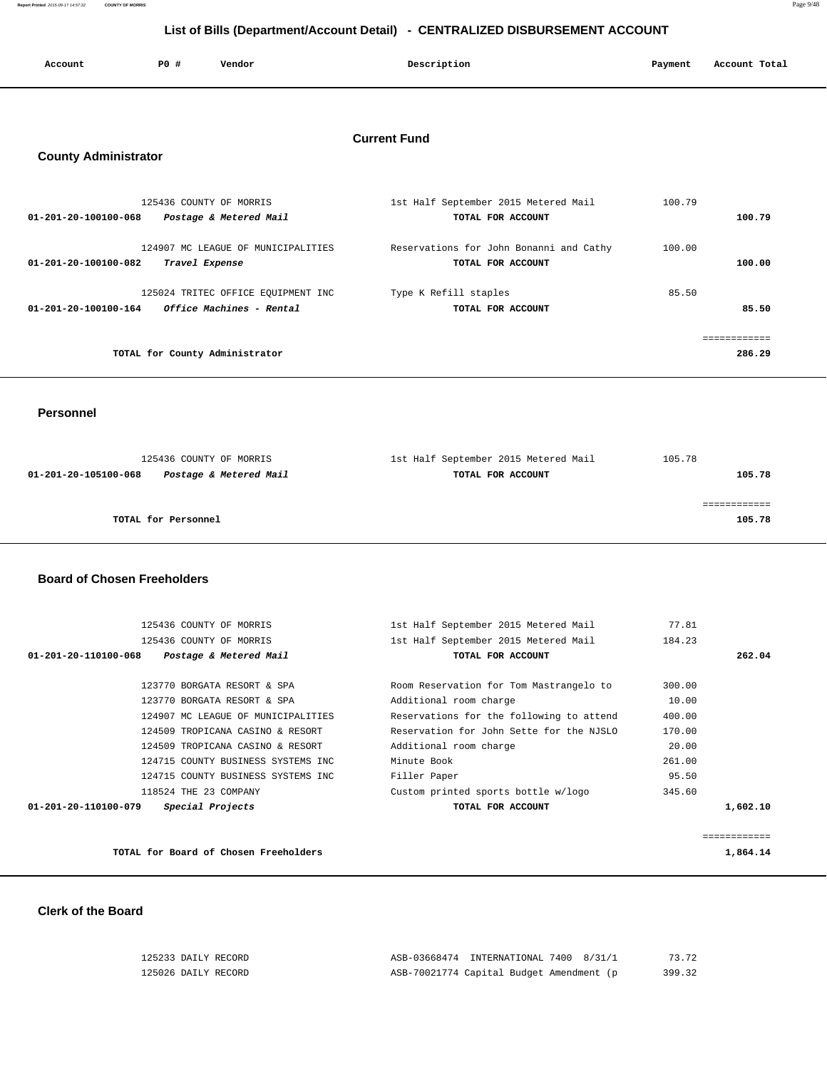# List of Bills (Department/Account Detail) - CENTRALIZED DISBURSEMENT ACCOUNT

## Current Fund

### County Administrator

| Account | PO # | Vendor | Description | Payment | Account Total |
|---|---|---|---|---|---|
| | 125436 | COUNTY OF MORRIS | 1st Half September 2015 Metered Mail | 100.79 | |
| **01-201-20-100100-068** | | ***Postage & Metered Mail*** | **TOTAL FOR ACCOUNT** | | **100.79** |
| | 124907 | MC LEAGUE OF MUNICIPALITIES | Reservations for John Bonanni and Cathy | 100.00 | |
| **01-201-20-100100-082** | | ***Travel Expense*** | **TOTAL FOR ACCOUNT** | | **100.00** |
| | 125024 | TRITEC OFFICE EQUIPMENT INC | Type K Refill staples | 85.50 | |
| **01-201-20-100100-164** | | ***Office Machines - Rental*** | **TOTAL FOR ACCOUNT** | | **85.50** |
| | | | | | ============ |
| | | **TOTAL for County Administrator** | | | **286.29** |

### Personnel

| Account | PO # | Vendor | Description | Payment | Account Total |
|---|---|---|---|---|---|
| | 125436 | COUNTY OF MORRIS | 1st Half September 2015 Metered Mail | 105.78 | |
| **01-201-20-105100-068** | | ***Postage & Metered Mail*** | **TOTAL FOR ACCOUNT** | | **105.78** |
| | | | | | ============ |
| | | **TOTAL for Personnel** | | | **105.78** |

### Board of Chosen Freeholders

| Account | PO # | Vendor | Description | Payment | Account Total |
|---|---|---|---|---|---|
| | 125436 | COUNTY OF MORRIS | 1st Half September 2015 Metered Mail | 77.81 | |
| | 125436 | COUNTY OF MORRIS | 1st Half September 2015 Metered Mail | 184.23 | |
| **01-201-20-110100-068** | | ***Postage & Metered Mail*** | **TOTAL FOR ACCOUNT** | | **262.04** |
| | 123770 | BORGATA RESORT & SPA | Room Reservation for Tom Mastrangelo to | 300.00 | |
| | 123770 | BORGATA RESORT & SPA | Additional room charge | 10.00 | |
| | 124907 | MC LEAGUE OF MUNICIPALITIES | Reservations for the following to attend | 400.00 | |
| | 124509 | TROPICANA CASINO & RESORT | Reservation for John Sette for the NJSLO | 170.00 | |
| | 124509 | TROPICANA CASINO & RESORT | Additional room charge | 20.00 | |
| | 124715 | COUNTY BUSINESS SYSTEMS INC | Minute Book | 261.00 | |
| | 124715 | COUNTY BUSINESS SYSTEMS INC | Filler Paper | 95.50 | |
| | 118524 | THE 23 COMPANY | Custom printed sports bottle w/logo | 345.60 | |
| **01-201-20-110100-079** | | ***Special Projects*** | **TOTAL FOR ACCOUNT** | | **1,602.10** |
| | | | | | ============ |
| | | **TOTAL for Board of Chosen Freeholders** | | | **1,864.14** |

### Clerk of the Board

| Account | PO # | Vendor | Description | Payment | Account Total |
|---|---|---|---|---|---|
| | 125233 | DAILY RECORD | ASB-03668474 INTERNATIONAL 7400 8/31/1 | 73.72 | |
| | 125026 | DAILY RECORD | ASB-70021774 Capital Budget Amendment (p | 399.32 | |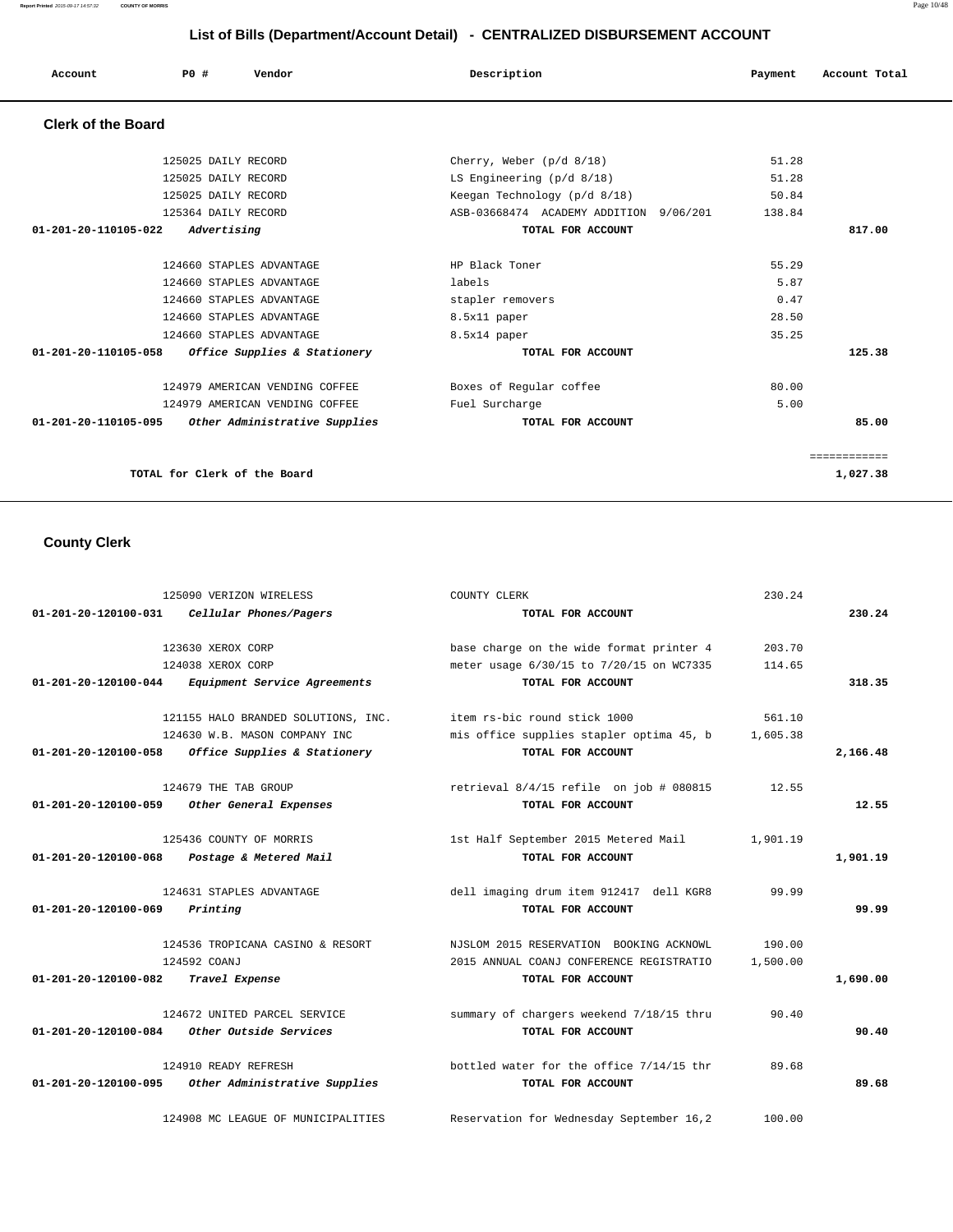## List of Bills (Department/Account Detail) - CENTRALIZED DISBURSEMENT ACCOUNT

| Account | PO # | Vendor | Description | Payment | Account Total |
|---|---|---|---|---|---|

### Clerk of the Board

| Account | PO # | Vendor | Description | Payment | Account Total |
|---|---|---|---|---|---|
| | 125025 | DAILY RECORD | Cherry, Weber (p/d 8/18) | 51.28 | |
| | 125025 | DAILY RECORD | LS Engineering (p/d 8/18) | 51.28 | |
| | 125025 | DAILY RECORD | Keegan Technology (p/d 8/18) | 50.84 | |
| | 125364 | DAILY RECORD | ASB-03668474 ACADEMY ADDITION 9/06/201 | 138.84 | |
| 01-201-20-110105-022 | | *Advertising* | TOTAL FOR ACCOUNT | | 817.00 |
| | 124660 | STAPLES ADVANTAGE | HP Black Toner | 55.29 | |
| | 124660 | STAPLES ADVANTAGE | labels | 5.87 | |
| | 124660 | STAPLES ADVANTAGE | stapler removers | 0.47 | |
| | 124660 | STAPLES ADVANTAGE | 8.5x11 paper | 28.50 | |
| | 124660 | STAPLES ADVANTAGE | 8.5x14 paper | 35.25 | |
| 01-201-20-110105-058 | | *Office Supplies & Stationery* | TOTAL FOR ACCOUNT | | 125.38 |
| | 124979 | AMERICAN VENDING COFFEE | Boxes of Regular coffee | 80.00 | |
| | 124979 | AMERICAN VENDING COFFEE | Fuel Surcharge | 5.00 | |
| 01-201-20-110105-095 | | *Other Administrative Supplies* | TOTAL FOR ACCOUNT | | 85.00 |
| | | | | | ============ |
| | | TOTAL for Clerk of the Board | | | 1,027.38 |

### County Clerk

| Account | PO # | Vendor | Description | Payment | Account Total |
|---|---|---|---|---|---|
| | 125090 | VERIZON WIRELESS | COUNTY CLERK | 230.24 | |
| 01-201-20-120100-031 | | *Cellular Phones/Pagers* | TOTAL FOR ACCOUNT | | 230.24 |
| | 123630 | XEROX CORP | base charge on the wide format printer 4 | 203.70 | |
| | 124038 | XEROX CORP | meter usage 6/30/15 to 7/20/15 on WC7335 | 114.65 | |
| 01-201-20-120100-044 | | *Equipment Service Agreements* | TOTAL FOR ACCOUNT | | 318.35 |
| | 121155 | HALO BRANDED SOLUTIONS, INC. | item rs-bic round stick 1000 | 561.10 | |
| | 124630 | W.B. MASON COMPANY INC | mis office supplies stapler optima 45, b | 1,605.38 | |
| 01-201-20-120100-058 | | *Office Supplies & Stationery* | TOTAL FOR ACCOUNT | | 2,166.48 |
| | 124679 | THE TAB GROUP | retrieval 8/4/15 refile on job # 080815 | 12.55 | |
| 01-201-20-120100-059 | | *Other General Expenses* | TOTAL FOR ACCOUNT | | 12.55 |
| | 125436 | COUNTY OF MORRIS | 1st Half September 2015 Metered Mail | 1,901.19 | |
| 01-201-20-120100-068 | | *Postage & Metered Mail* | TOTAL FOR ACCOUNT | | 1,901.19 |
| | 124631 | STAPLES ADVANTAGE | dell imaging drum item 912417 dell KGR8 | 99.99 | |
| 01-201-20-120100-069 | | *Printing* | TOTAL FOR ACCOUNT | | 99.99 |
| | 124536 | TROPICANA CASINO & RESORT | NJSLOM 2015 RESERVATION BOOKING ACKNOWL | 190.00 | |
| | 124592 | COANJ | 2015 ANNUAL COANJ CONFERENCE REGISTRATIO | 1,500.00 | |
| 01-201-20-120100-082 | | *Travel Expense* | TOTAL FOR ACCOUNT | | 1,690.00 |
| | 124672 | UNITED PARCEL SERVICE | summary of chargers weekend 7/18/15 thru | 90.40 | |
| 01-201-20-120100-084 | | *Other Outside Services* | TOTAL FOR ACCOUNT | | 90.40 |
| | 124910 | READY REFRESH | bottled water for the office 7/14/15 thr | 89.68 | |
| 01-201-20-120100-095 | | *Other Administrative Supplies* | TOTAL FOR ACCOUNT | | 89.68 |
| | 124908 | MC LEAGUE OF MUNICIPALITIES | Reservation for Wednesday September 16,2 | 100.00 | |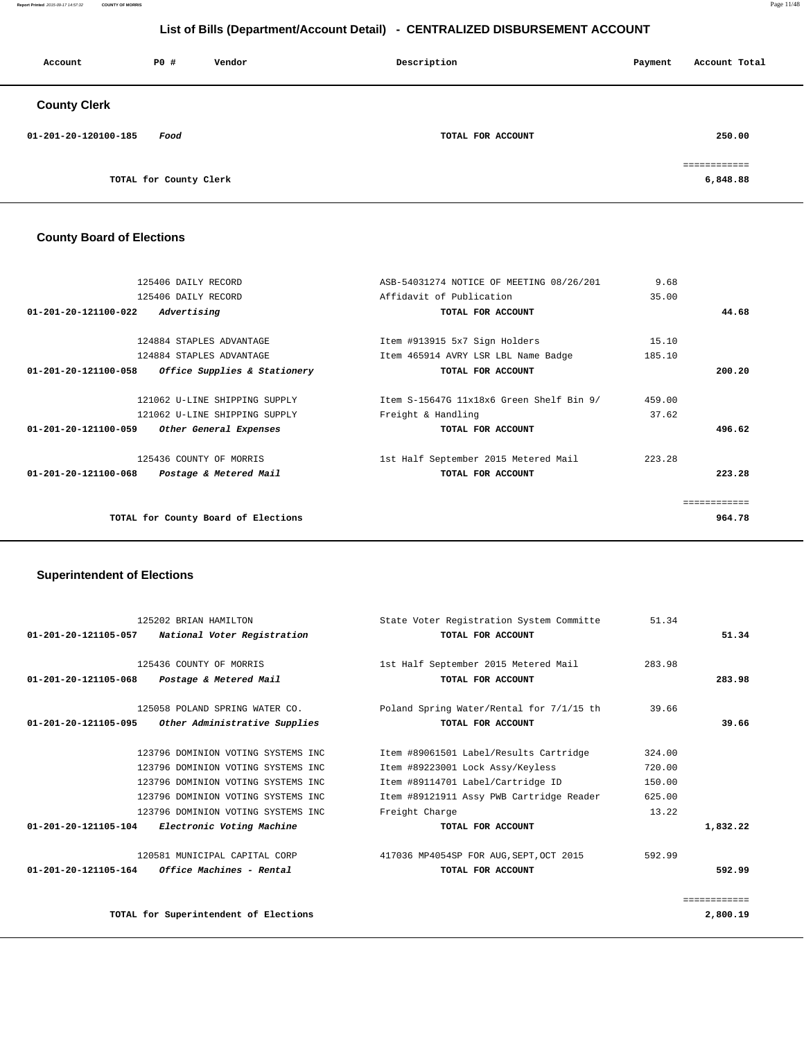# List of Bills (Department/Account Detail) - CENTRALIZED DISBURSEMENT ACCOUNT

| Account | PO # | Vendor | Description | Payment | Account Total |
|---|---|---|---|---|---|

## County Clerk

| Account | PO # | Vendor | Description | Payment | Account Total |
|---|---|---|---|---|---|
| 01-201-20-120100-185 | | *Food* | TOTAL FOR ACCOUNT | | 250.00 |
| | | | | | ============ |
| | | TOTAL for County Clerk | | | 6,848.88 |

## County Board of Elections

| Account | PO # | Vendor | Description | Payment | Account Total |
|---|---|---|---|---|---|
| | 125406 | DAILY RECORD | ASB-54031274 NOTICE OF MEETING 08/26/201 | 9.68 | |
| | 125406 | DAILY RECORD | Affidavit of Publication | 35.00 | |
| 01-201-20-121100-022 | | *Advertising* | TOTAL FOR ACCOUNT | | 44.68 |
| | 124884 | STAPLES ADVANTAGE | Item #913915 5x7 Sign Holders | 15.10 | |
| | 124884 | STAPLES ADVANTAGE | Item 465914 AVRY LSR LBL Name Badge | 185.10 | |
| 01-201-20-121100-058 | | *Office Supplies & Stationery* | TOTAL FOR ACCOUNT | | 200.20 |
| | 121062 | U-LINE SHIPPING SUPPLY | Item S-15647G 11x18x6 Green Shelf Bin 9/ | 459.00 | |
| | 121062 | U-LINE SHIPPING SUPPLY | Freight & Handling | 37.62 | |
| 01-201-20-121100-059 | | *Other General Expenses* | TOTAL FOR ACCOUNT | | 496.62 |
| | 125436 | COUNTY OF MORRIS | 1st Half September 2015 Metered Mail | 223.28 | |
| 01-201-20-121100-068 | | *Postage & Metered Mail* | TOTAL FOR ACCOUNT | | 223.28 |
| | | | | | ============ |
| | | TOTAL for County Board of Elections | | | 964.78 |

## Superintendent of Elections

| Account | PO # | Vendor | Description | Payment | Account Total |
|---|---|---|---|---|---|
| | 125202 | BRIAN HAMILTON | State Voter Registration System Committe | 51.34 | |
| 01-201-20-121105-057 | | *National Voter Registration* | TOTAL FOR ACCOUNT | | 51.34 |
| | 125436 | COUNTY OF MORRIS | 1st Half September 2015 Metered Mail | 283.98 | |
| 01-201-20-121105-068 | | *Postage & Metered Mail* | TOTAL FOR ACCOUNT | | 283.98 |
| | 125058 | POLAND SPRING WATER CO. | Poland Spring Water/Rental for 7/1/15 th | 39.66 | |
| 01-201-20-121105-095 | | *Other Administrative Supplies* | TOTAL FOR ACCOUNT | | 39.66 |
| | 123796 | DOMINION VOTING SYSTEMS INC | Item #89061501 Label/Results Cartridge | 324.00 | |
| | 123796 | DOMINION VOTING SYSTEMS INC | Item #89223001 Lock Assy/Keyless | 720.00 | |
| | 123796 | DOMINION VOTING SYSTEMS INC | Item #89114701 Label/Cartridge ID | 150.00 | |
| | 123796 | DOMINION VOTING SYSTEMS INC | Item #89121911 Assy PWB Cartridge Reader | 625.00 | |
| | 123796 | DOMINION VOTING SYSTEMS INC | Freight Charge | 13.22 | |
| 01-201-20-121105-104 | | *Electronic Voting Machine* | TOTAL FOR ACCOUNT | | 1,832.22 |
| | 120581 | MUNICIPAL CAPITAL CORP | 417036 MP4054SP FOR AUG,SEPT,OCT 2015 | 592.99 | |
| 01-201-20-121105-164 | | *Office Machines - Rental* | TOTAL FOR ACCOUNT | | 592.99 |
| | | | | | ============ |
| | | TOTAL for Superintendent of Elections | | | 2,800.19 |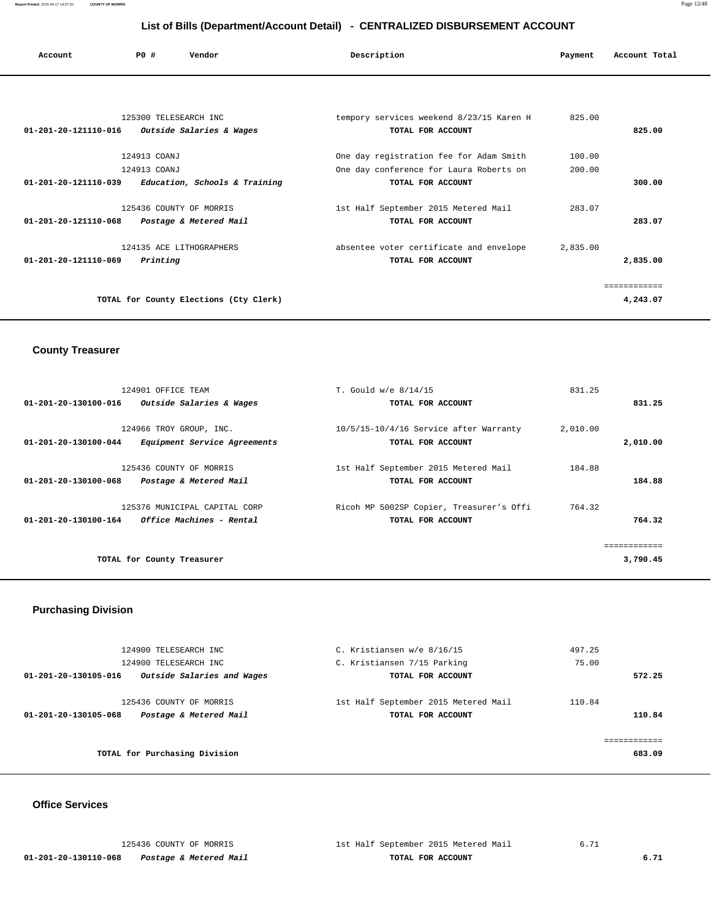# List of Bills (Department/Account Detail) - CENTRALIZED DISBURSEMENT ACCOUNT

| Account | PO # | Vendor | Description | Payment | Account Total |
|---|---|---|---|---|---|
| | 125300 | TELESEARCH INC | tempory services weekend 8/23/15 Karen H | 825.00 | |
| 01-201-20-121110-016 | | *Outside Salaries & Wages* | TOTAL FOR ACCOUNT | | 825.00 |
| | 124913 | COANJ | One day registration fee for Adam Smith | 100.00 | |
| | 124913 | COANJ | One day conference for Laura Roberts on | 200.00 | |
| 01-201-20-121110-039 | | *Education, Schools & Training* | TOTAL FOR ACCOUNT | | 300.00 |
| | 125436 | COUNTY OF MORRIS | 1st Half September 2015 Metered Mail | 283.07 | |
| 01-201-20-121110-068 | | *Postage & Metered Mail* | TOTAL FOR ACCOUNT | | 283.07 |
| | 124135 | ACE LITHOGRAPHERS | absentee voter certificate and envelope | 2,835.00 | |
| 01-201-20-121110-069 | | *Printing* | TOTAL FOR ACCOUNT | | 2,835.00 |
| | | TOTAL for County Elections (Cty Clerk) | | | 4,243.07 |

## County Treasurer

| Account | PO # | Vendor | Description | Payment | Account Total |
|---|---|---|---|---|---|
| | 124901 | OFFICE TEAM | T. Gould w/e 8/14/15 | 831.25 | |
| 01-201-20-130100-016 | | *Outside Salaries & Wages* | TOTAL FOR ACCOUNT | | 831.25 |
| | 124966 | TROY GROUP, INC. | 10/5/15-10/4/16 Service after Warranty | 2,010.00 | |
| 01-201-20-130100-044 | | *Equipment Service Agreements* | TOTAL FOR ACCOUNT | | 2,010.00 |
| | 125436 | COUNTY OF MORRIS | 1st Half September 2015 Metered Mail | 184.88 | |
| 01-201-20-130100-068 | | *Postage & Metered Mail* | TOTAL FOR ACCOUNT | | 184.88 |
| | 125376 | MUNICIPAL CAPITAL CORP | Ricoh MP 5002SP Copier, Treasurer's Offi | 764.32 | |
| 01-201-20-130100-164 | | *Office Machines - Rental* | TOTAL FOR ACCOUNT | | 764.32 |
| | | TOTAL for County Treasurer | | | 3,790.45 |

## Purchasing Division

| Account | PO # | Vendor | Description | Payment | Account Total |
|---|---|---|---|---|---|
| | 124900 | TELESEARCH INC | C. Kristiansen w/e 8/16/15 | 497.25 | |
| | 124900 | TELESEARCH INC | C. Kristiansen 7/15 Parking | 75.00 | |
| 01-201-20-130105-016 | | *Outside Salaries and Wages* | TOTAL FOR ACCOUNT | | 572.25 |
| | 125436 | COUNTY OF MORRIS | 1st Half September 2015 Metered Mail | 110.84 | |
| 01-201-20-130105-068 | | *Postage & Metered Mail* | TOTAL FOR ACCOUNT | | 110.84 |
| | | TOTAL for Purchasing Division | | | 683.09 |

## Office Services

| Account | PO # | Vendor | Description | Payment | Account Total |
|---|---|---|---|---|---|
| | 125436 | COUNTY OF MORRIS | 1st Half September 2015 Metered Mail | 6.71 | |
| 01-201-20-130110-068 | | *Postage & Metered Mail* | TOTAL FOR ACCOUNT | | 6.71 |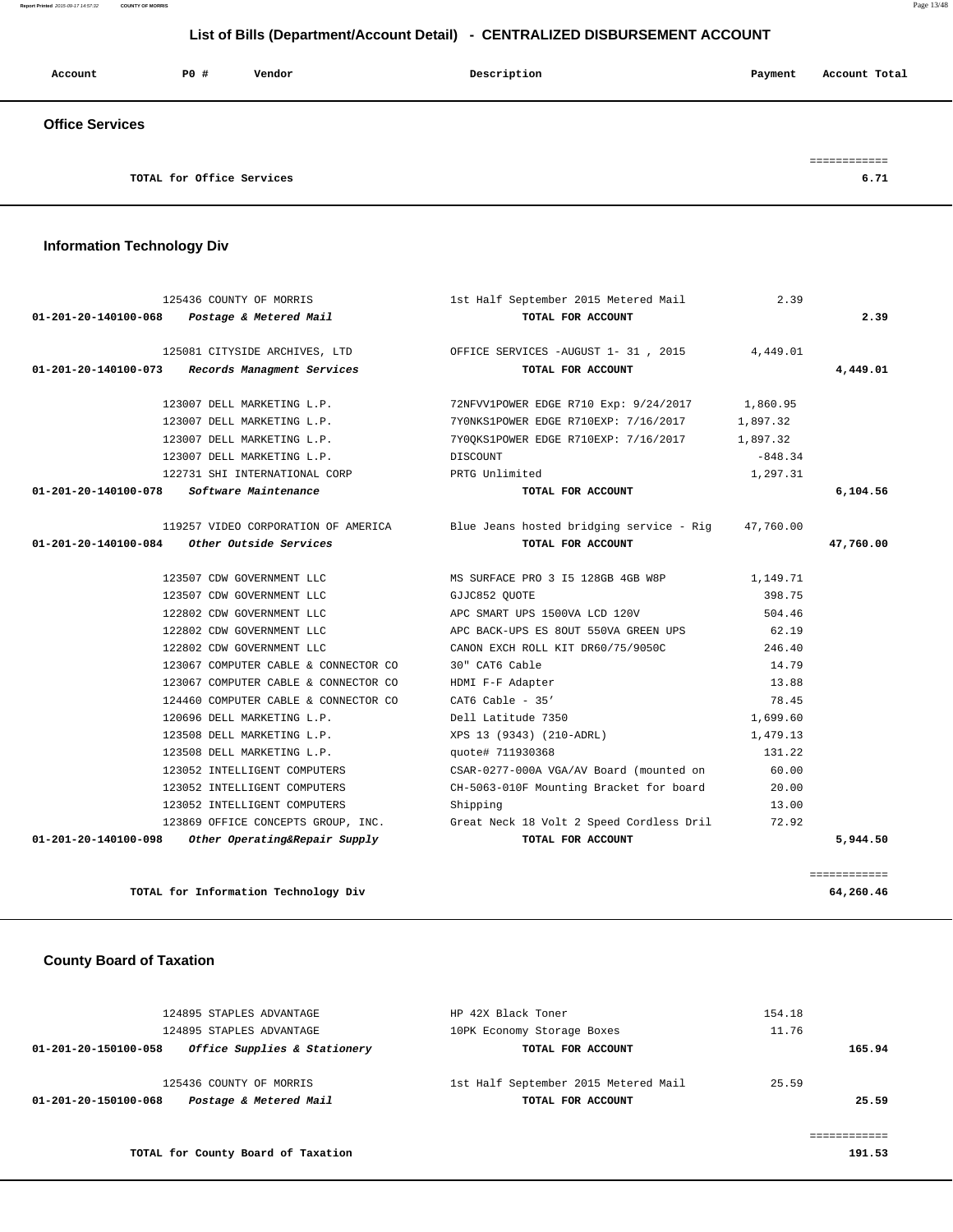## List of Bills (Department/Account Detail) - CENTRALIZED DISBURSEMENT ACCOUNT

| Account | PO # | Vendor | Description | Payment | Account Total |
|---|---|---|---|---|---|

### Office Services

| | | | | | |
|---|---|---|---|---|---|
| | | TOTAL for Office Services | | | 6.71 |

### Information Technology Div

| Account | PO # | Vendor | Description | Payment | Account Total |
|---|---|---|---|---|---|
| | 125436 | COUNTY OF MORRIS | 1st Half September 2015 Metered Mail | 2.39 | |
| 01-201-20-140100-068 | | *Postage & Metered Mail* | TOTAL FOR ACCOUNT | | 2.39 |
| | 125081 | CITYSIDE ARCHIVES, LTD | OFFICE SERVICES -AUGUST 1- 31 , 2015 | 4,449.01 | |
| 01-201-20-140100-073 | | *Records Managment Services* | TOTAL FOR ACCOUNT | | 4,449.01 |
| | 123007 | DELL MARKETING L.P. | 72NFVV1POWER EDGE R710 Exp: 9/24/2017 | 1,860.95 | |
| | 123007 | DELL MARKETING L.P. | 7Y0NKS1POWER EDGE R710EXP: 7/16/2017 | 1,897.32 | |
| | 123007 | DELL MARKETING L.P. | 7Y0QKS1POWER EDGE R710EXP: 7/16/2017 | 1,897.32 | |
| | 123007 | DELL MARKETING L.P. | DISCOUNT | -848.34 | |
| | 122731 | SHI INTERNATIONAL CORP | PRTG Unlimited | 1,297.31 | |
| 01-201-20-140100-078 | | *Software Maintenance* | TOTAL FOR ACCOUNT | | 6,104.56 |
| | 119257 | VIDEO CORPORATION OF AMERICA | Blue Jeans hosted bridging service - Rig | 47,760.00 | |
| 01-201-20-140100-084 | | *Other Outside Services* | TOTAL FOR ACCOUNT | | 47,760.00 |
| | 123507 | CDW GOVERNMENT LLC | MS SURFACE PRO 3 I5 128GB 4GB W8P | 1,149.71 | |
| | 123507 | CDW GOVERNMENT LLC | GJJC852 QUOTE | 398.75 | |
| | 122802 | CDW GOVERNMENT LLC | APC SMART UPS 1500VA LCD 120V | 504.46 | |
| | 122802 | CDW GOVERNMENT LLC | APC BACK-UPS ES 8OUT 550VA GREEN UPS | 62.19 | |
| | 122802 | CDW GOVERNMENT LLC | CANON EXCH ROLL KIT DR60/75/9050C | 246.40 | |
| | 123067 | COMPUTER CABLE & CONNECTOR CO | 30" CAT6 Cable | 14.79 | |
| | 123067 | COMPUTER CABLE & CONNECTOR CO | HDMI F-F Adapter | 13.88 | |
| | 124460 | COMPUTER CABLE & CONNECTOR CO | CAT6 Cable - 35' | 78.45 | |
| | 120696 | DELL MARKETING L.P. | Dell Latitude 7350 | 1,699.60 | |
| | 123508 | DELL MARKETING L.P. | XPS 13 (9343) (210-ADRL) | 1,479.13 | |
| | 123508 | DELL MARKETING L.P. | quote# 711930368 | 131.22 | |
| | 123052 | INTELLIGENT COMPUTERS | CSAR-0277-000A VGA/AV Board (mounted on | 60.00 | |
| | 123052 | INTELLIGENT COMPUTERS | CH-5063-010F Mounting Bracket for board | 20.00 | |
| | 123052 | INTELLIGENT COMPUTERS | Shipping | 13.00 | |
| | 123869 | OFFICE CONCEPTS GROUP, INC. | Great Neck 18 Volt 2 Speed Cordless Dril | 72.92 | |
| 01-201-20-140100-098 | | *Other Operating&Repair Supply* | TOTAL FOR ACCOUNT | | 5,944.50 |
| | | TOTAL for Information Technology Div | | | 64,260.46 |

### County Board of Taxation

| Account | PO # | Vendor | Description | Payment | Account Total |
|---|---|---|---|---|---|
| | 124895 | STAPLES ADVANTAGE | HP 42X Black Toner | 154.18 | |
| | 124895 | STAPLES ADVANTAGE | 10PK Economy Storage Boxes | 11.76 | |
| 01-201-20-150100-058 | | *Office Supplies & Stationery* | TOTAL FOR ACCOUNT | | 165.94 |
| | 125436 | COUNTY OF MORRIS | 1st Half September 2015 Metered Mail | 25.59 | |
| 01-201-20-150100-068 | | *Postage & Metered Mail* | TOTAL FOR ACCOUNT | | 25.59 |
| | | TOTAL for County Board of Taxation | | | 191.53 |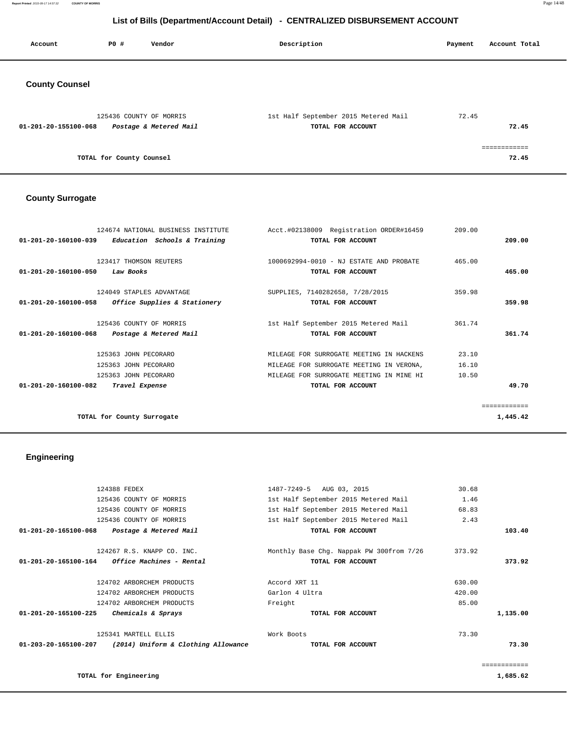## List of Bills (Department/Account Detail) - CENTRALIZED DISBURSEMENT ACCOUNT

| Account | PO # | Vendor | Description | Payment | Account Total |
|---|---|---|---|---|---|

### County Counsel

| Account | PO # | Vendor | Description | Payment | Account Total |
|---|---|---|---|---|---|
| | 125436 | COUNTY OF MORRIS | 1st Half September 2015 Metered Mail | 72.45 | |
| **01-201-20-155100-068** | | ***Postage & Metered Mail*** | **TOTAL FOR ACCOUNT** | | **72.45** |
| | | | | | ============ |
| | | **TOTAL for County Counsel** | | | **72.45** |

### County Surrogate

| Account | PO # | Vendor | Description | Payment | Account Total |
|---|---|---|---|---|---|
| | 124674 | NATIONAL BUSINESS INSTITUTE | Acct.#02138009 Registration ORDER#16459 | 209.00 | |
| **01-201-20-160100-039** | | ***Education Schools & Training*** | **TOTAL FOR ACCOUNT** | | **209.00** |
| | 123417 | THOMSON REUTERS | 1000692994-0010 - NJ ESTATE AND PROBATE | 465.00 | |
| **01-201-20-160100-050** | | ***Law Books*** | **TOTAL FOR ACCOUNT** | | **465.00** |
| | 124049 | STAPLES ADVANTAGE | SUPPLIES, 7140282658, 7/28/2015 | 359.98 | |
| **01-201-20-160100-058** | | ***Office Supplies & Stationery*** | **TOTAL FOR ACCOUNT** | | **359.98** |
| | 125436 | COUNTY OF MORRIS | 1st Half September 2015 Metered Mail | 361.74 | |
| **01-201-20-160100-068** | | ***Postage & Metered Mail*** | **TOTAL FOR ACCOUNT** | | **361.74** |
| | 125363 | JOHN PECORARO | MILEAGE FOR SURROGATE MEETING IN HACKENS | 23.10 | |
| | 125363 | JOHN PECORARO | MILEAGE FOR SURROGATE MEETING IN VERONA, | 16.10 | |
| | 125363 | JOHN PECORARO | MILEAGE FOR SURROGATE MEETING IN MINE HI | 10.50 | |
| **01-201-20-160100-082** | | ***Travel Expense*** | **TOTAL FOR ACCOUNT** | | **49.70** |
| | | | | | ============ |
| | | **TOTAL for County Surrogate** | | | **1,445.42** |

### Engineering

| Account | PO # | Vendor | Description | Payment | Account Total |
|---|---|---|---|---|---|
| | 124388 | FEDEX | 1487-7249-5 AUG 03, 2015 | 30.68 | |
| | 125436 | COUNTY OF MORRIS | 1st Half September 2015 Metered Mail | 1.46 | |
| | 125436 | COUNTY OF MORRIS | 1st Half September 2015 Metered Mail | 68.83 | |
| | 125436 | COUNTY OF MORRIS | 1st Half September 2015 Metered Mail | 2.43 | |
| **01-201-20-165100-068** | | ***Postage & Metered Mail*** | **TOTAL FOR ACCOUNT** | | **103.40** |
| | 124267 | R.S. KNAPP CO. INC. | Monthly Base Chg. Nappak PW 300from 7/26 | 373.92 | |
| **01-201-20-165100-164** | | ***Office Machines - Rental*** | **TOTAL FOR ACCOUNT** | | **373.92** |
| | 124702 | ARBORCHEM PRODUCTS | Accord XRT 11 | 630.00 | |
| | 124702 | ARBORCHEM PRODUCTS | Garlon 4 Ultra | 420.00 | |
| | 124702 | ARBORCHEM PRODUCTS | Freight | 85.00 | |
| **01-201-20-165100-225** | | ***Chemicals & Sprays*** | **TOTAL FOR ACCOUNT** | | **1,135.00** |
| | 125341 | MARTELL ELLIS | Work Boots | 73.30 | |
| **01-203-20-165100-207** | | ***(2014) Uniform & Clothing Allowance*** | **TOTAL FOR ACCOUNT** | | **73.30** |
| | | | | | ============ |
| | | **TOTAL for Engineering** | | | **1,685.62** |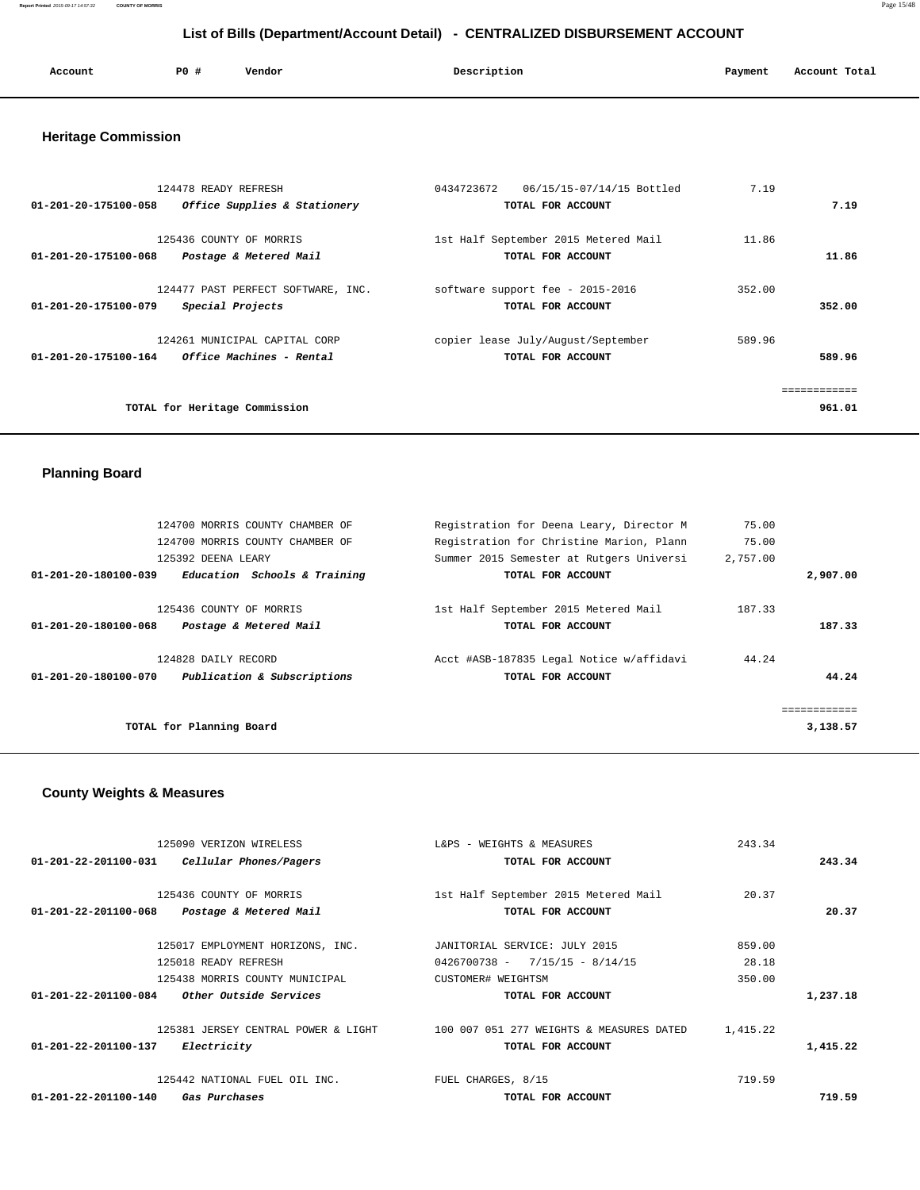# List of Bills (Department/Account Detail) - CENTRALIZED DISBURSEMENT ACCOUNT

## Heritage Commission

| Account | PO # | Vendor | Description | Payment | Account Total |
|---|---|---|---|---|---|
| | 124478 | READY REFRESH | 0434723672 06/15/15-07/14/15 Bottled | 7.19 | |
| 01-201-20-175100-058 | | *Office Supplies & Stationery* | TOTAL FOR ACCOUNT | | 7.19 |
| | 125436 | COUNTY OF MORRIS | 1st Half September 2015 Metered Mail | 11.86 | |
| 01-201-20-175100-068 | | *Postage & Metered Mail* | TOTAL FOR ACCOUNT | | 11.86 |
| | 124477 | PAST PERFECT SOFTWARE, INC. | software support fee - 2015-2016 | 352.00 | |
| 01-201-20-175100-079 | | *Special Projects* | TOTAL FOR ACCOUNT | | 352.00 |
| | 124261 | MUNICIPAL CAPITAL CORP | copier lease July/August/September | 589.96 | |
| 01-201-20-175100-164 | | *Office Machines - Rental* | TOTAL FOR ACCOUNT | | 589.96 |
| | | | | | ============ |
| | | TOTAL for Heritage Commission | | | 961.01 |

## Planning Board

| Account | PO # | Vendor | Description | Payment | Account Total |
|---|---|---|---|---|---|
| | 124700 | MORRIS COUNTY CHAMBER OF | Registration for Deena Leary, Director M | 75.00 | |
| | 124700 | MORRIS COUNTY CHAMBER OF | Registration for Christine Marion, Plann | 75.00 | |
| | 125392 | DEENA LEARY | Summer 2015 Semester at Rutgers Universi | 2,757.00 | |
| 01-201-20-180100-039 | | *Education Schools & Training* | TOTAL FOR ACCOUNT | | 2,907.00 |
| | 125436 | COUNTY OF MORRIS | 1st Half September 2015 Metered Mail | 187.33 | |
| 01-201-20-180100-068 | | *Postage & Metered Mail* | TOTAL FOR ACCOUNT | | 187.33 |
| | 124828 | DAILY RECORD | Acct #ASB-187835 Legal Notice w/affidavi | 44.24 | |
| 01-201-20-180100-070 | | *Publication & Subscriptions* | TOTAL FOR ACCOUNT | | 44.24 |
| | | | | | ============ |
| | | TOTAL for Planning Board | | | 3,138.57 |

## County Weights & Measures

| Account | PO # | Vendor | Description | Payment | Account Total |
|---|---|---|---|---|---|
| | 125090 | VERIZON WIRELESS | L&PS - WEIGHTS & MEASURES | 243.34 | |
| 01-201-22-201100-031 | | *Cellular Phones/Pagers* | TOTAL FOR ACCOUNT | | 243.34 |
| | 125436 | COUNTY OF MORRIS | 1st Half September 2015 Metered Mail | 20.37 | |
| 01-201-22-201100-068 | | *Postage & Metered Mail* | TOTAL FOR ACCOUNT | | 20.37 |
| | 125017 | EMPLOYMENT HORIZONS, INC. | JANITORIAL SERVICE: JULY 2015 | 859.00 | |
| | 125018 | READY REFRESH | 0426700738 - 7/15/15 - 8/14/15 | 28.18 | |
| | 125438 | MORRIS COUNTY MUNICIPAL | CUSTOMER# WEIGHTSM | 350.00 | |
| 01-201-22-201100-084 | | *Other Outside Services* | TOTAL FOR ACCOUNT | | 1,237.18 |
| | 125381 | JERSEY CENTRAL POWER & LIGHT | 100 007 051 277 WEIGHTS & MEASURES DATED | 1,415.22 | |
| 01-201-22-201100-137 | | *Electricity* | TOTAL FOR ACCOUNT | | 1,415.22 |
| | 125442 | NATIONAL FUEL OIL INC. | FUEL CHARGES, 8/15 | 719.59 | |
| 01-201-22-201100-140 | | *Gas Purchases* | TOTAL FOR ACCOUNT | | 719.59 |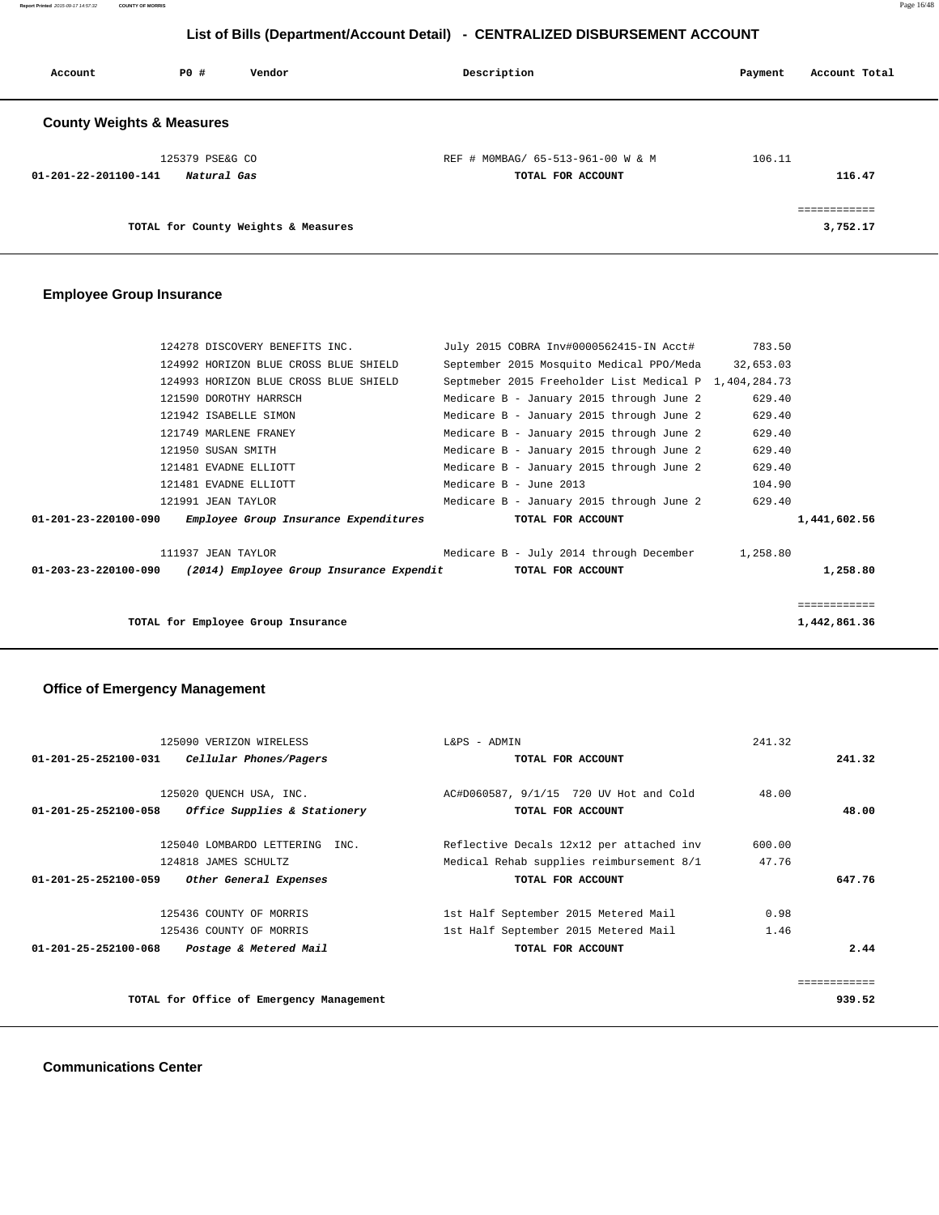## List of Bills (Department/Account Detail) - CENTRALIZED DISBURSEMENT ACCOUNT

| Account | PO # | Vendor | Description | Payment | Account Total |
|---|---|---|---|---|---|

### County Weights & Measures

| Account | PO # | Vendor | Description | Payment | Account Total |
|---|---|---|---|---|---|
| | 125379 | PSE&G CO | REF # M0MBAG/ 65-513-961-00 W & M | 106.11 | |
| 01-201-22-201100-141 | | *Natural Gas* | TOTAL FOR ACCOUNT | | 116.47 |
| | | | | | ============ |
| | | TOTAL for County Weights & Measures | | | 3,752.17 |

### Employee Group Insurance

| Account | PO # | Vendor | Description | Payment | Account Total |
|---|---|---|---|---|---|
| | 124278 | DISCOVERY BENEFITS INC. | July 2015 COBRA Inv#0000562415-IN Acct# | 783.50 | |
| | 124992 | HORIZON BLUE CROSS BLUE SHIELD | September 2015 Mosquito Medical PPO/Meda | 32,653.03 | |
| | 124993 | HORIZON BLUE CROSS BLUE SHIELD | Septmeber 2015 Freeholder List Medical P | 1,404,284.73 | |
| | 121590 | DOROTHY HARRSCH | Medicare B - January 2015 through June 2 | 629.40 | |
| | 121942 | ISABELLE SIMON | Medicare B - January 2015 through June 2 | 629.40 | |
| | 121749 | MARLENE FRANEY | Medicare B - January 2015 through June 2 | 629.40 | |
| | 121950 | SUSAN SMITH | Medicare B - January 2015 through June 2 | 629.40 | |
| | 121481 | EVADNE ELLIOTT | Medicare B - January 2015 through June 2 | 629.40 | |
| | 121481 | EVADNE ELLIOTT | Medicare B - June 2013 | 104.90 | |
| | 121991 | JEAN TAYLOR | Medicare B - January 2015 through June 2 | 629.40 | |
| 01-201-23-220100-090 | | *Employee Group Insurance Expenditures* | TOTAL FOR ACCOUNT | | 1,441,602.56 |
| | 111937 | JEAN TAYLOR | Medicare B - July 2014 through December | 1,258.80 | |
| 01-203-23-220100-090 | | *(2014) Employee Group Insurance Expendit* | TOTAL FOR ACCOUNT | | 1,258.80 |
| | | | | | ============ |
| | | TOTAL for Employee Group Insurance | | | 1,442,861.36 |

### Office of Emergency Management

| Account | PO # | Vendor | Description | Payment | Account Total |
|---|---|---|---|---|---|
| | 125090 | VERIZON WIRELESS | L&PS - ADMIN | 241.32 | |
| 01-201-25-252100-031 | | *Cellular Phones/Pagers* | TOTAL FOR ACCOUNT | | 241.32 |
| | 125020 | QUENCH USA, INC. | AC#D060587, 9/1/15 720 UV Hot and Cold | 48.00 | |
| 01-201-25-252100-058 | | *Office Supplies & Stationery* | TOTAL FOR ACCOUNT | | 48.00 |
| | 125040 | LOMBARDO LETTERING INC. | Reflective Decals 12x12 per attached inv | 600.00 | |
| | 124818 | JAMES SCHULTZ | Medical Rehab supplies reimbursement 8/1 | 47.76 | |
| 01-201-25-252100-059 | | *Other General Expenses* | TOTAL FOR ACCOUNT | | 647.76 |
| | 125436 | COUNTY OF MORRIS | 1st Half September 2015 Metered Mail | 0.98 | |
| | 125436 | COUNTY OF MORRIS | 1st Half September 2015 Metered Mail | 1.46 | |
| 01-201-25-252100-068 | | *Postage & Metered Mail* | TOTAL FOR ACCOUNT | | 2.44 |
| | | | | | ============ |
| | | TOTAL for Office of Emergency Management | | | 939.52 |

### Communications Center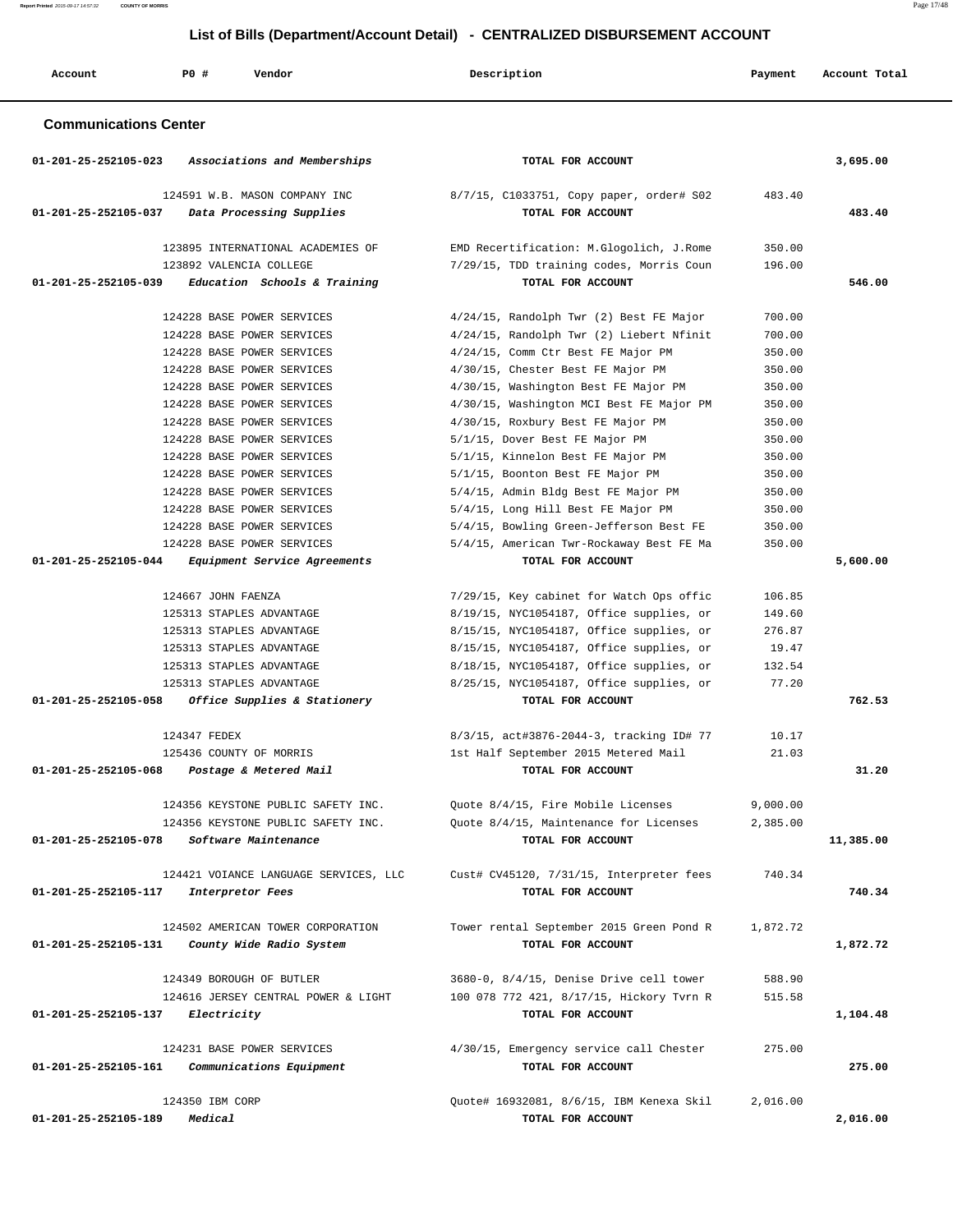## List of Bills (Department/Account Detail) - CENTRALIZED DISBURSEMENT ACCOUNT

| Account | PO # | Vendor | Description | Payment | Account Total |
|---|---|---|---|---|---|

### Communications Center

| Account | PO # | Vendor | Description | Payment | Account Total |
|---|---|---|---|---|---|
| 01-201-25-252105-023 | | *Associations and Memberships* | TOTAL FOR ACCOUNT | | 3,695.00 |
| | 124591 | W.B. MASON COMPANY INC | 8/7/15, C1033751, Copy paper, order# S02 | 483.40 | |
| 01-201-25-252105-037 | | *Data Processing Supplies* | TOTAL FOR ACCOUNT | | 483.40 |
| | 123895 | INTERNATIONAL ACADEMIES OF | EMD Recertification: M.Glogolich, J.Rome | 350.00 | |
| | 123892 | VALENCIA COLLEGE | 7/29/15, TDD training codes, Morris Coun | 196.00 | |
| 01-201-25-252105-039 | | *Education Schools & Training* | TOTAL FOR ACCOUNT | | 546.00 |
| | 124228 | BASE POWER SERVICES | 4/24/15, Randolph Twr (2) Best FE Major | 700.00 | |
| | 124228 | BASE POWER SERVICES | 4/24/15, Randolph Twr (2) Liebert Nfinit | 700.00 | |
| | 124228 | BASE POWER SERVICES | 4/24/15, Comm Ctr Best FE Major PM | 350.00 | |
| | 124228 | BASE POWER SERVICES | 4/30/15, Chester Best FE Major PM | 350.00 | |
| | 124228 | BASE POWER SERVICES | 4/30/15, Washington Best FE Major PM | 350.00 | |
| | 124228 | BASE POWER SERVICES | 4/30/15, Washington MCI Best FE Major PM | 350.00 | |
| | 124228 | BASE POWER SERVICES | 4/30/15, Roxbury Best FE Major PM | 350.00 | |
| | 124228 | BASE POWER SERVICES | 5/1/15, Dover Best FE Major PM | 350.00 | |
| | 124228 | BASE POWER SERVICES | 5/1/15, Kinnelon Best FE Major PM | 350.00 | |
| | 124228 | BASE POWER SERVICES | 5/1/15, Boonton Best FE Major PM | 350.00 | |
| | 124228 | BASE POWER SERVICES | 5/4/15, Admin Bldg Best FE Major PM | 350.00 | |
| | 124228 | BASE POWER SERVICES | 5/4/15, Long Hill Best FE Major PM | 350.00 | |
| | 124228 | BASE POWER SERVICES | 5/4/15, Bowling Green-Jefferson Best FE | 350.00 | |
| | 124228 | BASE POWER SERVICES | 5/4/15, American Twr-Rockaway Best FE Ma | 350.00 | |
| 01-201-25-252105-044 | | *Equipment Service Agreements* | TOTAL FOR ACCOUNT | | 5,600.00 |
| | 124667 | JOHN FAENZA | 7/29/15, Key cabinet for Watch Ops offic | 106.85 | |
| | 125313 | STAPLES ADVANTAGE | 8/19/15, NYC1054187, Office supplies, or | 149.60 | |
| | 125313 | STAPLES ADVANTAGE | 8/15/15, NYC1054187, Office supplies, or | 276.87 | |
| | 125313 | STAPLES ADVANTAGE | 8/15/15, NYC1054187, Office supplies, or | 19.47 | |
| | 125313 | STAPLES ADVANTAGE | 8/18/15, NYC1054187, Office supplies, or | 132.54 | |
| | 125313 | STAPLES ADVANTAGE | 8/25/15, NYC1054187, Office supplies, or | 77.20 | |
| 01-201-25-252105-058 | | *Office Supplies & Stationery* | TOTAL FOR ACCOUNT | | 762.53 |
| | 124347 | FEDEX | 8/3/15, act#3876-2044-3, tracking ID# 77 | 10.17 | |
| | 125436 | COUNTY OF MORRIS | 1st Half September 2015 Metered Mail | 21.03 | |
| 01-201-25-252105-068 | | *Postage & Metered Mail* | TOTAL FOR ACCOUNT | | 31.20 |
| | 124356 | KEYSTONE PUBLIC SAFETY INC. | Quote 8/4/15, Fire Mobile Licenses | 9,000.00 | |
| | 124356 | KEYSTONE PUBLIC SAFETY INC. | Quote 8/4/15, Maintenance for Licenses | 2,385.00 | |
| 01-201-25-252105-078 | | *Software Maintenance* | TOTAL FOR ACCOUNT | | 11,385.00 |
| | 124421 | VOIANCE LANGUAGE SERVICES, LLC | Cust# CV45120, 7/31/15, Interpreter fees | 740.34 | |
| 01-201-25-252105-117 | | *Interpretor Fees* | TOTAL FOR ACCOUNT | | 740.34 |
| | 124502 | AMERICAN TOWER CORPORATION | Tower rental September 2015 Green Pond R | 1,872.72 | |
| 01-201-25-252105-131 | | *County Wide Radio System* | TOTAL FOR ACCOUNT | | 1,872.72 |
| | 124349 | BOROUGH OF BUTLER | 3680-0, 8/4/15, Denise Drive cell tower | 588.90 | |
| | 124616 | JERSEY CENTRAL POWER & LIGHT | 100 078 772 421, 8/17/15, Hickory Tvrn R | 515.58 | |
| 01-201-25-252105-137 | | *Electricity* | TOTAL FOR ACCOUNT | | 1,104.48 |
| | 124231 | BASE POWER SERVICES | 4/30/15, Emergency service call Chester | 275.00 | |
| 01-201-25-252105-161 | | *Communications Equipment* | TOTAL FOR ACCOUNT | | 275.00 |
| | 124350 | IBM CORP | Quote# 16932081, 8/6/15, IBM Kenexa Skil | 2,016.00 | |
| 01-201-25-252105-189 | | *Medical* | TOTAL FOR ACCOUNT | | 2,016.00 |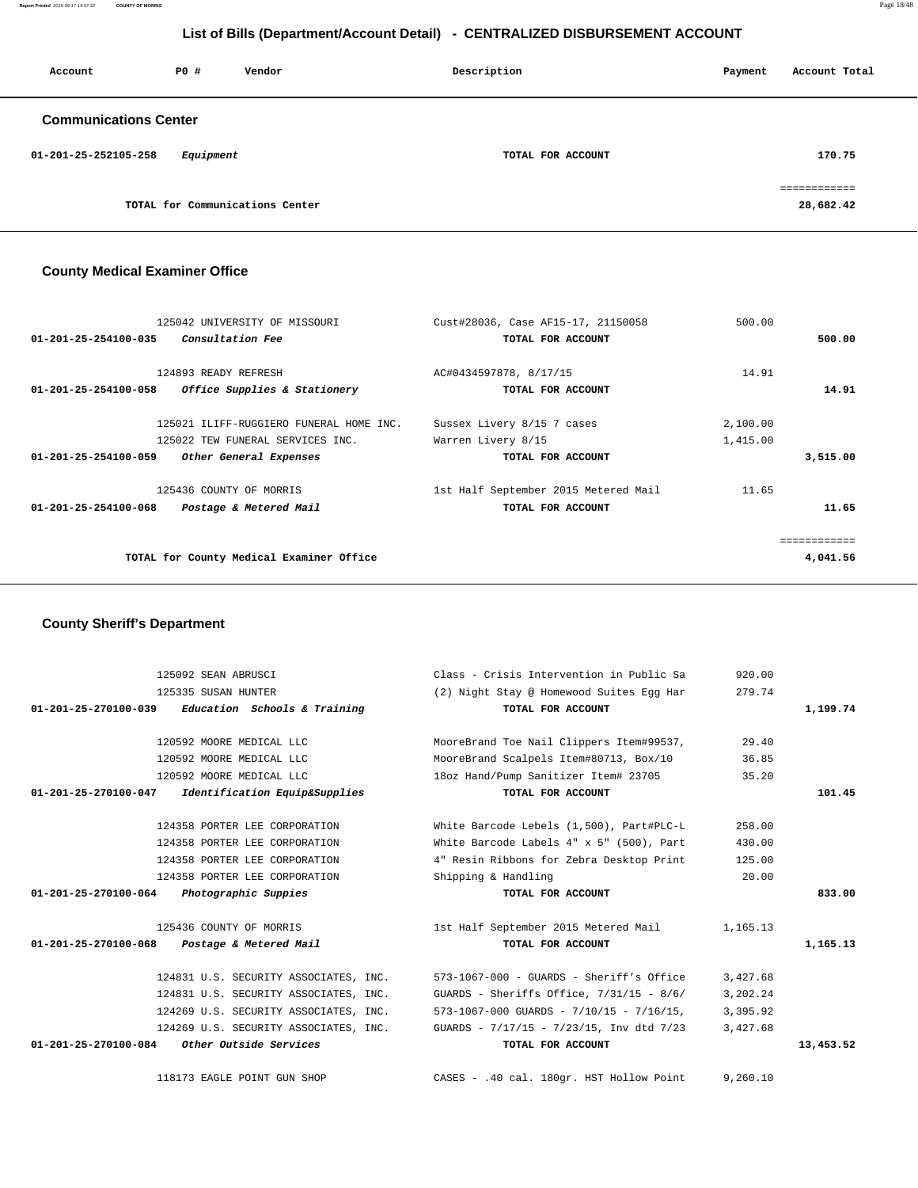## List of Bills (Department/Account Detail) - CENTRALIZED DISBURSEMENT ACCOUNT

| Account | PO # | Vendor | Description | Payment | Account Total |
|---|---|---|---|---|---|

### Communications Center

| Account | PO # | Vendor | Description | Payment | Account Total |
|---|---|---|---|---|---|
| 01-201-25-252105-258 | | *Equipment* | TOTAL FOR ACCOUNT | | 170.75 |
| | | | | | ============ |
| | | TOTAL for Communications Center | | | 28,682.42 |

### County Medical Examiner Office

| Account | PO # | Vendor | Description | Payment | Account Total |
|---|---|---|---|---|---|
| | 125042 | UNIVERSITY OF MISSOURI | Cust#28036, Case AF15-17, 21150058 | 500.00 | |
| 01-201-25-254100-035 | | *Consultation Fee* | TOTAL FOR ACCOUNT | | 500.00 |
| | 124893 | READY REFRESH | AC#0434597878, 8/17/15 | 14.91 | |
| 01-201-25-254100-058 | | *Office Supplies & Stationery* | TOTAL FOR ACCOUNT | | 14.91 |
| | 125021 | ILIFF-RUGGIERO FUNERAL HOME INC. | Sussex Livery 8/15 7 cases | 2,100.00 | |
| | 125022 | TEW FUNERAL SERVICES INC. | Warren Livery 8/15 | 1,415.00 | |
| 01-201-25-254100-059 | | *Other General Expenses* | TOTAL FOR ACCOUNT | | 3,515.00 |
| | 125436 | COUNTY OF MORRIS | 1st Half September 2015 Metered Mail | 11.65 | |
| 01-201-25-254100-068 | | *Postage & Metered Mail* | TOTAL FOR ACCOUNT | | 11.65 |
| | | | | | ============ |
| | | TOTAL for County Medical Examiner Office | | | 4,041.56 |

### County Sheriff's Department

| Account | PO # | Vendor | Description | Payment | Account Total |
|---|---|---|---|---|---|
| | 125092 | SEAN ABRUSCI | Class - Crisis Intervention in Public Sa | 920.00 | |
| | 125335 | SUSAN HUNTER | (2) Night Stay @ Homewood Suites Egg Har | 279.74 | |
| 01-201-25-270100-039 | | *Education Schools & Training* | TOTAL FOR ACCOUNT | | 1,199.74 |
| | 120592 | MOORE MEDICAL LLC | MooreBrand Toe Nail Clippers Item#99537, | 29.40 | |
| | 120592 | MOORE MEDICAL LLC | MooreBrand Scalpels Item#80713, Box/10 | 36.85 | |
| | 120592 | MOORE MEDICAL LLC | 18oz Hand/Pump Sanitizer Item# 23705 | 35.20 | |
| 01-201-25-270100-047 | | *Identification Equip&Supplies* | TOTAL FOR ACCOUNT | | 101.45 |
| | 124358 | PORTER LEE CORPORATION | White Barcode Lebels (1,500), Part#PLC-L | 258.00 | |
| | 124358 | PORTER LEE CORPORATION | White Barcode Labels 4" x 5" (500), Part | 430.00 | |
| | 124358 | PORTER LEE CORPORATION | 4" Resin Ribbons for Zebra Desktop Print | 125.00 | |
| | 124358 | PORTER LEE CORPORATION | Shipping & Handling | 20.00 | |
| 01-201-25-270100-064 | | *Photographic Suppies* | TOTAL FOR ACCOUNT | | 833.00 |
| | 125436 | COUNTY OF MORRIS | 1st Half September 2015 Metered Mail | 1,165.13 | |
| 01-201-25-270100-068 | | *Postage & Metered Mail* | TOTAL FOR ACCOUNT | | 1,165.13 |
| | 124831 | U.S. SECURITY ASSOCIATES, INC. | 573-1067-000 - GUARDS - Sheriff's Office | 3,427.68 | |
| | 124831 | U.S. SECURITY ASSOCIATES, INC. | GUARDS - Sheriffs Office, 7/31/15 - 8/6/ | 3,202.24 | |
| | 124269 | U.S. SECURITY ASSOCIATES, INC. | 573-1067-000 GUARDS - 7/10/15 - 7/16/15, | 3,395.92 | |
| | 124269 | U.S. SECURITY ASSOCIATES, INC. | GUARDS - 7/17/15 - 7/23/15, Inv dtd 7/23 | 3,427.68 | |
| 01-201-25-270100-084 | | *Other Outside Services* | TOTAL FOR ACCOUNT | | 13,453.52 |
| | 118173 | EAGLE POINT GUN SHOP | CASES - .40 cal. 180gr. HST Hollow Point | 9,260.10 | |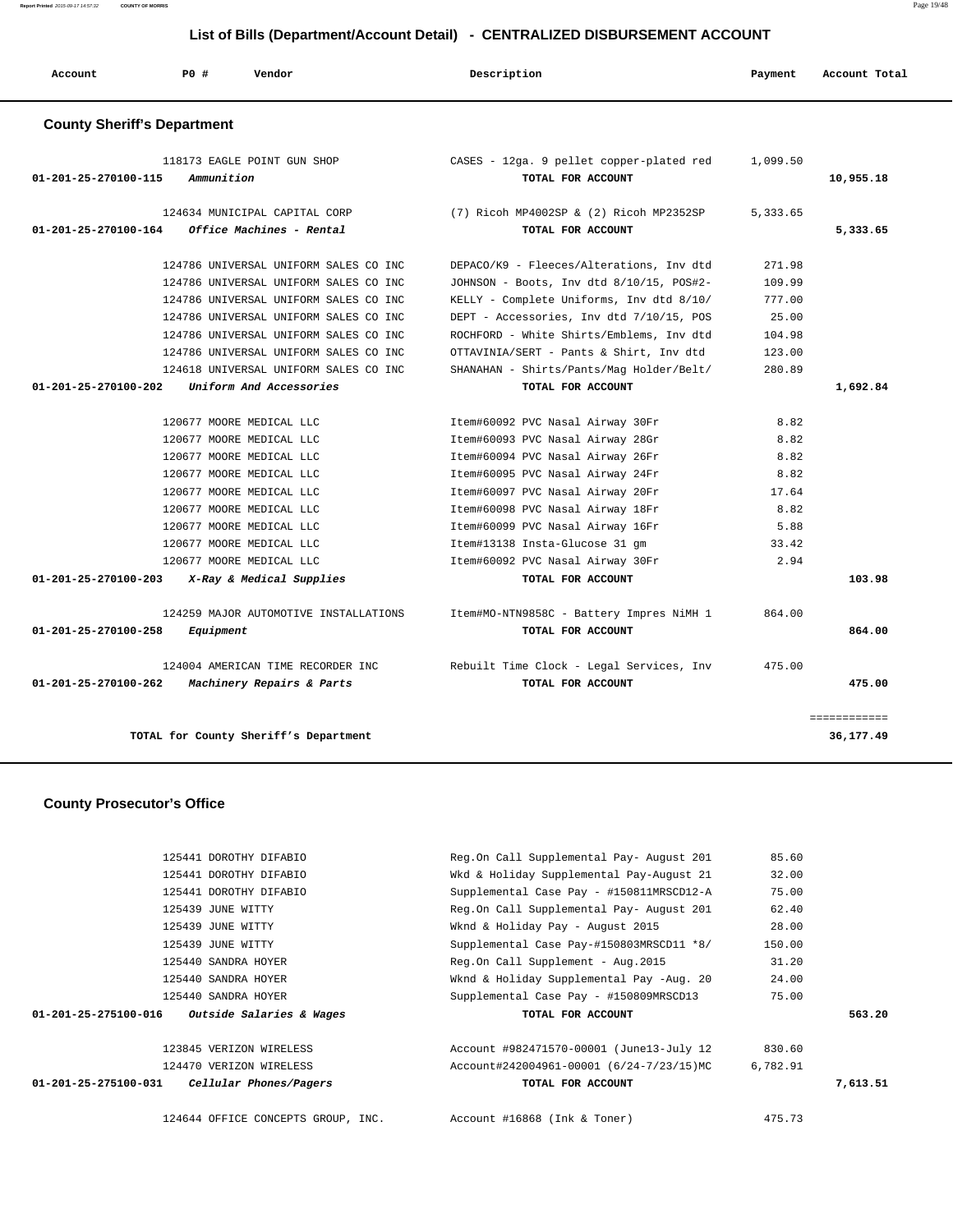## List of Bills (Department/Account Detail) - CENTRALIZED DISBURSEMENT ACCOUNT

| Account | PO # | Vendor | Description | Payment | Account Total |
|---|---|---|---|---|---|

### County Sheriff's Department

| Account | PO # | Vendor | Description | Payment | Account Total |
|---|---|---|---|---|---|
| | 118173 | EAGLE POINT GUN SHOP | CASES - 12ga. 9 pellet copper-plated red | 1,099.50 | |
| 01-201-25-270100-115 | | *Ammunition* | TOTAL FOR ACCOUNT | | 10,955.18 |
| | 124634 | MUNICIPAL CAPITAL CORP | (7) Ricoh MP4002SP & (2) Ricoh MP2352SP | 5,333.65 | |
| 01-201-25-270100-164 | | *Office Machines - Rental* | TOTAL FOR ACCOUNT | | 5,333.65 |
| | 124786 | UNIVERSAL UNIFORM SALES CO INC | DEPACO/K9 - Fleeces/Alterations, Inv dtd | 271.98 | |
| | 124786 | UNIVERSAL UNIFORM SALES CO INC | JOHNSON - Boots, Inv dtd 8/10/15, POS#2- | 109.99 | |
| | 124786 | UNIVERSAL UNIFORM SALES CO INC | KELLY - Complete Uniforms, Inv dtd 8/10/ | 777.00 | |
| | 124786 | UNIVERSAL UNIFORM SALES CO INC | DEPT - Accessories, Inv dtd 7/10/15, POS | 25.00 | |
| | 124786 | UNIVERSAL UNIFORM SALES CO INC | ROCHFORD - White Shirts/Emblems, Inv dtd | 104.98 | |
| | 124786 | UNIVERSAL UNIFORM SALES CO INC | OTTAVINIA/SERT - Pants & Shirt, Inv dtd | 123.00 | |
| | 124618 | UNIVERSAL UNIFORM SALES CO INC | SHANAHAN - Shirts/Pants/Mag Holder/Belt/ | 280.89 | |
| 01-201-25-270100-202 | | *Uniform And Accessories* | TOTAL FOR ACCOUNT | | 1,692.84 |
| | 120677 | MOORE MEDICAL LLC | Item#60092 PVC Nasal Airway 30Fr | 8.82 | |
| | 120677 | MOORE MEDICAL LLC | Item#60093 PVC Nasal Airway 28Gr | 8.82 | |
| | 120677 | MOORE MEDICAL LLC | Item#60094 PVC Nasal Airway 26Fr | 8.82 | |
| | 120677 | MOORE MEDICAL LLC | Item#60095 PVC Nasal Airway 24Fr | 8.82 | |
| | 120677 | MOORE MEDICAL LLC | Item#60097 PVC Nasal Airway 20Fr | 17.64 | |
| | 120677 | MOORE MEDICAL LLC | Item#60098 PVC Nasal Airway 18Fr | 8.82 | |
| | 120677 | MOORE MEDICAL LLC | Item#60099 PVC Nasal Airway 16Fr | 5.88 | |
| | 120677 | MOORE MEDICAL LLC | Item#13138 Insta-Glucose 31 gm | 33.42 | |
| | 120677 | MOORE MEDICAL LLC | Item#60092 PVC Nasal Airway 30Fr | 2.94 | |
| 01-201-25-270100-203 | | *X-Ray & Medical Supplies* | TOTAL FOR ACCOUNT | | 103.98 |
| | 124259 | MAJOR AUTOMOTIVE INSTALLATIONS | Item#MO-NTN9858C - Battery Impres NiMH 1 | 864.00 | |
| 01-201-25-270100-258 | | *Equipment* | TOTAL FOR ACCOUNT | | 864.00 |
| | 124004 | AMERICAN TIME RECORDER INC | Rebuilt Time Clock - Legal Services, Inv | 475.00 | |
| 01-201-25-270100-262 | | *Machinery Repairs & Parts* | TOTAL FOR ACCOUNT | | 475.00 |
| | | | | | ============ |
| | | TOTAL for County Sheriff's Department | | | 36,177.49 |

### County Prosecutor's Office

| Account | PO # | Vendor | Description | Payment | Account Total |
|---|---|---|---|---|---|
| | 125441 | DOROTHY DIFABIO | Reg.On Call Supplemental Pay- August 201 | 85.60 | |
| | 125441 | DOROTHY DIFABIO | Wkd & Holiday Supplemental Pay-August 21 | 32.00 | |
| | 125441 | DOROTHY DIFABIO | Supplemental Case Pay - #150811MRSCD12-A | 75.00 | |
| | 125439 | JUNE WITTY | Reg.On Call Supplemental Pay- August 201 | 62.40 | |
| | 125439 | JUNE WITTY | Wknd & Holiday Pay - August 2015 | 28.00 | |
| | 125439 | JUNE WITTY | Supplemental Case Pay-#150803MRSCD11 *8/ | 150.00 | |
| | 125440 | SANDRA HOYER | Reg.On Call Supplement - Aug.2015 | 31.20 | |
| | 125440 | SANDRA HOYER | Wknd & Holiday Supplemental Pay -Aug. 20 | 24.00 | |
| | 125440 | SANDRA HOYER | Supplemental Case Pay - #150809MRSCD13 | 75.00 | |
| 01-201-25-275100-016 | | *Outside Salaries & Wages* | TOTAL FOR ACCOUNT | | 563.20 |
| | 123845 | VERIZON WIRELESS | Account #982471570-00001 (June13-July 12 | 830.60 | |
| | 124470 | VERIZON WIRELESS | Account#242004961-00001 (6/24-7/23/15)MC | 6,782.91 | |
| 01-201-25-275100-031 | | *Cellular Phones/Pagers* | TOTAL FOR ACCOUNT | | 7,613.51 |
| | 124644 | OFFICE CONCEPTS GROUP, INC. | Account #16868 (Ink & Toner) | 475.73 | |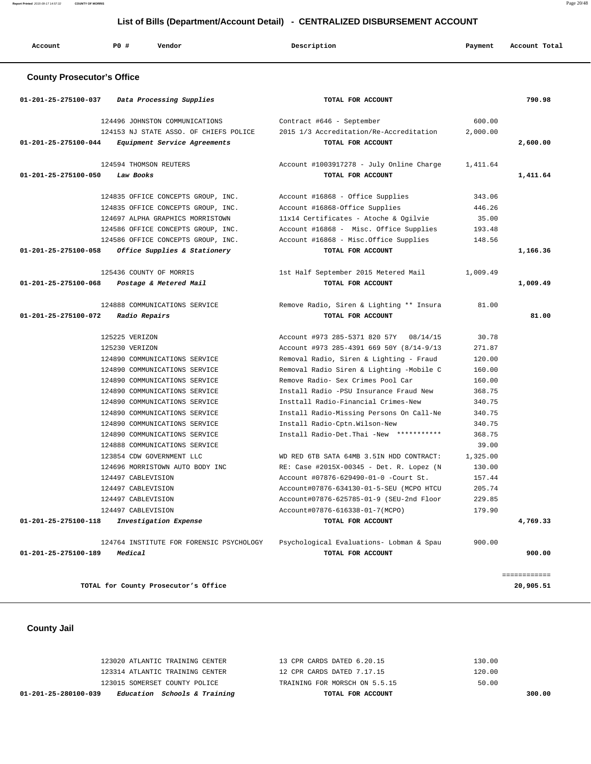## List of Bills (Department/Account Detail) - CENTRALIZED DISBURSEMENT ACCOUNT

| Account | PO # | Vendor | Description | Payment | Account Total |
|---|---|---|---|---|---|

### County Prosecutor's Office

| Account | PO # | Vendor | Description | Payment | Account Total |
|---|---|---|---|---|---|
| 01-201-25-275100-037 | | *Data Processing Supplies* | TOTAL FOR ACCOUNT | | 790.98 |
| | 124496 | JOHNSTON COMMUNICATIONS | Contract #646 - September | 600.00 | |
| | 124153 | NJ STATE ASSO. OF CHIEFS POLICE | 2015 1/3 Accreditation/Re-Accreditation | 2,000.00 | |
| 01-201-25-275100-044 | | *Equipment Service Agreements* | TOTAL FOR ACCOUNT | | 2,600.00 |
| | 124594 | THOMSON REUTERS | Account #1003917278 - July Online Charge | 1,411.64 | |
| 01-201-25-275100-050 | | *Law Books* | TOTAL FOR ACCOUNT | | 1,411.64 |
| | 124835 | OFFICE CONCEPTS GROUP, INC. | Account #16868 - Office Supplies | 343.06 | |
| | 124835 | OFFICE CONCEPTS GROUP, INC. | Account #16868-Office Supplies | 446.26 | |
| | 124697 | ALPHA GRAPHICS MORRISTOWN | 11x14 Certificates - Atoche & Ogilvie | 35.00 | |
| | 124586 | OFFICE CONCEPTS GROUP, INC. | Account #16868 - Misc. Office Supplies | 193.48 | |
| | 124586 | OFFICE CONCEPTS GROUP, INC. | Account #16868 - Misc.Office Supplies | 148.56 | |
| 01-201-25-275100-058 | | *Office Supplies & Stationery* | TOTAL FOR ACCOUNT | | 1,166.36 |
| | 125436 | COUNTY OF MORRIS | 1st Half September 2015 Metered Mail | 1,009.49 | |
| 01-201-25-275100-068 | | *Postage & Metered Mail* | TOTAL FOR ACCOUNT | | 1,009.49 |
| | 124888 | COMMUNICATIONS SERVICE | Remove Radio, Siren & Lighting ** Insura | 81.00 | |
| 01-201-25-275100-072 | | *Radio Repairs* | TOTAL FOR ACCOUNT | | 81.00 |
| | 125225 | VERIZON | Account #973 285-5371 820 57Y 08/14/15 | 30.78 | |
| | 125230 | VERIZON | Account #973 285-4391 669 50Y (8/14-9/13 | 271.87 | |
| | 124890 | COMMUNICATIONS SERVICE | Removal Radio, Siren & Lighting - Fraud | 120.00 | |
| | 124890 | COMMUNICATIONS SERVICE | Removal Radio Siren & Lighting -Mobile C | 160.00 | |
| | 124890 | COMMUNICATIONS SERVICE | Remove Radio- Sex Crimes Pool Car | 160.00 | |
| | 124890 | COMMUNICATIONS SERVICE | Install Radio -PSU Insurance Fraud New | 368.75 | |
| | 124890 | COMMUNICATIONS SERVICE | Insttall Radio-Financial Crimes-New | 340.75 | |
| | 124890 | COMMUNICATIONS SERVICE | Install Radio-Missing Persons On Call-Ne | 340.75 | |
| | 124890 | COMMUNICATIONS SERVICE | Install Radio-Cptn.Wilson-New | 340.75 | |
| | 124890 | COMMUNICATIONS SERVICE | Install Radio-Det.Thai -New *********** | 368.75 | |
| | 124888 | COMMUNICATIONS SERVICE | | 39.00 | |
| | 123854 | CDW GOVERNMENT LLC | WD RED 6TB SATA 64MB 3.5IN HDD CONTRACT: | 1,325.00 | |
| | 124696 | MORRISTOWN AUTO BODY INC | RE: Case #2015X-00345 - Det. R. Lopez (N | 130.00 | |
| | 124497 | CABLEVISION | Account #07876-629490-01-0 -Court St. | 157.44 | |
| | 124497 | CABLEVISION | Account#07876-634130-01-5-SEU (MCPO HTCU | 205.74 | |
| | 124497 | CABLEVISION | Account#07876-625785-01-9 (SEU-2nd Floor | 229.85 | |
| | 124497 | CABLEVISION | Account#07876-616338-01-7(MCPO) | 179.90 | |
| 01-201-25-275100-118 | | *Investigation Expense* | TOTAL FOR ACCOUNT | | 4,769.33 |
| | 124764 | INSTITUTE FOR FORENSIC PSYCHOLOGY | Psychological Evaluations- Lobman & Spau | 900.00 | |
| 01-201-25-275100-189 | | *Medical* | TOTAL FOR ACCOUNT | | 900.00 |
| | | | | | ============ |
| | | TOTAL for County Prosecutor's Office | | | 20,905.51 |

### County Jail

| Account | PO # | Vendor | Description | Payment | Account Total |
|---|---|---|---|---|---|
| | 123020 | ATLANTIC TRAINING CENTER | 13 CPR CARDS DATED 6.20.15 | 130.00 | |
| | 123314 | ATLANTIC TRAINING CENTER | 12 CPR CARDS DATED 7.17.15 | 120.00 | |
| | 123015 | SOMERSET COUNTY POLICE | TRAINING FOR MORSCH ON 5.5.15 | 50.00 | |
| 01-201-25-280100-039 | | *Education Schools & Training* | TOTAL FOR ACCOUNT | | 300.00 |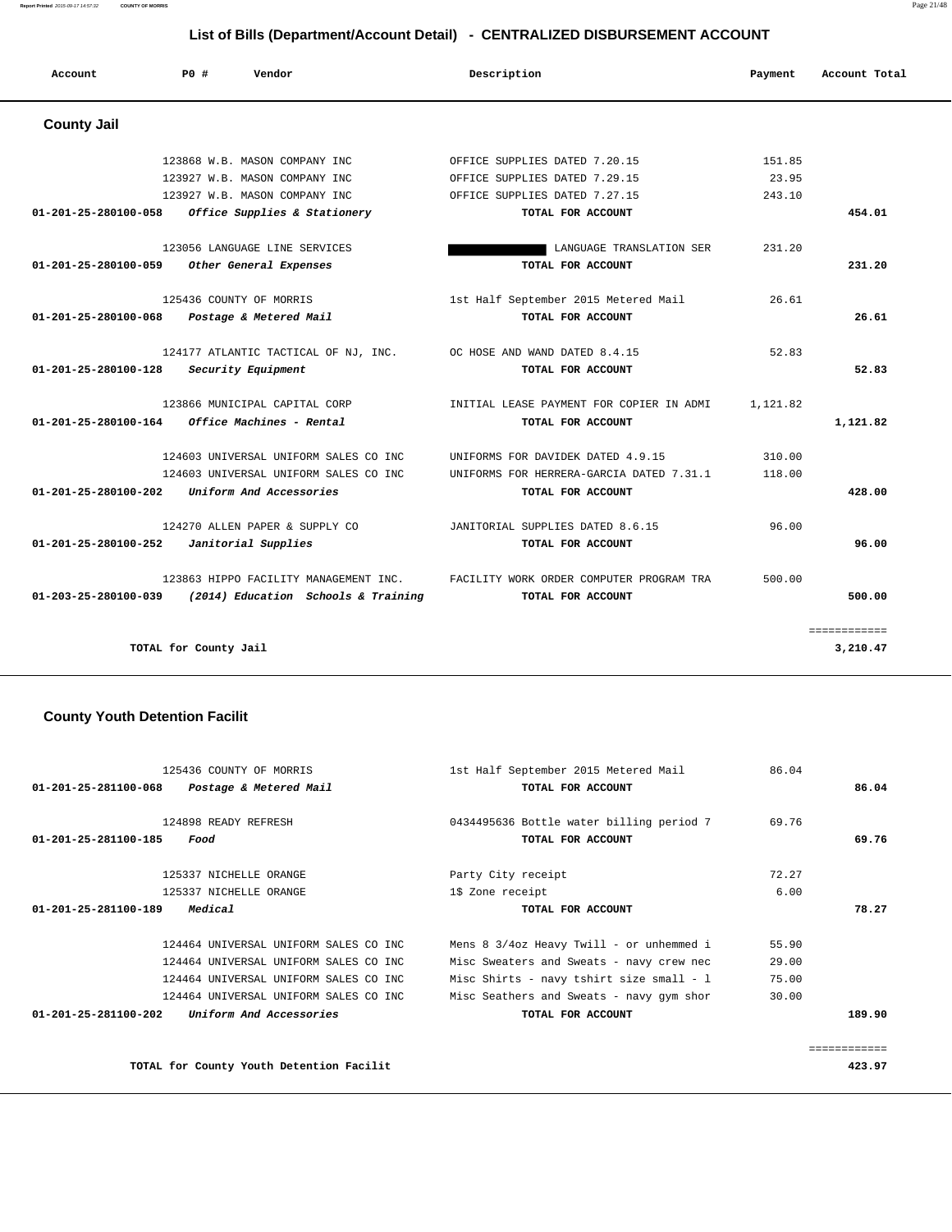# List of Bills (Department/Account Detail) - CENTRALIZED DISBURSEMENT ACCOUNT

| Account | PO # | Vendor | Description | Payment | Account Total |
|---|---|---|---|---|---|

## County Jail

| Account | PO # | Vendor | Description | Payment | Account Total |
|---|---|---|---|---|---|
| | 123868 | W.B. MASON COMPANY INC | OFFICE SUPPLIES DATED 7.20.15 | 151.85 | |
| | 123927 | W.B. MASON COMPANY INC | OFFICE SUPPLIES DATED 7.29.15 | 23.95 | |
| | 123927 | W.B. MASON COMPANY INC | OFFICE SUPPLIES DATED 7.27.15 | 243.10 | |
| **01-201-25-280100-058** | | *Office Supplies & Stationery* | **TOTAL FOR ACCOUNT** | | **454.01** |
| | 123056 | LANGUAGE LINE SERVICES | [REDACTED] LANGUAGE TRANSLATION SER | 231.20 | |
| **01-201-25-280100-059** | | *Other General Expenses* | **TOTAL FOR ACCOUNT** | | **231.20** |
| | 125436 | COUNTY OF MORRIS | 1st Half September 2015 Metered Mail | 26.61 | |
| **01-201-25-280100-068** | | *Postage & Metered Mail* | **TOTAL FOR ACCOUNT** | | **26.61** |
| | 124177 | ATLANTIC TACTICAL OF NJ, INC. | OC HOSE AND WAND DATED 8.4.15 | 52.83 | |
| **01-201-25-280100-128** | | *Security Equipment* | **TOTAL FOR ACCOUNT** | | **52.83** |
| | 123866 | MUNICIPAL CAPITAL CORP | INITIAL LEASE PAYMENT FOR COPIER IN ADMI | 1,121.82 | |
| **01-201-25-280100-164** | | *Office Machines - Rental* | **TOTAL FOR ACCOUNT** | | **1,121.82** |
| | 124603 | UNIVERSAL UNIFORM SALES CO INC | UNIFORMS FOR DAVIDEK DATED 4.9.15 | 310.00 | |
| | 124603 | UNIVERSAL UNIFORM SALES CO INC | UNIFORMS FOR HERRERA-GARCIA DATED 7.31.1 | 118.00 | |
| **01-201-25-280100-202** | | *Uniform And Accessories* | **TOTAL FOR ACCOUNT** | | **428.00** |
| | 124270 | ALLEN PAPER & SUPPLY CO | JANITORIAL SUPPLIES DATED 8.6.15 | 96.00 | |
| **01-201-25-280100-252** | | *Janitorial Supplies* | **TOTAL FOR ACCOUNT** | | **96.00** |
| | 123863 | HIPPO FACILITY MANAGEMENT INC. | FACILITY WORK ORDER COMPUTER PROGRAM TRA | 500.00 | |
| **01-203-25-280100-039** | | *(2014) Education Schools & Training* | **TOTAL FOR ACCOUNT** | | **500.00** |
| | | | | | ============ |
| | | **TOTAL for County Jail** | | | **3,210.47** |

## County Youth Detention Facilit

| Account | PO # | Vendor | Description | Payment | Account Total |
|---|---|---|---|---|---|
| | 125436 | COUNTY OF MORRIS | 1st Half September 2015 Metered Mail | 86.04 | |
| **01-201-25-281100-068** | | *Postage & Metered Mail* | **TOTAL FOR ACCOUNT** | | **86.04** |
| | 124898 | READY REFRESH | 0434495636 Bottle water billing period 7 | 69.76 | |
| **01-201-25-281100-185** | | *Food* | **TOTAL FOR ACCOUNT** | | **69.76** |
| | 125337 | NICHELLE ORANGE | Party City receipt | 72.27 | |
| | 125337 | NICHELLE ORANGE | 1$ Zone receipt | 6.00 | |
| **01-201-25-281100-189** | | *Medical* | **TOTAL FOR ACCOUNT** | | **78.27** |
| | 124464 | UNIVERSAL UNIFORM SALES CO INC | Mens 8 3/4oz Heavy Twill - or unhemmed i | 55.90 | |
| | 124464 | UNIVERSAL UNIFORM SALES CO INC | Misc Sweaters and Sweats - navy crew nec | 29.00 | |
| | 124464 | UNIVERSAL UNIFORM SALES CO INC | Misc Shirts - navy tshirt size small - l | 75.00 | |
| | 124464 | UNIVERSAL UNIFORM SALES CO INC | Misc Seathers and Sweats - navy gym shor | 30.00 | |
| **01-201-25-281100-202** | | *Uniform And Accessories* | **TOTAL FOR ACCOUNT** | | **189.90** |
| | | | | | ============ |
| | | **TOTAL for County Youth Detention Facilit** | | | **423.97** |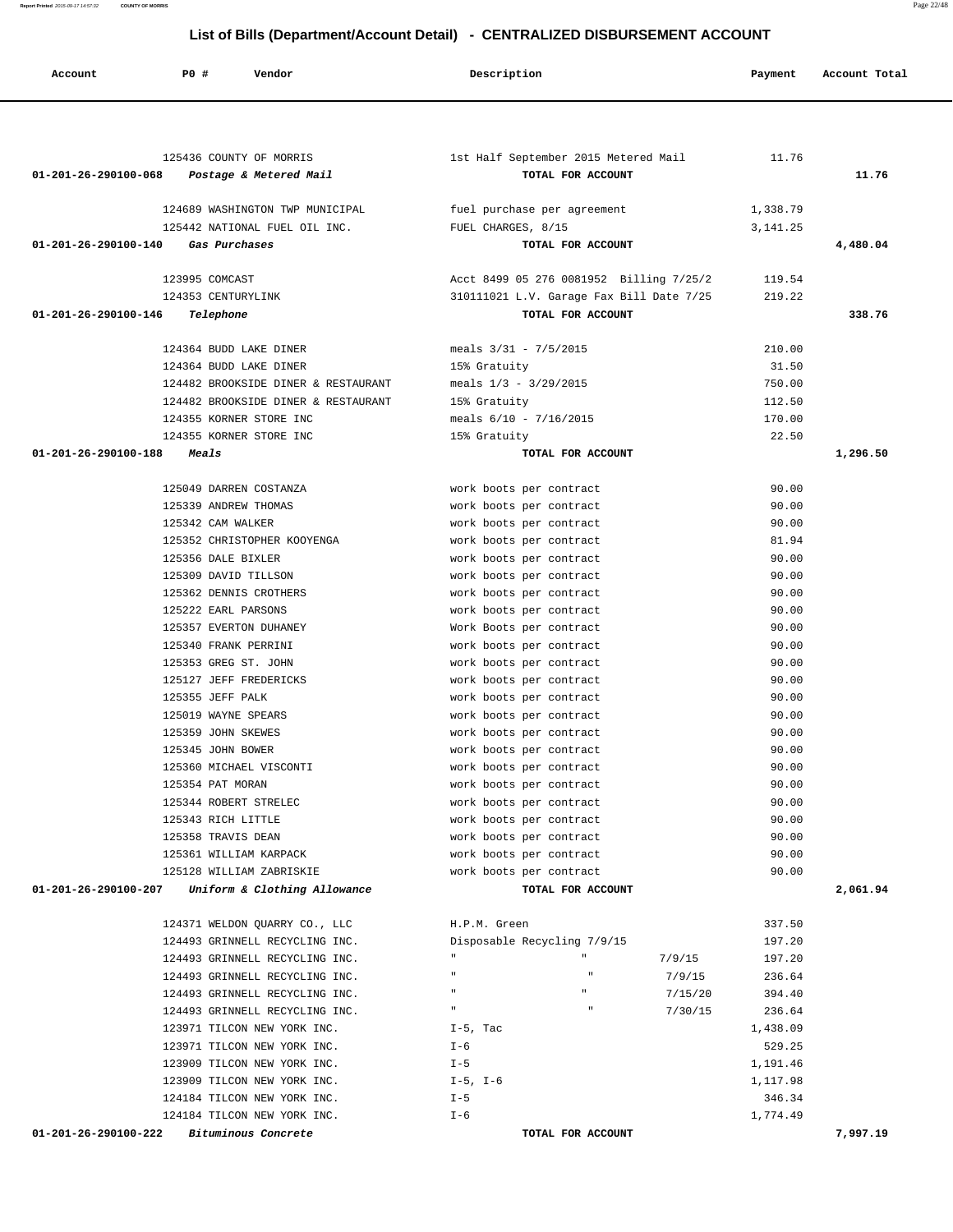## List of Bills (Department/Account Detail) - CENTRALIZED DISBURSEMENT ACCOUNT

| Account | PO # | Vendor | Description | Payment | Account Total |
|---|---|---|---|---|---|
| | 125436 | COUNTY OF MORRIS | 1st Half September 2015 Metered Mail | 11.76 | |
| 01-201-26-290100-068 | | *Postage & Metered Mail* | TOTAL FOR ACCOUNT | | 11.76 |
| | 124689 | WASHINGTON TWP MUNICIPAL | fuel purchase per agreement | 1,338.79 | |
| | 125442 | NATIONAL FUEL OIL INC. | FUEL CHARGES, 8/15 | 3,141.25 | |
| 01-201-26-290100-140 | | *Gas Purchases* | TOTAL FOR ACCOUNT | | 4,480.04 |
| | 123995 | COMCAST | Acct 8499 05 276 0081952 Billing 7/25/2 | 119.54 | |
| | 124353 | CENTURYLINK | 310111021 L.V. Garage Fax Bill Date 7/25 | 219.22 | |
| 01-201-26-290100-146 | | *Telephone* | TOTAL FOR ACCOUNT | | 338.76 |
| | 124364 | BUDD LAKE DINER | meals 3/31 - 7/5/2015 | 210.00 | |
| | 124364 | BUDD LAKE DINER | 15% Gratuity | 31.50 | |
| | 124482 | BROOKSIDE DINER & RESTAURANT | meals 1/3 - 3/29/2015 | 750.00 | |
| | 124482 | BROOKSIDE DINER & RESTAURANT | 15% Gratuity | 112.50 | |
| | 124355 | KORNER STORE INC | meals 6/10 - 7/16/2015 | 170.00 | |
| | 124355 | KORNER STORE INC | 15% Gratuity | 22.50 | |
| 01-201-26-290100-188 | | *Meals* | TOTAL FOR ACCOUNT | | 1,296.50 |
| | 125049 | DARREN COSTANZA | work boots per contract | 90.00 | |
| | 125339 | ANDREW THOMAS | work boots per contract | 90.00 | |
| | 125342 | CAM WALKER | work boots per contract | 90.00 | |
| | 125352 | CHRISTOPHER KOOYENGA | work boots per contract | 81.94 | |
| | 125356 | DALE BIXLER | work boots per contract | 90.00 | |
| | 125309 | DAVID TILLSON | work boots per contract | 90.00 | |
| | 125362 | DENNIS CROTHERS | work boots per contract | 90.00 | |
| | 125222 | EARL PARSONS | work boots per contract | 90.00 | |
| | 125357 | EVERTON DUHANEY | Work Boots per contract | 90.00 | |
| | 125340 | FRANK PERRINI | work boots per contract | 90.00 | |
| | 125353 | GREG ST. JOHN | work boots per contract | 90.00 | |
| | 125127 | JEFF FREDERICKS | work boots per contract | 90.00 | |
| | 125355 | JEFF PALK | work boots per contract | 90.00 | |
| | 125019 | WAYNE SPEARS | work boots per contract | 90.00 | |
| | 125359 | JOHN SKEWES | work boots per contract | 90.00 | |
| | 125345 | JOHN BOWER | work boots per contract | 90.00 | |
| | 125360 | MICHAEL VISCONTI | work boots per contract | 90.00 | |
| | 125354 | PAT MORAN | work boots per contract | 90.00 | |
| | 125344 | ROBERT STRELEC | work boots per contract | 90.00 | |
| | 125343 | RICH LITTLE | work boots per contract | 90.00 | |
| | 125358 | TRAVIS DEAN | work boots per contract | 90.00 | |
| | 125361 | WILLIAM KARPACK | work boots per contract | 90.00 | |
| | 125128 | WILLIAM ZABRISKIE | work boots per contract | 90.00 | |
| 01-201-26-290100-207 | | *Uniform & Clothing Allowance* | TOTAL FOR ACCOUNT | | 2,061.94 |
| | 124371 | WELDON QUARRY CO., LLC | H.P.M. Green | 337.50 | |
| | 124493 | GRINNELL RECYCLING INC. | Disposable Recycling 7/9/15 | 197.20 | |
| | 124493 | GRINNELL RECYCLING INC. | " " 7/9/15 | 197.20 | |
| | 124493 | GRINNELL RECYCLING INC. | " " 7/9/15 | 236.64 | |
| | 124493 | GRINNELL RECYCLING INC. | " " 7/15/20 | 394.40 | |
| | 124493 | GRINNELL RECYCLING INC. | " " 7/30/15 | 236.64 | |
| | 123971 | TILCON NEW YORK INC. | I-5, Tac | 1,438.09 | |
| | 123971 | TILCON NEW YORK INC. | I-6 | 529.25 | |
| | 123909 | TILCON NEW YORK INC. | I-5 | 1,191.46 | |
| | 123909 | TILCON NEW YORK INC. | I-5, I-6 | 1,117.98 | |
| | 124184 | TILCON NEW YORK INC. | I-5 | 346.34 | |
| | 124184 | TILCON NEW YORK INC. | I-6 | 1,774.49 | |
| 01-201-26-290100-222 | | *Bituminous Concrete* | TOTAL FOR ACCOUNT | | 7,997.19 |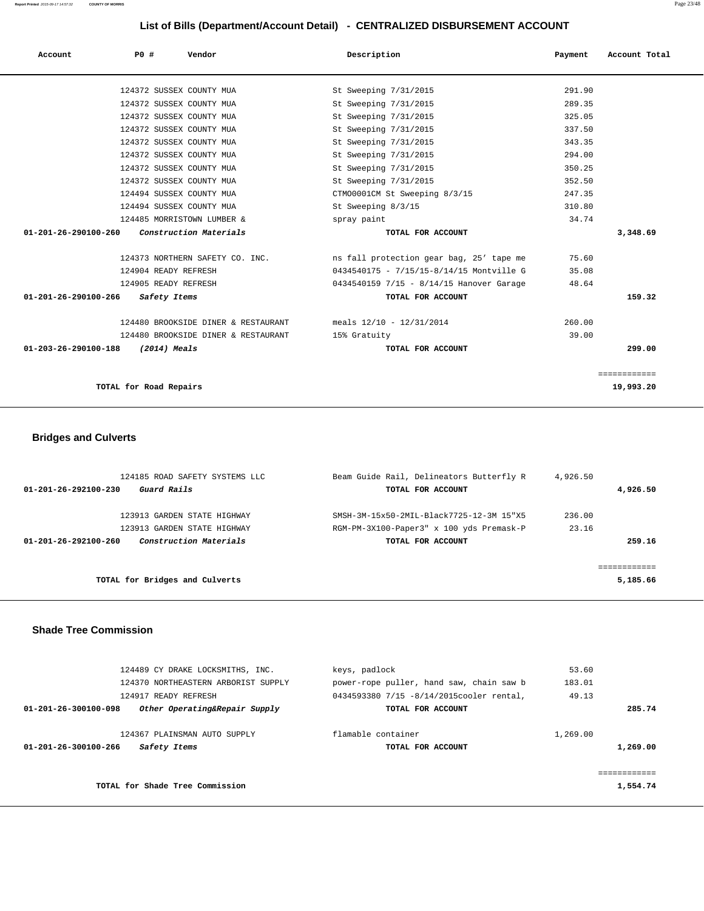# List of Bills (Department/Account Detail) - CENTRALIZED DISBURSEMENT ACCOUNT

| Account | PO # | Vendor | Description | Payment | Account Total |
|---|---|---|---|---|---|
| | 124372 | SUSSEX COUNTY MUA | St Sweeping 7/31/2015 | 291.90 | |
| | 124372 | SUSSEX COUNTY MUA | St Sweeping 7/31/2015 | 289.35 | |
| | 124372 | SUSSEX COUNTY MUA | St Sweeping 7/31/2015 | 325.05 | |
| | 124372 | SUSSEX COUNTY MUA | St Sweeping 7/31/2015 | 337.50 | |
| | 124372 | SUSSEX COUNTY MUA | St Sweeping 7/31/2015 | 343.35 | |
| | 124372 | SUSSEX COUNTY MUA | St Sweeping 7/31/2015 | 294.00 | |
| | 124372 | SUSSEX COUNTY MUA | St Sweeping 7/31/2015 | 350.25 | |
| | 124372 | SUSSEX COUNTY MUA | St Sweeping 7/31/2015 | 352.50 | |
| | 124494 | SUSSEX COUNTY MUA | CTMO0001CM St Sweeping 8/3/15 | 247.35 | |
| | 124494 | SUSSEX COUNTY MUA | St Sweeping 8/3/15 | 310.80 | |
| | 124485 | MORRISTOWN LUMBER & | spray paint | 34.74 | |
| **01-201-26-290100-260** | ***Construction Materials*** | | **TOTAL FOR ACCOUNT** | | **3,348.69** |
| | 124373 | NORTHERN SAFETY CO. INC. | ns fall protection gear bag, 25' tape me | 75.60 | |
| | 124904 | READY REFRESH | 0434540175 - 7/15/15-8/14/15 Montville G | 35.08 | |
| | 124905 | READY REFRESH | 0434540159 7/15 - 8/14/15 Hanover Garage | 48.64 | |
| **01-201-26-290100-266** | ***Safety Items*** | | **TOTAL FOR ACCOUNT** | | **159.32** |
| | 124480 | BROOKSIDE DINER & RESTAURANT | meals 12/10 - 12/31/2014 | 260.00 | |
| | 124480 | BROOKSIDE DINER & RESTAURANT | 15% Gratuity | 39.00 | |
| **01-203-26-290100-188** | ***(2014) Meals*** | | **TOTAL FOR ACCOUNT** | | **299.00** |
| | | | | | ============ |
| | **TOTAL for Road Repairs** | | | | **19,993.20** |

## Bridges and Culverts

| Account | PO # | Vendor | Description | Payment | Account Total |
|---|---|---|---|---|---|
| | 124185 | ROAD SAFETY SYSTEMS LLC | Beam Guide Rail, Delineators Butterfly R | 4,926.50 | |
| **01-201-26-292100-230** | ***Guard Rails*** | | **TOTAL FOR ACCOUNT** | | **4,926.50** |
| | 123913 | GARDEN STATE HIGHWAY | SMSH-3M-15x50-2MIL-Black7725-12-3M 15"X5 | 236.00 | |
| | 123913 | GARDEN STATE HIGHWAY | RGM-PM-3X100-Paper3" x 100 yds Premask-P | 23.16 | |
| **01-201-26-292100-260** | ***Construction Materials*** | | **TOTAL FOR ACCOUNT** | | **259.16** |
| | | | | | ============ |
| | **TOTAL for Bridges and Culverts** | | | | **5,185.66** |

## Shade Tree Commission

| Account | PO # | Vendor | Description | Payment | Account Total |
|---|---|---|---|---|---|
| | 124489 | CY DRAKE LOCKSMITHS, INC. | keys, padlock | 53.60 | |
| | 124370 | NORTHEASTERN ARBORIST SUPPLY | power-rope puller, hand saw, chain saw b | 183.01 | |
| | 124917 | READY REFRESH | 0434593380 7/15 -8/14/2015cooler rental, | 49.13 | |
| **01-201-26-300100-098** | ***Other Operating&Repair Supply*** | | **TOTAL FOR ACCOUNT** | | **285.74** |
| | 124367 | PLAINSMAN AUTO SUPPLY | flamable container | 1,269.00 | |
| **01-201-26-300100-266** | ***Safety Items*** | | **TOTAL FOR ACCOUNT** | | **1,269.00** |
| | | | | | ============ |
| | **TOTAL for Shade Tree Commission** | | | | **1,554.74** |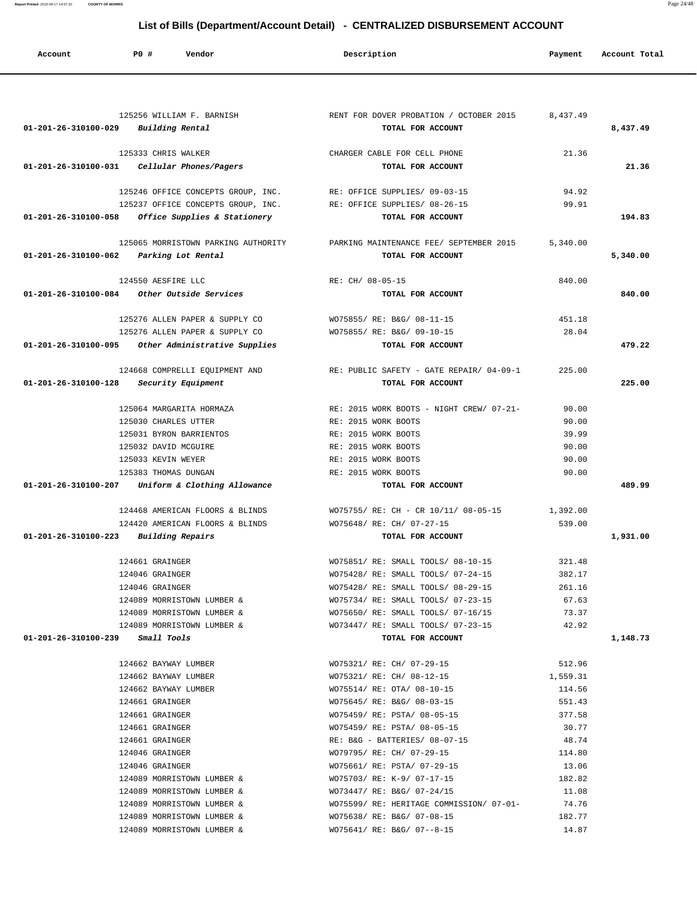## List of Bills (Department/Account Detail) - CENTRALIZED DISBURSEMENT ACCOUNT

| Account | PO # | Vendor | Description | Payment | Account Total |
|---|---|---|---|---|---|
| | 125256 | WILLIAM F. BARNISH | RENT FOR DOVER PROBATION / OCTOBER 2015 | 8,437.49 | |
| 01-201-26-310100-029 | | *Building Rental* | TOTAL FOR ACCOUNT | | 8,437.49 |
| | 125333 | CHRIS WALKER | CHARGER CABLE FOR CELL PHONE | 21.36 | |
| 01-201-26-310100-031 | | *Cellular Phones/Pagers* | TOTAL FOR ACCOUNT | | 21.36 |
| | 125246 | OFFICE CONCEPTS GROUP, INC. | RE: OFFICE SUPPLIES/ 09-03-15 | 94.92 | |
| | 125237 | OFFICE CONCEPTS GROUP, INC. | RE: OFFICE SUPPLIES/ 08-26-15 | 99.91 | |
| 01-201-26-310100-058 | | *Office Supplies & Stationery* | TOTAL FOR ACCOUNT | | 194.83 |
| | 125065 | MORRISTOWN PARKING AUTHORITY | PARKING MAINTENANCE FEE/ SEPTEMBER 2015 | 5,340.00 | |
| 01-201-26-310100-062 | | *Parking Lot Rental* | TOTAL FOR ACCOUNT | | 5,340.00 |
| | 124550 | AESFIRE LLC | RE: CH/ 08-05-15 | 840.00 | |
| 01-201-26-310100-084 | | *Other Outside Services* | TOTAL FOR ACCOUNT | | 840.00 |
| | 125276 | ALLEN PAPER & SUPPLY CO | WO75855/ RE: B&G/ 08-11-15 | 451.18 | |
| | 125276 | ALLEN PAPER & SUPPLY CO | WO75855/ RE: B&G/ 09-10-15 | 28.04 | |
| 01-201-26-310100-095 | | *Other Administrative Supplies* | TOTAL FOR ACCOUNT | | 479.22 |
| | 124668 | COMPRELLI EQUIPMENT AND | RE: PUBLIC SAFETY - GATE REPAIR/ 04-09-1 | 225.00 | |
| 01-201-26-310100-128 | | *Security Equipment* | TOTAL FOR ACCOUNT | | 225.00 |
| | 125064 | MARGARITA HORMAZA | RE: 2015 WORK BOOTS - NIGHT CREW/ 07-21- | 90.00 | |
| | 125030 | CHARLES UTTER | RE: 2015 WORK BOOTS | 90.00 | |
| | 125031 | BYRON BARRIENTOS | RE: 2015 WORK BOOTS | 39.99 | |
| | 125032 | DAVID MCGUIRE | RE: 2015 WORK BOOTS | 90.00 | |
| | 125033 | KEVIN WEYER | RE: 2015 WORK BOOTS | 90.00 | |
| | 125383 | THOMAS DUNGAN | RE: 2015 WORK BOOTS | 90.00 | |
| 01-201-26-310100-207 | | *Uniform & Clothing Allowance* | TOTAL FOR ACCOUNT | | 489.99 |
| | 124468 | AMERICAN FLOORS & BLINDS | WO75755/ RE: CH - CR 10/11/ 08-05-15 | 1,392.00 | |
| | 124420 | AMERICAN FLOORS & BLINDS | WO75648/ RE: CH/ 07-27-15 | 539.00 | |
| 01-201-26-310100-223 | | *Building Repairs* | TOTAL FOR ACCOUNT | | 1,931.00 |
| | 124661 | GRAINGER | WO75851/ RE: SMALL TOOLS/ 08-10-15 | 321.48 | |
| | 124046 | GRAINGER | WO75428/ RE: SMALL TOOLS/ 07-24-15 | 382.17 | |
| | 124046 | GRAINGER | WO75428/ RE: SMALL TOOLS/ 08-29-15 | 261.16 | |
| | 124089 | MORRISTOWN LUMBER & | WO75734/ RE: SMALL TOOLS/ 07-23-15 | 67.63 | |
| | 124089 | MORRISTOWN LUMBER & | WO75650/ RE: SMALL TOOLS/ 07-16/15 | 73.37 | |
| | 124089 | MORRISTOWN LUMBER & | WO73447/ RE: SMALL TOOLS/ 07-23-15 | 42.92 | |
| 01-201-26-310100-239 | | *Small Tools* | TOTAL FOR ACCOUNT | | 1,148.73 |
| | 124662 | BAYWAY LUMBER | WO75321/ RE: CH/ 07-29-15 | 512.96 | |
| | 124662 | BAYWAY LUMBER | WO75321/ RE: CH/ 08-12-15 | 1,559.31 | |
| | 124662 | BAYWAY LUMBER | WO75514/ RE: OTA/ 08-10-15 | 114.56 | |
| | 124661 | GRAINGER | WO75645/ RE: B&G/ 08-03-15 | 551.43 | |
| | 124661 | GRAINGER | WO75459/ RE: PSTA/ 08-05-15 | 377.58 | |
| | 124661 | GRAINGER | WO75459/ RE: PSTA/ 08-05-15 | 30.77 | |
| | 124661 | GRAINGER | RE: B&G - BATTERIES/ 08-07-15 | 48.74 | |
| | 124046 | GRAINGER | WO79795/ RE: CH/ 07-29-15 | 114.80 | |
| | 124046 | GRAINGER | WO75661/ RE: PSTA/ 07-29-15 | 13.06 | |
| | 124089 | MORRISTOWN LUMBER & | WO75703/ RE: K-9/ 07-17-15 | 182.82 | |
| | 124089 | MORRISTOWN LUMBER & | WO73447/ RE: B&G/ 07-24/15 | 11.08 | |
| | 124089 | MORRISTOWN LUMBER & | WO75599/ RE: HERITAGE COMMISSION/ 07-01- | 74.76 | |
| | 124089 | MORRISTOWN LUMBER & | WO75638/ RE: B&G/ 07-08-15 | 182.77 | |
| | 124089 | MORRISTOWN LUMBER & | WO75641/ RE: B&G/ 07--8-15 | 14.87 | |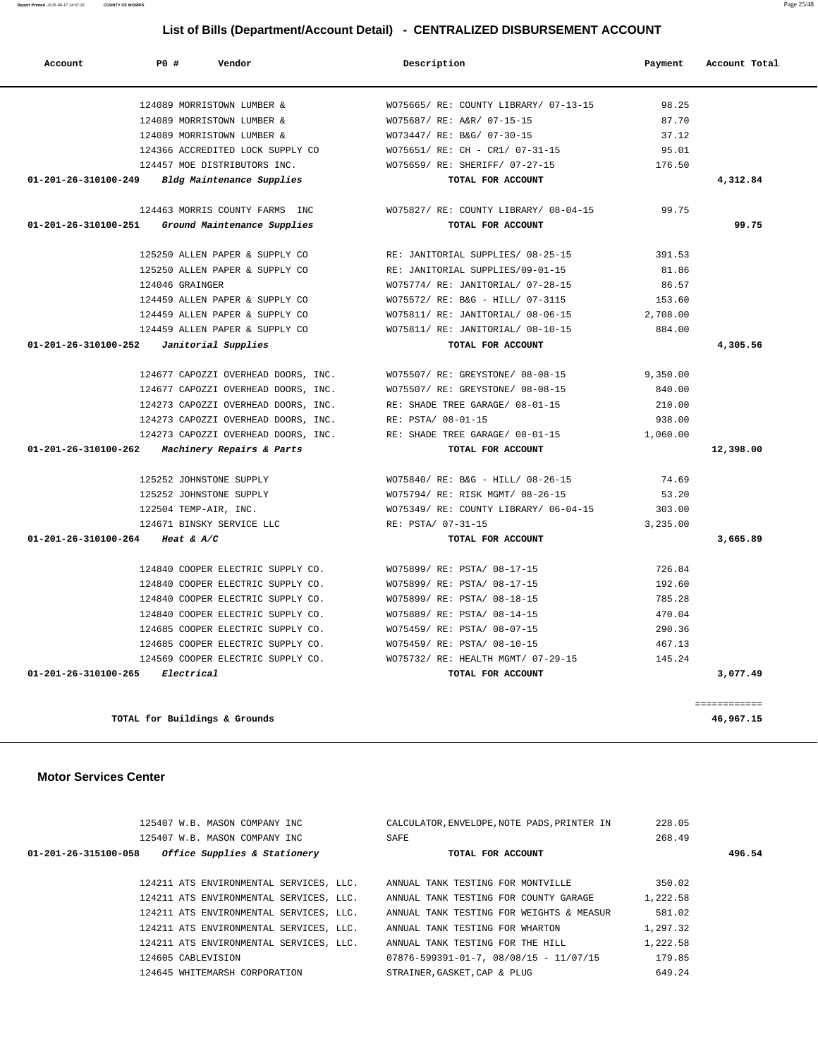## List of Bills (Department/Account Detail) - CENTRALIZED DISBURSEMENT ACCOUNT

| Account | PO # | Vendor | Description | Payment | Account Total |
|---|---|---|---|---|---|
| | 124089 | MORRISTOWN LUMBER & | WO75665/ RE: COUNTY LIBRARY/ 07-13-15 | 98.25 | |
| | 124089 | MORRISTOWN LUMBER & | WO75687/ RE: A&R/ 07-15-15 | 87.70 | |
| | 124089 | MORRISTOWN LUMBER & | WO73447/ RE: B&G/ 07-30-15 | 37.12 | |
| | 124366 | ACCREDITED LOCK SUPPLY CO | WO75651/ RE: CH - CR1/ 07-31-15 | 95.01 | |
| | 124457 | MOE DISTRIBUTORS INC. | WO75659/ RE: SHERIFF/ 07-27-15 | 176.50 | |
| **01-201-26-310100-249** | | ***Bldg Maintenance Supplies*** | **TOTAL FOR ACCOUNT** | | **4,312.84** |
| | 124463 | MORRIS COUNTY FARMS INC | WO75827/ RE: COUNTY LIBRARY/ 08-04-15 | 99.75 | |
| **01-201-26-310100-251** | | ***Ground Maintenance Supplies*** | **TOTAL FOR ACCOUNT** | | **99.75** |
| | 125250 | ALLEN PAPER & SUPPLY CO | RE: JANITORIAL SUPPLIES/ 08-25-15 | 391.53 | |
| | 125250 | ALLEN PAPER & SUPPLY CO | RE: JANITORIAL SUPPLIES/09-01-15 | 81.86 | |
| | 124046 | GRAINGER | WO75774/ RE: JANITORIAL/ 07-28-15 | 86.57 | |
| | 124459 | ALLEN PAPER & SUPPLY CO | WO75572/ RE: B&G - HILL/ 07-3115 | 153.60 | |
| | 124459 | ALLEN PAPER & SUPPLY CO | WO75811/ RE: JANITORIAL/ 08-06-15 | 2,708.00 | |
| | 124459 | ALLEN PAPER & SUPPLY CO | WO75811/ RE: JANITORIAL/ 08-10-15 | 884.00 | |
| **01-201-26-310100-252** | | ***Janitorial Supplies*** | **TOTAL FOR ACCOUNT** | | **4,305.56** |
| | 124677 | CAPOZZI OVERHEAD DOORS, INC. | WO75507/ RE: GREYSTONE/ 08-08-15 | 9,350.00 | |
| | 124677 | CAPOZZI OVERHEAD DOORS, INC. | WO75507/ RE: GREYSTONE/ 08-08-15 | 840.00 | |
| | 124273 | CAPOZZI OVERHEAD DOORS, INC. | RE: SHADE TREE GARAGE/ 08-01-15 | 210.00 | |
| | 124273 | CAPOZZI OVERHEAD DOORS, INC. | RE: PSTA/ 08-01-15 | 938.00 | |
| | 124273 | CAPOZZI OVERHEAD DOORS, INC. | RE: SHADE TREE GARAGE/ 08-01-15 | 1,060.00 | |
| **01-201-26-310100-262** | | ***Machinery Repairs & Parts*** | **TOTAL FOR ACCOUNT** | | **12,398.00** |
| | 125252 | JOHNSTONE SUPPLY | WO75840/ RE: B&G - HILL/ 08-26-15 | 74.69 | |
| | 125252 | JOHNSTONE SUPPLY | WO75794/ RE: RISK MGMT/ 08-26-15 | 53.20 | |
| | 122504 | TEMP-AIR, INC. | WO75349/ RE: COUNTY LIBRARY/ 06-04-15 | 303.00 | |
| | 124671 | BINSKY SERVICE LLC | RE: PSTA/ 07-31-15 | 3,235.00 | |
| **01-201-26-310100-264** | | ***Heat & A/C*** | **TOTAL FOR ACCOUNT** | | **3,665.89** |
| | 124840 | COOPER ELECTRIC SUPPLY CO. | WO75899/ RE: PSTA/ 08-17-15 | 726.84 | |
| | 124840 | COOPER ELECTRIC SUPPLY CO. | WO75899/ RE: PSTA/ 08-17-15 | 192.60 | |
| | 124840 | COOPER ELECTRIC SUPPLY CO. | WO75899/ RE: PSTA/ 08-18-15 | 785.28 | |
| | 124840 | COOPER ELECTRIC SUPPLY CO. | WO75889/ RE: PSTA/ 08-14-15 | 470.04 | |
| | 124685 | COOPER ELECTRIC SUPPLY CO. | WO75459/ RE: PSTA/ 08-07-15 | 290.36 | |
| | 124685 | COOPER ELECTRIC SUPPLY CO. | WO75459/ RE: PSTA/ 08-10-15 | 467.13 | |
| | 124569 | COOPER ELECTRIC SUPPLY CO. | WO75732/ RE: HEALTH MGMT/ 07-29-15 | 145.24 | |
| **01-201-26-310100-265** | | ***Electrical*** | **TOTAL FOR ACCOUNT** | | **3,077.49** |
| | | | | | ============ |
| | | **TOTAL for Buildings & Grounds** | | | **46,967.15** |

### Motor Services Center

| Account | PO # | Vendor | Description | Payment | Account Total |
|---|---|---|---|---|---|
| | 125407 | W.B. MASON COMPANY INC | CALCULATOR,ENVELOPE,NOTE PADS,PRINTER IN | 228.05 | |
| | 125407 | W.B. MASON COMPANY INC | SAFE | 268.49 | |
| **01-201-26-315100-058** | | ***Office Supplies & Stationery*** | **TOTAL FOR ACCOUNT** | | **496.54** |
| | 124211 | ATS ENVIRONMENTAL SERVICES, LLC. | ANNUAL TANK TESTING FOR MONTVILLE | 350.02 | |
| | 124211 | ATS ENVIRONMENTAL SERVICES, LLC. | ANNUAL TANK TESTING FOR COUNTY GARAGE | 1,222.58 | |
| | 124211 | ATS ENVIRONMENTAL SERVICES, LLC. | ANNUAL TANK TESTING FOR WEIGHTS & MEASUR | 581.02 | |
| | 124211 | ATS ENVIRONMENTAL SERVICES, LLC. | ANNUAL TANK TESTING FOR WHARTON | 1,297.32 | |
| | 124211 | ATS ENVIRONMENTAL SERVICES, LLC. | ANNUAL TANK TESTING FOR THE HILL | 1,222.58 | |
| | 124605 | CABLEVISION | 07876-599391-01-7, 08/08/15 - 11/07/15 | 179.85 | |
| | 124645 | WHITEMARSH CORPORATION | STRAINER,GASKET,CAP & PLUG | 649.24 | |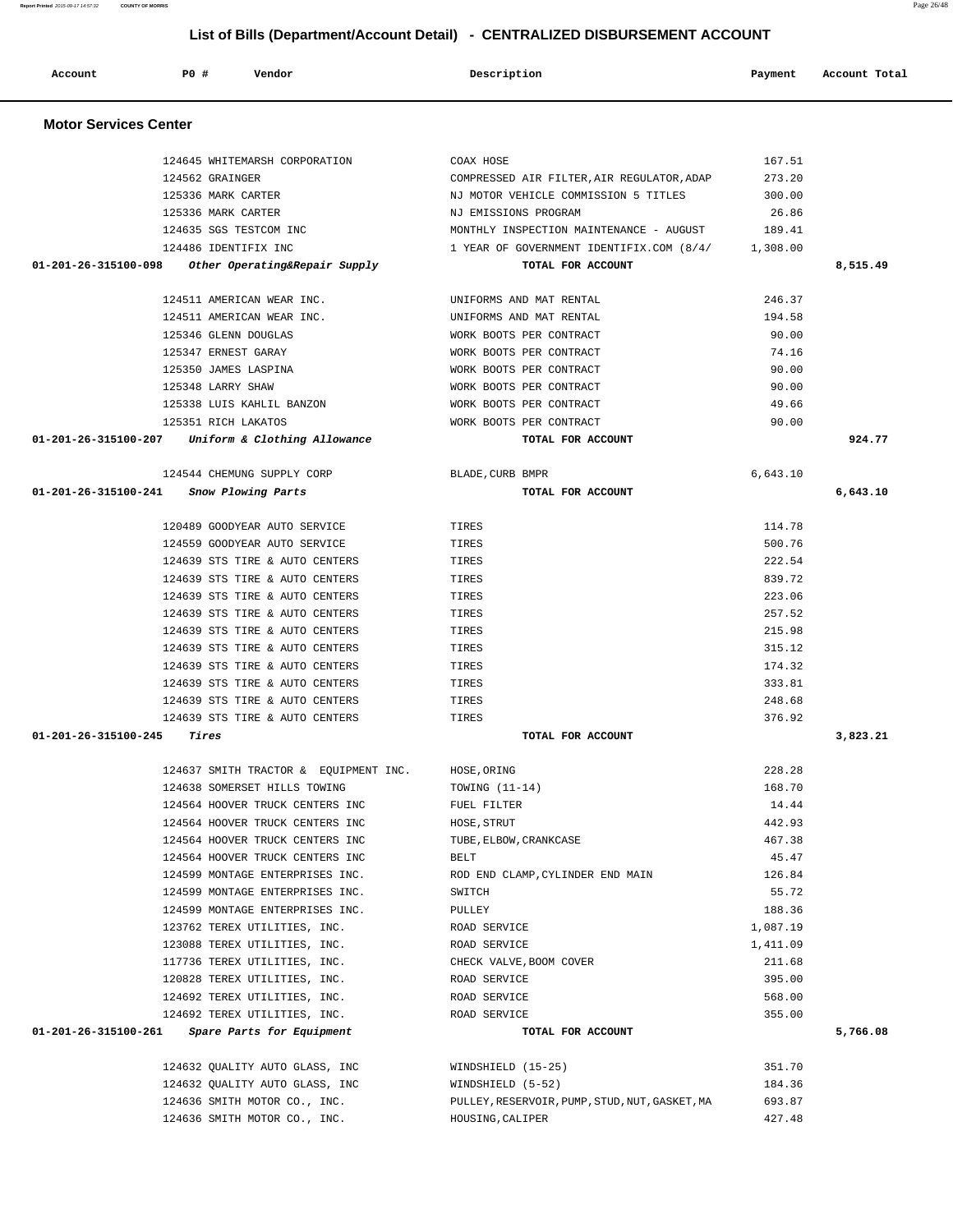## List of Bills (Department/Account Detail) - CENTRALIZED DISBURSEMENT ACCOUNT

| Account | PO # | Vendor | Description | Payment | Account Total |
|---|---|---|---|---|---|

### Motor Services Center

| Account | PO # | Vendor | Description | Payment | Account Total |
|---|---|---|---|---|---|
| | 124645 | WHITEMARSH CORPORATION | COAX HOSE | 167.51 | |
| | 124562 | GRAINGER | COMPRESSED AIR FILTER,AIR REGULATOR,ADAP | 273.20 | |
| | 125336 | MARK CARTER | NJ MOTOR VEHICLE COMMISSION 5 TITLES | 300.00 | |
| | 125336 | MARK CARTER | NJ EMISSIONS PROGRAM | 26.86 | |
| | 124635 | SGS TESTCOM INC | MONTHLY INSPECTION MAINTENANCE - AUGUST | 189.41 | |
| | 124486 | IDENTIFIX INC | 1 YEAR OF GOVERNMENT IDENTIFIX.COM (8/4/ | 1,308.00 | |
| **01-201-26-315100-098** | | *Other Operating&Repair Supply* | **TOTAL FOR ACCOUNT** | | **8,515.49** |
| | 124511 | AMERICAN WEAR INC. | UNIFORMS AND MAT RENTAL | 246.37 | |
| | 124511 | AMERICAN WEAR INC. | UNIFORMS AND MAT RENTAL | 194.58 | |
| | 125346 | GLENN DOUGLAS | WORK BOOTS PER CONTRACT | 90.00 | |
| | 125347 | ERNEST GARAY | WORK BOOTS PER CONTRACT | 74.16 | |
| | 125350 | JAMES LASPINA | WORK BOOTS PER CONTRACT | 90.00 | |
| | 125348 | LARRY SHAW | WORK BOOTS PER CONTRACT | 90.00 | |
| | 125338 | LUIS KAHLIL BANZON | WORK BOOTS PER CONTRACT | 49.66 | |
| | 125351 | RICH LAKATOS | WORK BOOTS PER CONTRACT | 90.00 | |
| **01-201-26-315100-207** | | *Uniform & Clothing Allowance* | **TOTAL FOR ACCOUNT** | | **924.77** |
| | 124544 | CHEMUNG SUPPLY CORP | BLADE,CURB BMPR | 6,643.10 | |
| **01-201-26-315100-241** | | *Snow Plowing Parts* | **TOTAL FOR ACCOUNT** | | **6,643.10** |
| | 120489 | GOODYEAR AUTO SERVICE | TIRES | 114.78 | |
| | 124559 | GOODYEAR AUTO SERVICE | TIRES | 500.76 | |
| | 124639 | STS TIRE & AUTO CENTERS | TIRES | 222.54 | |
| | 124639 | STS TIRE & AUTO CENTERS | TIRES | 839.72 | |
| | 124639 | STS TIRE & AUTO CENTERS | TIRES | 223.06 | |
| | 124639 | STS TIRE & AUTO CENTERS | TIRES | 257.52 | |
| | 124639 | STS TIRE & AUTO CENTERS | TIRES | 215.98 | |
| | 124639 | STS TIRE & AUTO CENTERS | TIRES | 315.12 | |
| | 124639 | STS TIRE & AUTO CENTERS | TIRES | 174.32 | |
| | 124639 | STS TIRE & AUTO CENTERS | TIRES | 333.81 | |
| | 124639 | STS TIRE & AUTO CENTERS | TIRES | 248.68 | |
| | 124639 | STS TIRE & AUTO CENTERS | TIRES | 376.92 | |
| **01-201-26-315100-245** | | *Tires* | **TOTAL FOR ACCOUNT** | | **3,823.21** |
| | 124637 | SMITH TRACTOR & EQUIPMENT INC. | HOSE,ORING | 228.28 | |
| | 124638 | SOMERSET HILLS TOWING | TOWING (11-14) | 168.70 | |
| | 124564 | HOOVER TRUCK CENTERS INC | FUEL FILTER | 14.44 | |
| | 124564 | HOOVER TRUCK CENTERS INC | HOSE,STRUT | 442.93 | |
| | 124564 | HOOVER TRUCK CENTERS INC | TUBE,ELBOW,CRANKCASE | 467.38 | |
| | 124564 | HOOVER TRUCK CENTERS INC | BELT | 45.47 | |
| | 124599 | MONTAGE ENTERPRISES INC. | ROD END CLAMP,CYLINDER END MAIN | 126.84 | |
| | 124599 | MONTAGE ENTERPRISES INC. | SWITCH | 55.72 | |
| | 124599 | MONTAGE ENTERPRISES INC. | PULLEY | 188.36 | |
| | 123762 | TEREX UTILITIES, INC. | ROAD SERVICE | 1,087.19 | |
| | 123088 | TEREX UTILITIES, INC. | ROAD SERVICE | 1,411.09 | |
| | 117736 | TEREX UTILITIES, INC. | CHECK VALVE,BOOM COVER | 211.68 | |
| | 120828 | TEREX UTILITIES, INC. | ROAD SERVICE | 395.00 | |
| | 124692 | TEREX UTILITIES, INC. | ROAD SERVICE | 568.00 | |
| | 124692 | TEREX UTILITIES, INC. | ROAD SERVICE | 355.00 | |
| **01-201-26-315100-261** | | *Spare Parts for Equipment* | **TOTAL FOR ACCOUNT** | | **5,766.08** |
| | 124632 | QUALITY AUTO GLASS, INC | WINDSHIELD (15-25) | 351.70 | |
| | 124632 | QUALITY AUTO GLASS, INC | WINDSHIELD (5-52) | 184.36 | |
| | 124636 | SMITH MOTOR CO., INC. | PULLEY,RESERVOIR,PUMP,STUD,NUT,GASKET,MA | 693.87 | |
| | 124636 | SMITH MOTOR CO., INC. | HOUSING,CALIPER | 427.48 | |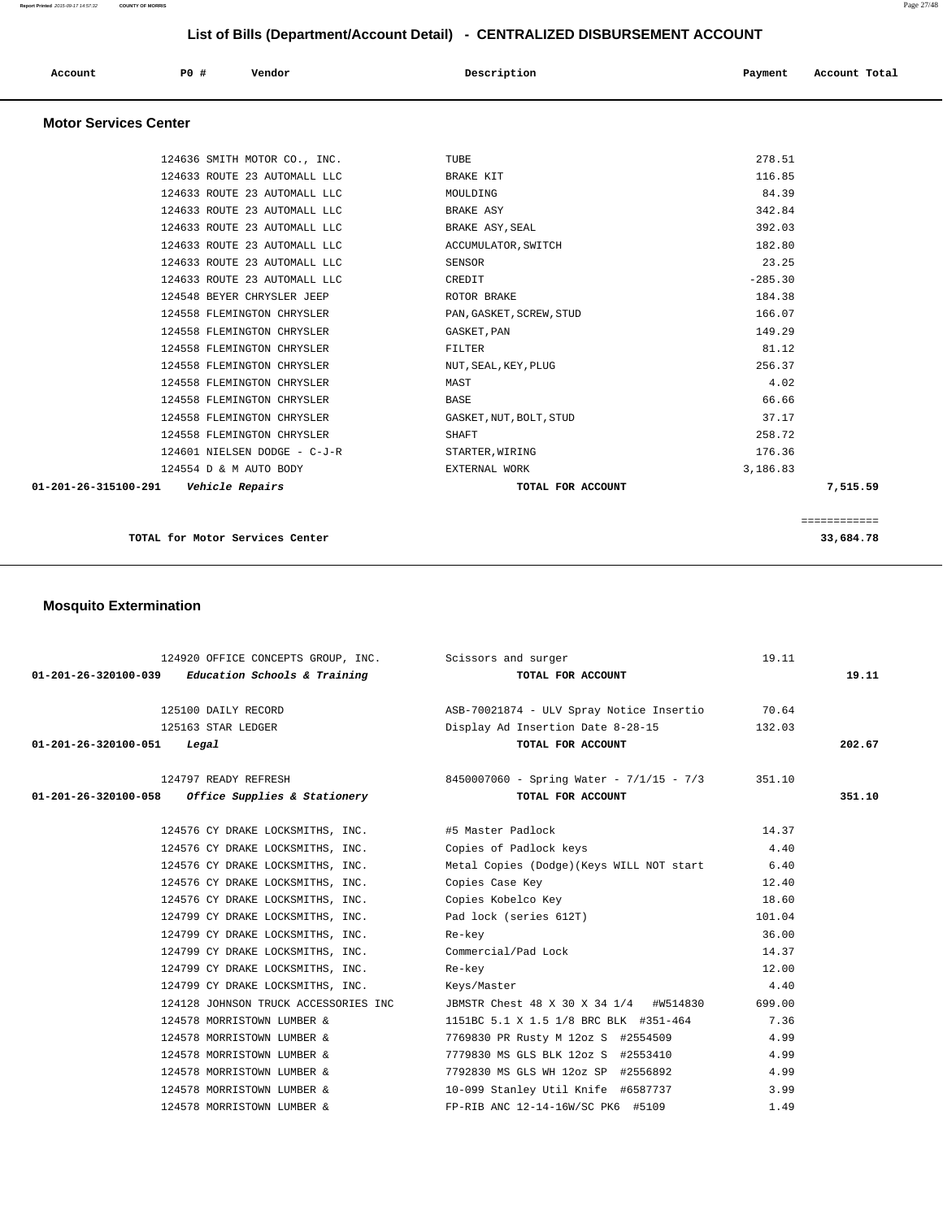## List of Bills (Department/Account Detail) - CENTRALIZED DISBURSEMENT ACCOUNT

| Account | PO # | Vendor | Description | Payment | Account Total |
|---|---|---|---|---|---|

### Motor Services Center

| Account | PO # | Vendor | Description | Payment | Account Total |
|---|---|---|---|---|---|
| | 124636 | SMITH MOTOR CO., INC. | TUBE | 278.51 | |
| | 124633 | ROUTE 23 AUTOMALL LLC | BRAKE KIT | 116.85 | |
| | 124633 | ROUTE 23 AUTOMALL LLC | MOULDING | 84.39 | |
| | 124633 | ROUTE 23 AUTOMALL LLC | BRAKE ASY | 342.84 | |
| | 124633 | ROUTE 23 AUTOMALL LLC | BRAKE ASY,SEAL | 392.03 | |
| | 124633 | ROUTE 23 AUTOMALL LLC | ACCUMULATOR,SWITCH | 182.80 | |
| | 124633 | ROUTE 23 AUTOMALL LLC | SENSOR | 23.25 | |
| | 124633 | ROUTE 23 AUTOMALL LLC | CREDIT | -285.30 | |
| | 124548 | BEYER CHRYSLER JEEP | ROTOR BRAKE | 184.38 | |
| | 124558 | FLEMINGTON CHRYSLER | PAN,GASKET,SCREW,STUD | 166.07 | |
| | 124558 | FLEMINGTON CHRYSLER | GASKET,PAN | 149.29 | |
| | 124558 | FLEMINGTON CHRYSLER | FILTER | 81.12 | |
| | 124558 | FLEMINGTON CHRYSLER | NUT,SEAL,KEY,PLUG | 256.37 | |
| | 124558 | FLEMINGTON CHRYSLER | MAST | 4.02 | |
| | 124558 | FLEMINGTON CHRYSLER | BASE | 66.66 | |
| | 124558 | FLEMINGTON CHRYSLER | GASKET,NUT,BOLT,STUD | 37.17 | |
| | 124558 | FLEMINGTON CHRYSLER | SHAFT | 258.72 | |
| | 124601 | NIELSEN DODGE - C-J-R | STARTER,WIRING | 176.36 | |
| | 124554 | D & M AUTO BODY | EXTERNAL WORK | 3,186.83 | |
| **01-201-26-315100-291** | | ***Vehicle Repairs*** | **TOTAL FOR ACCOUNT** | | **7,515.59** |
| | | | | | ============ |
| | | **TOTAL for Motor Services Center** | | | **33,684.78** |

### Mosquito Extermination

| Account | PO # | Vendor | Description | Payment | Account Total |
|---|---|---|---|---|---|
| | 124920 | OFFICE CONCEPTS GROUP, INC. | Scissors and surger | 19.11 | |
| **01-201-26-320100-039** | | ***Education Schools & Training*** | **TOTAL FOR ACCOUNT** | | **19.11** |
| | 125100 | DAILY RECORD | ASB-70021874 - ULV Spray Notice Insertio | 70.64 | |
| | 125163 | STAR LEDGER | Display Ad Insertion Date 8-28-15 | 132.03 | |
| **01-201-26-320100-051** | | ***Legal*** | **TOTAL FOR ACCOUNT** | | **202.67** |
| | 124797 | READY REFRESH | 8450007060 - Spring Water - 7/1/15 - 7/3 | 351.10 | |
| **01-201-26-320100-058** | | ***Office Supplies & Stationery*** | **TOTAL FOR ACCOUNT** | | **351.10** |
| | 124576 | CY DRAKE LOCKSMITHS, INC. | #5 Master Padlock | 14.37 | |
| | 124576 | CY DRAKE LOCKSMITHS, INC. | Copies of Padlock keys | 4.40 | |
| | 124576 | CY DRAKE LOCKSMITHS, INC. | Metal Copies (Dodge)(Keys WILL NOT start | 6.40 | |
| | 124576 | CY DRAKE LOCKSMITHS, INC. | Copies Case Key | 12.40 | |
| | 124576 | CY DRAKE LOCKSMITHS, INC. | Copies Kobelco Key | 18.60 | |
| | 124799 | CY DRAKE LOCKSMITHS, INC. | Pad lock (series 612T) | 101.04 | |
| | 124799 | CY DRAKE LOCKSMITHS, INC. | Re-key | 36.00 | |
| | 124799 | CY DRAKE LOCKSMITHS, INC. | Commercial/Pad Lock | 14.37 | |
| | 124799 | CY DRAKE LOCKSMITHS, INC. | Re-key | 12.00 | |
| | 124799 | CY DRAKE LOCKSMITHS, INC. | Keys/Master | 4.40 | |
| | 124128 | JOHNSON TRUCK ACCESSORIES INC | JBMSTR Chest 48 X 30 X 34 1/4 #W514830 | 699.00 | |
| | 124578 | MORRISTOWN LUMBER & | 1151BC 5.1 X 1.5 1/8 BRC BLK #351-464 | 7.36 | |
| | 124578 | MORRISTOWN LUMBER & | 7769830 PR Rusty M 12oz S #2554509 | 4.99 | |
| | 124578 | MORRISTOWN LUMBER & | 7779830 MS GLS BLK 12oz S #2553410 | 4.99 | |
| | 124578 | MORRISTOWN LUMBER & | 7792830 MS GLS WH 12oz SP #2556892 | 4.99 | |
| | 124578 | MORRISTOWN LUMBER & | 10-099 Stanley Util Knife #6587737 | 3.99 | |
| | 124578 | MORRISTOWN LUMBER & | FP-RIB ANC 12-14-16W/SC PK6 #5109 | 1.49 | |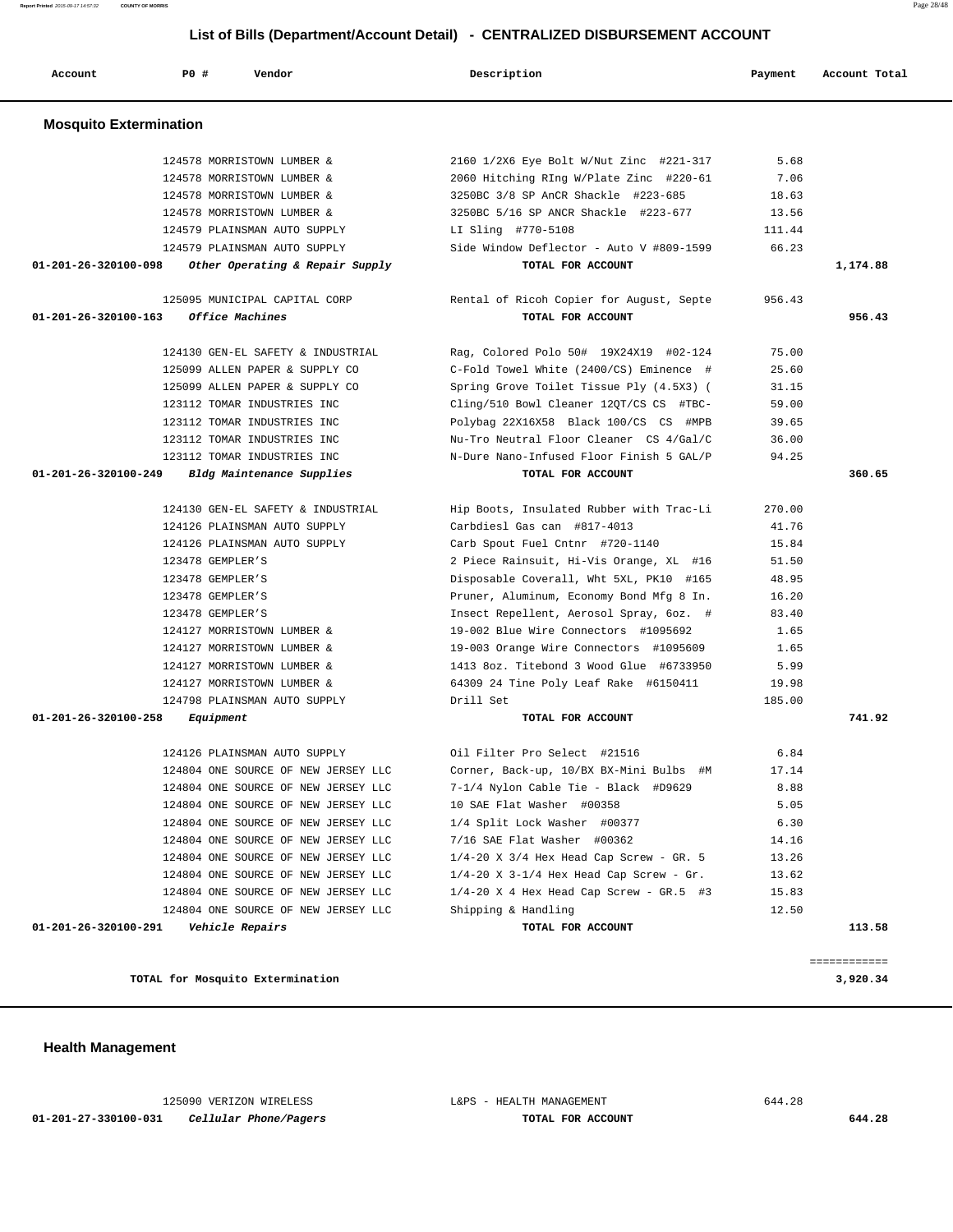# List of Bills (Department/Account Detail) - CENTRALIZED DISBURSEMENT ACCOUNT

| Account | PO # | Vendor | Description | Payment | Account Total |
|---|---|---|---|---|---|

## Mosquito Extermination

| Account | PO # | Vendor | Description | Payment | Account Total |
|---|---|---|---|---|---|
| | 124578 | MORRISTOWN LUMBER & | 2160 1/2X6 Eye Bolt W/Nut Zinc #221-317 | 5.68 | |
| | 124578 | MORRISTOWN LUMBER & | 2060 Hitching RIng W/Plate Zinc #220-61 | 7.06 | |
| | 124578 | MORRISTOWN LUMBER & | 3250BC 3/8 SP AnCR Shackle #223-685 | 18.63 | |
| | 124578 | MORRISTOWN LUMBER & | 3250BC 5/16 SP ANCR Shackle #223-677 | 13.56 | |
| | 124579 | PLAINSMAN AUTO SUPPLY | LI Sling #770-5108 | 111.44 | |
| | 124579 | PLAINSMAN AUTO SUPPLY | Side Window Deflector - Auto V #809-1599 | 66.23 | |
| **01-201-26-320100-098** | ***Other Operating & Repair Supply*** | | **TOTAL FOR ACCOUNT** | | **1,174.88** |
| | 125095 | MUNICIPAL CAPITAL CORP | Rental of Ricoh Copier for August, Septe | 956.43 | |
| **01-201-26-320100-163** | ***Office Machines*** | | **TOTAL FOR ACCOUNT** | | **956.43** |
| | 124130 | GEN-EL SAFETY & INDUSTRIAL | Rag, Colored Polo 50# 19X24X19 #02-124 | 75.00 | |
| | 125099 | ALLEN PAPER & SUPPLY CO | C-Fold Towel White (2400/CS) Eminence # | 25.60 | |
| | 125099 | ALLEN PAPER & SUPPLY CO | Spring Grove Toilet Tissue Ply (4.5X3) ( | 31.15 | |
| | 123112 | TOMAR INDUSTRIES INC | Cling/510 Bowl Cleaner 12QT/CS CS #TBC- | 59.00 | |
| | 123112 | TOMAR INDUSTRIES INC | Polybag 22X16X58 Black 100/CS CS #MPB | 39.65 | |
| | 123112 | TOMAR INDUSTRIES INC | Nu-Tro Neutral Floor Cleaner CS 4/Gal/C | 36.00 | |
| | 123112 | TOMAR INDUSTRIES INC | N-Dure Nano-Infused Floor Finish 5 GAL/P | 94.25 | |
| **01-201-26-320100-249** | ***Bldg Maintenance Supplies*** | | **TOTAL FOR ACCOUNT** | | **360.65** |
| | 124130 | GEN-EL SAFETY & INDUSTRIAL | Hip Boots, Insulated Rubber with Trac-Li | 270.00 | |
| | 124126 | PLAINSMAN AUTO SUPPLY | Carbdiesl Gas can #817-4013 | 41.76 | |
| | 124126 | PLAINSMAN AUTO SUPPLY | Carb Spout Fuel Cntnr #720-1140 | 15.84 | |
| | 123478 | GEMPLER'S | 2 Piece Rainsuit, Hi-Vis Orange, XL #16 | 51.50 | |
| | 123478 | GEMPLER'S | Disposable Coverall, Wht 5XL, PK10 #165 | 48.95 | |
| | 123478 | GEMPLER'S | Pruner, Aluminum, Economy Bond Mfg 8 In. | 16.20 | |
| | 123478 | GEMPLER'S | Insect Repellent, Aerosol Spray, 6oz. # | 83.40 | |
| | 124127 | MORRISTOWN LUMBER & | 19-002 Blue Wire Connectors #1095692 | 1.65 | |
| | 124127 | MORRISTOWN LUMBER & | 19-003 Orange Wire Connectors #1095609 | 1.65 | |
| | 124127 | MORRISTOWN LUMBER & | 1413 8oz. Titebond 3 Wood Glue #6733950 | 5.99 | |
| | 124127 | MORRISTOWN LUMBER & | 64309 24 Tine Poly Leaf Rake #6150411 | 19.98 | |
| | 124798 | PLAINSMAN AUTO SUPPLY | Drill Set | 185.00 | |
| **01-201-26-320100-258** | ***Equipment*** | | **TOTAL FOR ACCOUNT** | | **741.92** |
| | 124126 | PLAINSMAN AUTO SUPPLY | Oil Filter Pro Select #21516 | 6.84 | |
| | 124804 | ONE SOURCE OF NEW JERSEY LLC | Corner, Back-up, 10/BX BX-Mini Bulbs #M | 17.14 | |
| | 124804 | ONE SOURCE OF NEW JERSEY LLC | 7-1/4 Nylon Cable Tie - Black #D9629 | 8.88 | |
| | 124804 | ONE SOURCE OF NEW JERSEY LLC | 10 SAE Flat Washer #00358 | 5.05 | |
| | 124804 | ONE SOURCE OF NEW JERSEY LLC | 1/4 Split Lock Washer #00377 | 6.30 | |
| | 124804 | ONE SOURCE OF NEW JERSEY LLC | 7/16 SAE Flat Washer #00362 | 14.16 | |
| | 124804 | ONE SOURCE OF NEW JERSEY LLC | 1/4-20 X 3/4 Hex Head Cap Screw - GR. 5 | 13.26 | |
| | 124804 | ONE SOURCE OF NEW JERSEY LLC | 1/4-20 X 3-1/4 Hex Head Cap Screw - Gr. | 13.62 | |
| | 124804 | ONE SOURCE OF NEW JERSEY LLC | 1/4-20 X 4 Hex Head Cap Screw - GR.5 #3 | 15.83 | |
| | 124804 | ONE SOURCE OF NEW JERSEY LLC | Shipping & Handling | 12.50 | |
| **01-201-26-320100-291** | ***Vehicle Repairs*** | | **TOTAL FOR ACCOUNT** | | **113.58** |

**TOTAL for Mosquito Extermination** **3,920.34**

## Health Management

| Account | PO # | Vendor | Description | Payment | Account Total |
|---|---|---|---|---|---|
| | 125090 | VERIZON WIRELESS | L&PS - HEALTH MANAGEMENT | 644.28 | |
| **01-201-27-330100-031** | ***Cellular Phone/Pagers*** | | **TOTAL FOR ACCOUNT** | | **644.28** |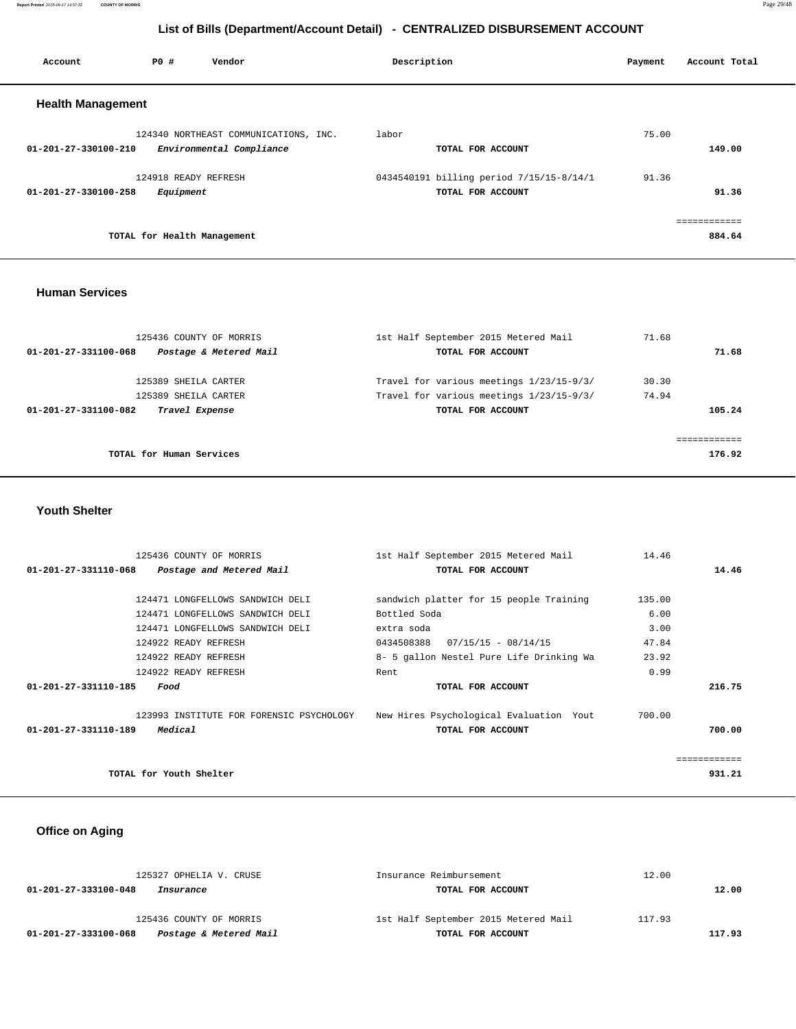# List of Bills (Department/Account Detail) - CENTRALIZED DISBURSEMENT ACCOUNT

| Account | PO # | Vendor | Description | Payment | Account Total |
|---|---|---|---|---|---|

## Health Management

| Account | PO # | Vendor | Description | Payment | Account Total |
|---|---|---|---|---|---|
| | 124340 | NORTHEAST COMMUNICATIONS, INC. | labor | 75.00 | |
| 01-201-27-330100-210 | | *Environmental Compliance* | TOTAL FOR ACCOUNT | | 149.00 |
| | 124918 | READY REFRESH | 0434540191 billing period 7/15/15-8/14/1 | 91.36 | |
| 01-201-27-330100-258 | | *Equipment* | TOTAL FOR ACCOUNT | | 91.36 |
| | | TOTAL for Health Management | | | 884.64 |

## Human Services

| Account | PO # | Vendor | Description | Payment | Account Total |
|---|---|---|---|---|---|
| | 125436 | COUNTY OF MORRIS | 1st Half September 2015 Metered Mail | 71.68 | |
| 01-201-27-331100-068 | | *Postage & Metered Mail* | TOTAL FOR ACCOUNT | | 71.68 |
| | 125389 | SHEILA CARTER | Travel for various meetings 1/23/15-9/3/ | 30.30 | |
| | 125389 | SHEILA CARTER | Travel for various meetings 1/23/15-9/3/ | 74.94 | |
| 01-201-27-331100-082 | | *Travel Expense* | TOTAL FOR ACCOUNT | | 105.24 |
| | | TOTAL for Human Services | | | 176.92 |

## Youth Shelter

| Account | PO # | Vendor | Description | Payment | Account Total |
|---|---|---|---|---|---|
| | 125436 | COUNTY OF MORRIS | 1st Half September 2015 Metered Mail | 14.46 | |
| 01-201-27-331110-068 | | *Postage and Metered Mail* | TOTAL FOR ACCOUNT | | 14.46 |
| | 124471 | LONGFELLOWS SANDWICH DELI | sandwich platter for 15 people Training | 135.00 | |
| | 124471 | LONGFELLOWS SANDWICH DELI | Bottled Soda | 6.00 | |
| | 124471 | LONGFELLOWS SANDWICH DELI | extra soda | 3.00 | |
| | 124922 | READY REFRESH | 0434508388 07/15/15 - 08/14/15 | 47.84 | |
| | 124922 | READY REFRESH | 8- 5 gallon Nestel Pure Life Drinking Wa | 23.92 | |
| | 124922 | READY REFRESH | Rent | 0.99 | |
| 01-201-27-331110-185 | | *Food* | TOTAL FOR ACCOUNT | | 216.75 |
| | 123993 | INSTITUTE FOR FORENSIC PSYCHOLOGY | New Hires Psychological Evaluation Yout | 700.00 | |
| 01-201-27-331110-189 | | *Medical* | TOTAL FOR ACCOUNT | | 700.00 |
| | | TOTAL for Youth Shelter | | | 931.21 |

## Office on Aging

| Account | PO # | Vendor | Description | Payment | Account Total |
|---|---|---|---|---|---|
| | 125327 | OPHELIA V. CRUSE | Insurance Reimbursement | 12.00 | |
| 01-201-27-333100-048 | | *Insurance* | TOTAL FOR ACCOUNT | | 12.00 |
| | 125436 | COUNTY OF MORRIS | 1st Half September 2015 Metered Mail | 117.93 | |
| 01-201-27-333100-068 | | *Postage & Metered Mail* | TOTAL FOR ACCOUNT | | 117.93 |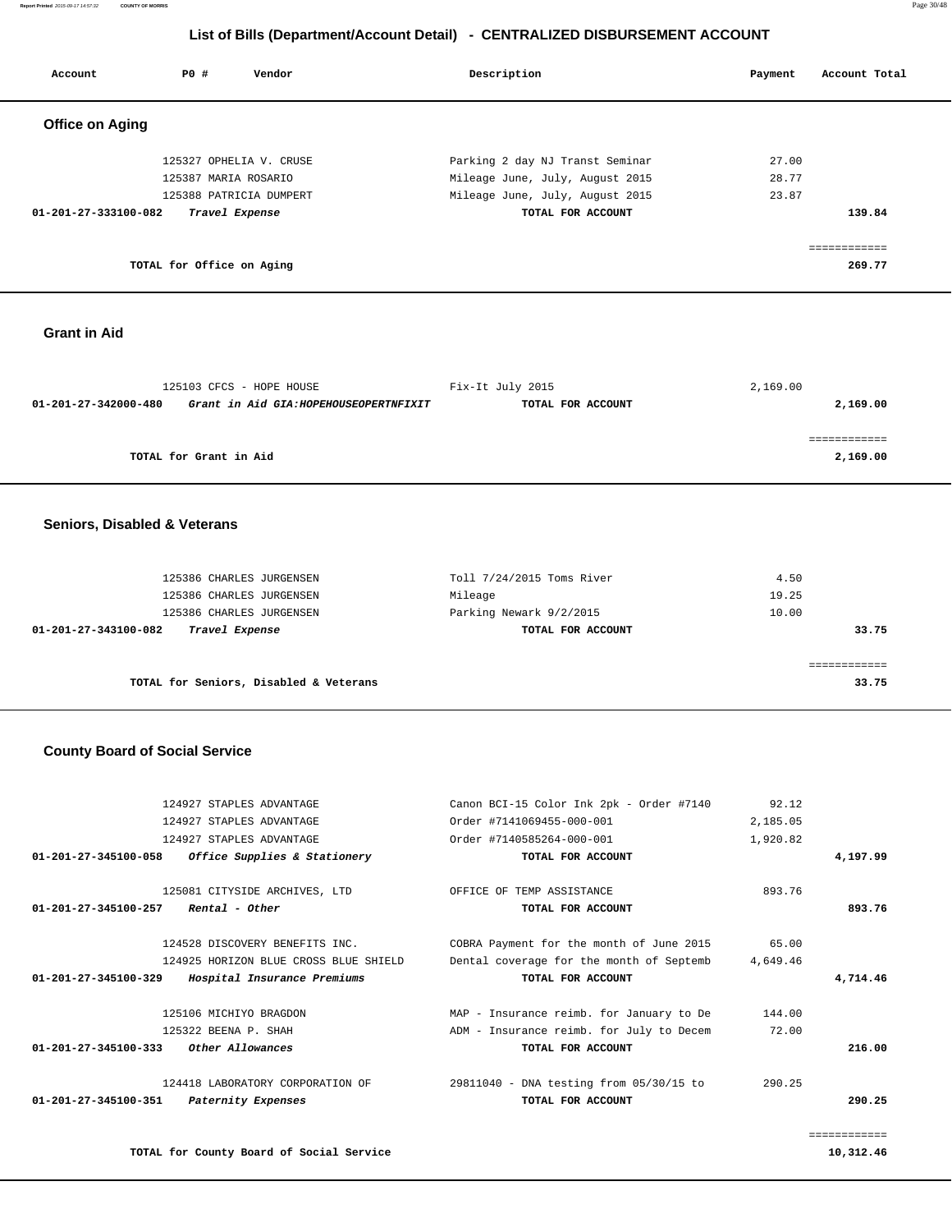## List of Bills (Department/Account Detail) - CENTRALIZED DISBURSEMENT ACCOUNT

| Account | PO # | Vendor | Description | Payment | Account Total |
|---|---|---|---|---|---|

### Office on Aging

| Account | PO # | Vendor | Description | Payment | Account Total |
|---|---|---|---|---|---|
| | 125327 | OPHELIA V. CRUSE | Parking 2 day NJ Transt Seminar | 27.00 | |
| | 125387 | MARIA ROSARIO | Mileage June, July, August 2015 | 28.77 | |
| | 125388 | PATRICIA DUMPERT | Mileage June, July, August 2015 | 23.87 | |
| 01-201-27-333100-082 | | *Travel Expense* | TOTAL FOR ACCOUNT | | 139.84 |
| | | | | | ============ |
| | | TOTAL for Office on Aging | | | 269.77 |

### Grant in Aid

| Account | PO # | Vendor | Description | Payment | Account Total |
|---|---|---|---|---|---|
| | 125103 | CFCS - HOPE HOUSE | Fix-It July 2015 | 2,169.00 | |
| 01-201-27-342000-480 | | *Grant in Aid GIA:HOPEHOUSEOPERTNFIXIT* | TOTAL FOR ACCOUNT | | 2,169.00 |
| | | | | | ============ |
| | | TOTAL for Grant in Aid | | | 2,169.00 |

### Seniors, Disabled & Veterans

| Account | PO # | Vendor | Description | Payment | Account Total |
|---|---|---|---|---|---|
| | 125386 | CHARLES JURGENSEN | Toll 7/24/2015 Toms River | 4.50 | |
| | 125386 | CHARLES JURGENSEN | Mileage | 19.25 | |
| | 125386 | CHARLES JURGENSEN | Parking Newark 9/2/2015 | 10.00 | |
| 01-201-27-343100-082 | | *Travel Expense* | TOTAL FOR ACCOUNT | | 33.75 |
| | | | | | ============ |
| | | TOTAL for Seniors, Disabled & Veterans | | | 33.75 |

### County Board of Social Service

| Account | PO # | Vendor | Description | Payment | Account Total |
|---|---|---|---|---|---|
| | 124927 | STAPLES ADVANTAGE | Canon BCI-15 Color Ink 2pk - Order #7140 | 92.12 | |
| | 124927 | STAPLES ADVANTAGE | Order #7141069455-000-001 | 2,185.05 | |
| | 124927 | STAPLES ADVANTAGE | Order #7140585264-000-001 | 1,920.82 | |
| 01-201-27-345100-058 | | *Office Supplies & Stationery* | TOTAL FOR ACCOUNT | | 4,197.99 |
| | 125081 | CITYSIDE ARCHIVES, LTD | OFFICE OF TEMP ASSISTANCE | 893.76 | |
| 01-201-27-345100-257 | | *Rental - Other* | TOTAL FOR ACCOUNT | | 893.76 |
| | 124528 | DISCOVERY BENEFITS INC. | COBRA Payment for the month of June 2015 | 65.00 | |
| | 124925 | HORIZON BLUE CROSS BLUE SHIELD | Dental coverage for the month of Septemb | 4,649.46 | |
| 01-201-27-345100-329 | | *Hospital Insurance Premiums* | TOTAL FOR ACCOUNT | | 4,714.46 |
| | 125106 | MICHIYO BRAGDON | MAP - Insurance reimb. for January to De | 144.00 | |
| | 125322 | BEENA P. SHAH | ADM - Insurance reimb. for July to Decem | 72.00 | |
| 01-201-27-345100-333 | | *Other Allowances* | TOTAL FOR ACCOUNT | | 216.00 |
| | 124418 | LABORATORY CORPORATION OF | 29811040 - DNA testing from 05/30/15 to | 290.25 | |
| 01-201-27-345100-351 | | *Paternity Expenses* | TOTAL FOR ACCOUNT | | 290.25 |
| | | | | | ============ |
| | | TOTAL for County Board of Social Service | | | 10,312.46 |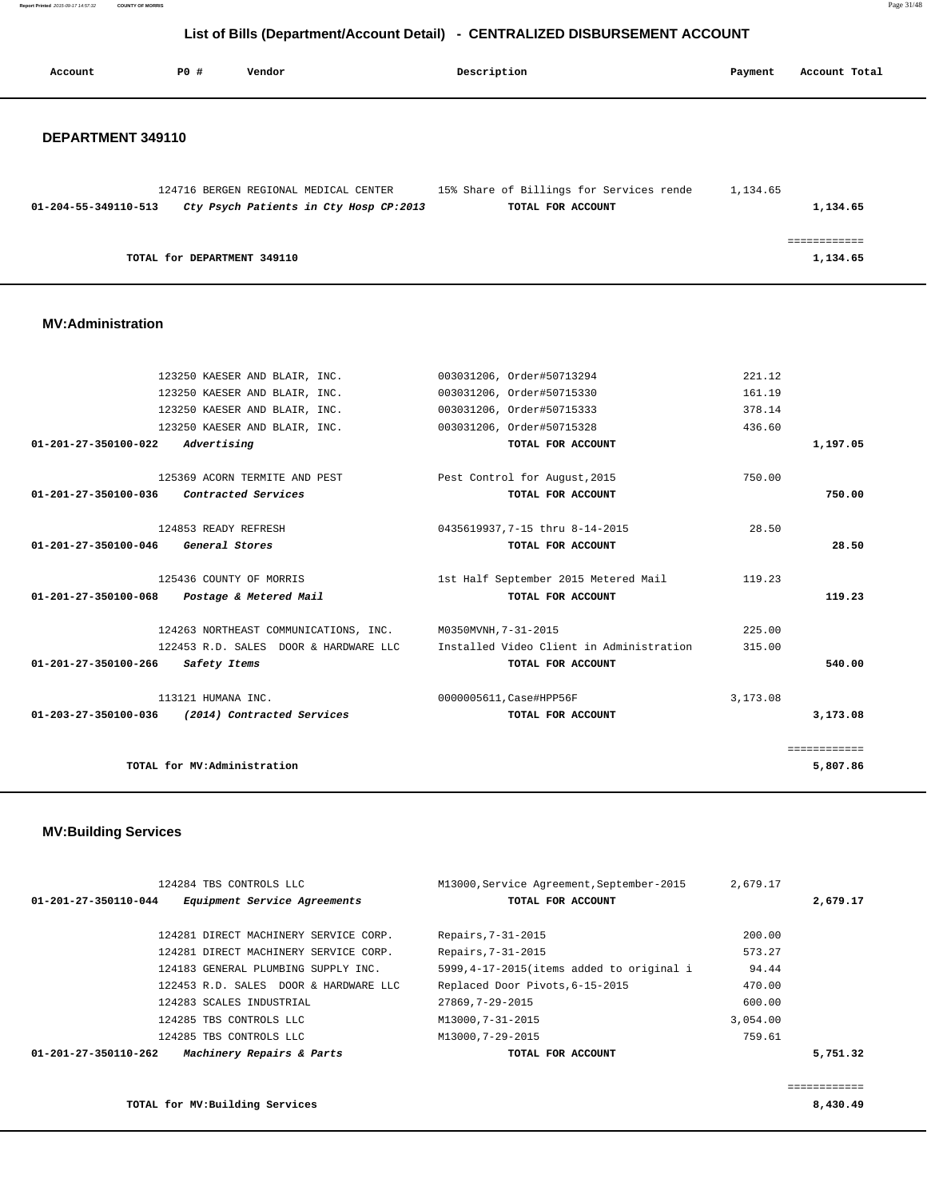# List of Bills (Department/Account Detail) - CENTRALIZED DISBURSEMENT ACCOUNT

| Account | PO # | Vendor | Description | Payment | Account Total |
|---|---|---|---|---|---|

## DEPARTMENT 349110

| Account | PO # | Vendor | Description | Payment | Account Total |
|---|---|---|---|---|---|
| | 124716 | BERGEN REGIONAL MEDICAL CENTER | 15% Share of Billings for Services rende | 1,134.65 | |
| 01-204-55-349110-513 | | *Cty Psych Patients in Cty Hosp CP:2013* | TOTAL FOR ACCOUNT | | 1,134.65 |
| | | | | | ============ |
| TOTAL for DEPARTMENT 349110 | | | | | 1,134.65 |

## MV:Administration

| Account | PO # | Vendor | Description | Payment | Account Total |
|---|---|---|---|---|---|
| | 123250 | KAESER AND BLAIR, INC. | 003031206, Order#50713294 | 221.12 | |
| | 123250 | KAESER AND BLAIR, INC. | 003031206, Order#50715330 | 161.19 | |
| | 123250 | KAESER AND BLAIR, INC. | 003031206, Order#50715333 | 378.14 | |
| | 123250 | KAESER AND BLAIR, INC. | 003031206, Order#50715328 | 436.60 | |
| 01-201-27-350100-022 | | *Advertising* | TOTAL FOR ACCOUNT | | 1,197.05 |
| | 125369 | ACORN TERMITE AND PEST | Pest Control for August,2015 | 750.00 | |
| 01-201-27-350100-036 | | *Contracted Services* | TOTAL FOR ACCOUNT | | 750.00 |
| | 124853 | READY REFRESH | 0435619937,7-15 thru 8-14-2015 | 28.50 | |
| 01-201-27-350100-046 | | *General Stores* | TOTAL FOR ACCOUNT | | 28.50 |
| | 125436 | COUNTY OF MORRIS | 1st Half September 2015 Metered Mail | 119.23 | |
| 01-201-27-350100-068 | | *Postage & Metered Mail* | TOTAL FOR ACCOUNT | | 119.23 |
| | 124263 | NORTHEAST COMMUNICATIONS, INC. | M0350MVNH,7-31-2015 | 225.00 | |
| | 122453 | R.D. SALES DOOR & HARDWARE LLC | Installed Video Client in Administration | 315.00 | |
| 01-201-27-350100-266 | | *Safety Items* | TOTAL FOR ACCOUNT | | 540.00 |
| | 113121 | HUMANA INC. | 0000005611,Case#HPP56F | 3,173.08 | |
| 01-203-27-350100-036 | | *(2014) Contracted Services* | TOTAL FOR ACCOUNT | | 3,173.08 |
| | | | | | ============ |
| TOTAL for MV:Administration | | | | | 5,807.86 |

## MV:Building Services

| Account | PO # | Vendor | Description | Payment | Account Total |
|---|---|---|---|---|---|
| | 124284 | TBS CONTROLS LLC | M13000,Service Agreement,September-2015 | 2,679.17 | |
| 01-201-27-350110-044 | | *Equipment Service Agreements* | TOTAL FOR ACCOUNT | | 2,679.17 |
| | 124281 | DIRECT MACHINERY SERVICE CORP. | Repairs,7-31-2015 | 200.00 | |
| | 124281 | DIRECT MACHINERY SERVICE CORP. | Repairs,7-31-2015 | 573.27 | |
| | 124183 | GENERAL PLUMBING SUPPLY INC. | 5999,4-17-2015(items added to original i | 94.44 | |
| | 122453 | R.D. SALES DOOR & HARDWARE LLC | Replaced Door Pivots,6-15-2015 | 470.00 | |
| | 124283 | SCALES INDUSTRIAL | 27869,7-29-2015 | 600.00 | |
| | 124285 | TBS CONTROLS LLC | M13000,7-31-2015 | 3,054.00 | |
| | 124285 | TBS CONTROLS LLC | M13000,7-29-2015 | 759.61 | |
| 01-201-27-350110-262 | | *Machinery Repairs & Parts* | TOTAL FOR ACCOUNT | | 5,751.32 |
| | | | | | ============ |
| TOTAL for MV:Building Services | | | | | 8,430.49 |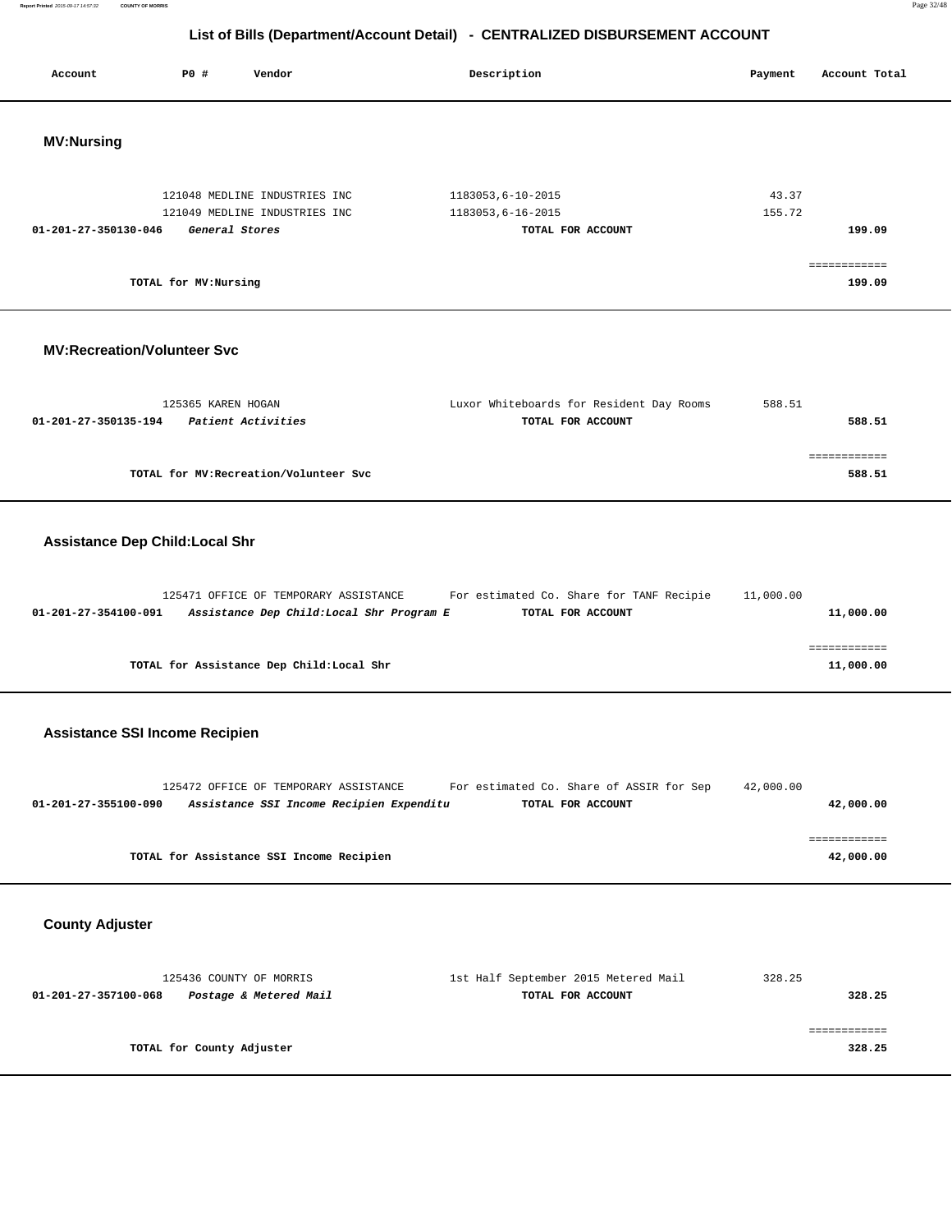## List of Bills (Department/Account Detail) - CENTRALIZED DISBURSEMENT ACCOUNT

| Account | PO # | Vendor | Description | Payment | Account Total |
|---|---|---|---|---|---|

### MV:Nursing

| Account | PO # | Vendor | Description | Payment | Account Total |
|---|---|---|---|---|---|
| | 121048 | MEDLINE INDUSTRIES INC | 1183053,6-10-2015 | 43.37 | |
| | 121049 | MEDLINE INDUSTRIES INC | 1183053,6-16-2015 | 155.72 | |
| **01-201-27-350130-046** | | ***General Stores*** | **TOTAL FOR ACCOUNT** | | **199.09** |
| | | **TOTAL for MV:Nursing** | | | **199.09** |

### MV:Recreation/Volunteer Svc

| Account | PO # | Vendor | Description | Payment | Account Total |
|---|---|---|---|---|---|
| | 125365 | KAREN HOGAN | Luxor Whiteboards for Resident Day Rooms | 588.51 | |
| **01-201-27-350135-194** | | ***Patient Activities*** | **TOTAL FOR ACCOUNT** | | **588.51** |
| | | **TOTAL for MV:Recreation/Volunteer Svc** | | | **588.51** |

### Assistance Dep Child:Local Shr

| Account | PO # | Vendor | Description | Payment | Account Total |
|---|---|---|---|---|---|
| | 125471 | OFFICE OF TEMPORARY ASSISTANCE | For estimated Co. Share for TANF Recipie | 11,000.00 | |
| **01-201-27-354100-091** | | ***Assistance Dep Child:Local Shr Program E*** | **TOTAL FOR ACCOUNT** | | **11,000.00** |
| | | **TOTAL for Assistance Dep Child:Local Shr** | | | **11,000.00** |

### Assistance SSI Income Recipien

| Account | PO # | Vendor | Description | Payment | Account Total |
|---|---|---|---|---|---|
| | 125472 | OFFICE OF TEMPORARY ASSISTANCE | For estimated Co. Share of ASSIR for Sep | 42,000.00 | |
| **01-201-27-355100-090** | | ***Assistance SSI Income Recipien Expenditu*** | **TOTAL FOR ACCOUNT** | | **42,000.00** |
| | | **TOTAL for Assistance SSI Income Recipien** | | | **42,000.00** |

### County Adjuster

| Account | PO # | Vendor | Description | Payment | Account Total |
|---|---|---|---|---|---|
| | 125436 | COUNTY OF MORRIS | 1st Half September 2015 Metered Mail | 328.25 | |
| **01-201-27-357100-068** | | ***Postage & Metered Mail*** | **TOTAL FOR ACCOUNT** | | **328.25** |
| | | **TOTAL for County Adjuster** | | | **328.25** |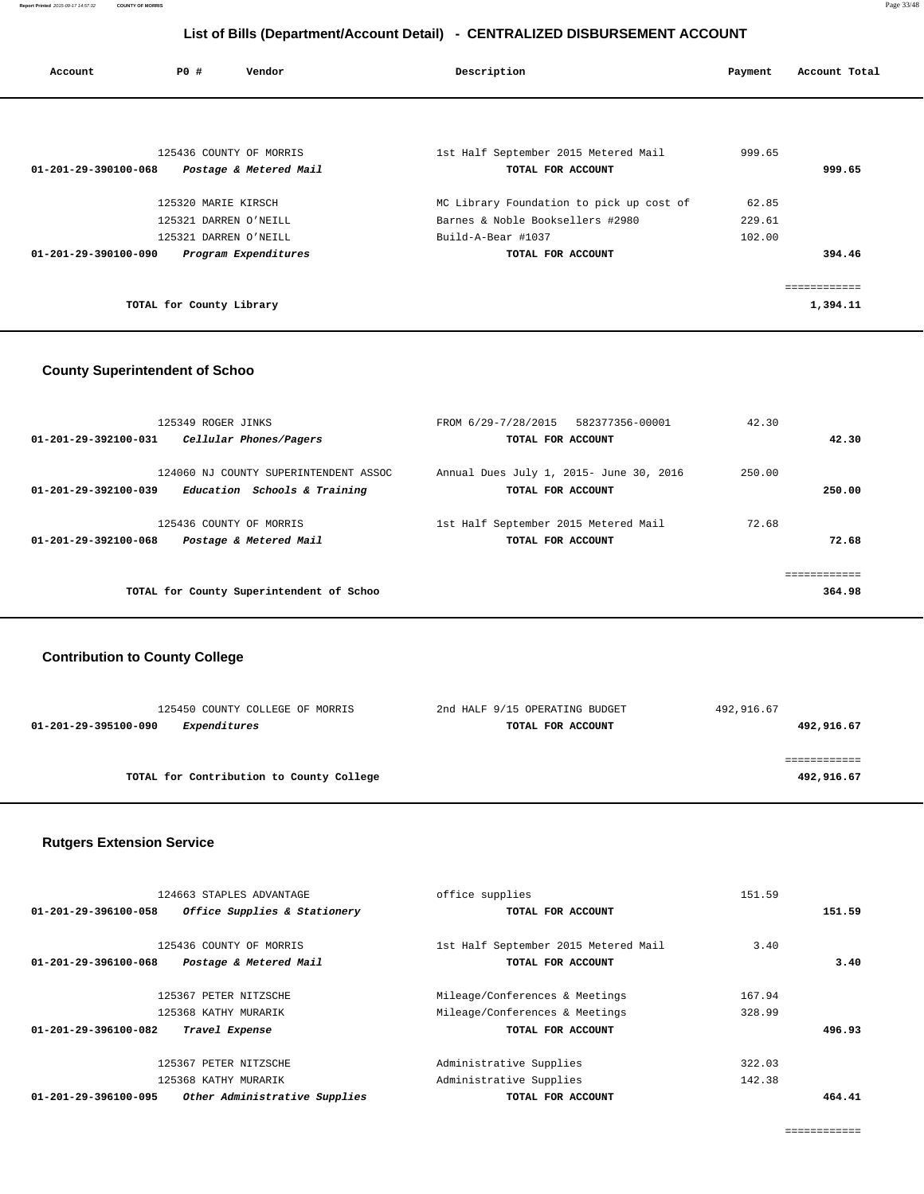## List of Bills (Department/Account Detail) - CENTRALIZED DISBURSEMENT ACCOUNT

| Account | PO # | Vendor | Description | Payment | Account Total |
|---|---|---|---|---|---|
| | 125436 | COUNTY OF MORRIS | 1st Half September 2015 Metered Mail | 999.65 | |
| 01-201-29-390100-068 | | *Postage & Metered Mail* | TOTAL FOR ACCOUNT | | 999.65 |
| | 125320 | MARIE KIRSCH | MC Library Foundation to pick up cost of | 62.85 | |
| | 125321 | DARREN O'NEILL | Barnes & Noble Booksellers #2980 | 229.61 | |
| | 125321 | DARREN O'NEILL | Build-A-Bear #1037 | 102.00 | |
| 01-201-29-390100-090 | | *Program Expenditures* | TOTAL FOR ACCOUNT | | 394.46 |
| | | | | | ============ |
| | | TOTAL for County Library | | | 1,394.11 |

### County Superintendent of Schoo

| Account | PO # | Vendor | Description | Payment | Account Total |
|---|---|---|---|---|---|
| | 125349 | ROGER JINKS | FROM 6/29-7/28/2015 582377356-00001 | 42.30 | |
| 01-201-29-392100-031 | | *Cellular Phones/Pagers* | TOTAL FOR ACCOUNT | | 42.30 |
| | 124060 | NJ COUNTY SUPERINTENDENT ASSOC | Annual Dues July 1, 2015- June 30, 2016 | 250.00 | |
| 01-201-29-392100-039 | | *Education Schools & Training* | TOTAL FOR ACCOUNT | | 250.00 |
| | 125436 | COUNTY OF MORRIS | 1st Half September 2015 Metered Mail | 72.68 | |
| 01-201-29-392100-068 | | *Postage & Metered Mail* | TOTAL FOR ACCOUNT | | 72.68 |
| | | | | | ============ |
| | | TOTAL for County Superintendent of Schoo | | | 364.98 |

### Contribution to County College

| Account | PO # | Vendor | Description | Payment | Account Total |
|---|---|---|---|---|---|
| | 125450 | COUNTY COLLEGE OF MORRIS | 2nd HALF 9/15 OPERATING BUDGET | 492,916.67 | |
| 01-201-29-395100-090 | | *Expenditures* | TOTAL FOR ACCOUNT | | 492,916.67 |
| | | | | | ============ |
| | | TOTAL for Contribution to County College | | | 492,916.67 |

### Rutgers Extension Service

| Account | PO # | Vendor | Description | Payment | Account Total |
|---|---|---|---|---|---|
| | 124663 | STAPLES ADVANTAGE | office supplies | 151.59 | |
| 01-201-29-396100-058 | | *Office Supplies & Stationery* | TOTAL FOR ACCOUNT | | 151.59 |
| | 125436 | COUNTY OF MORRIS | 1st Half September 2015 Metered Mail | 3.40 | |
| 01-201-29-396100-068 | | *Postage & Metered Mail* | TOTAL FOR ACCOUNT | | 3.40 |
| | 125367 | PETER NITZSCHE | Mileage/Conferences & Meetings | 167.94 | |
| | 125368 | KATHY MURARIK | Mileage/Conferences & Meetings | 328.99 | |
| 01-201-29-396100-082 | | *Travel Expense* | TOTAL FOR ACCOUNT | | 496.93 |
| | 125367 | PETER NITZSCHE | Administrative Supplies | 322.03 | |
| | 125368 | KATHY MURARIK | Administrative Supplies | 142.38 | |
| 01-201-29-396100-095 | | *Other Administrative Supplies* | TOTAL FOR ACCOUNT | | 464.41 |
| | | | | | ============ |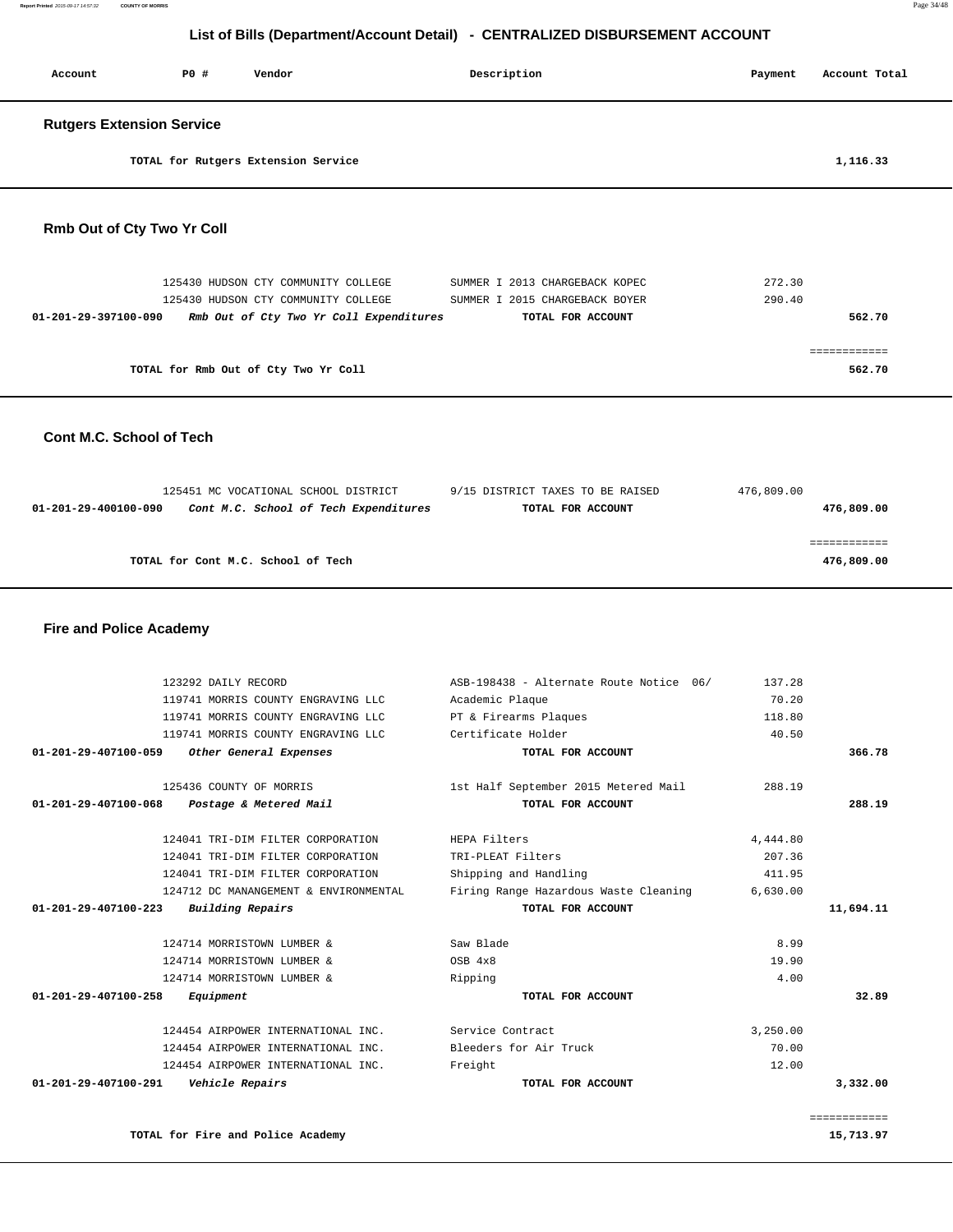## List of Bills (Department/Account Detail) - CENTRALIZED DISBURSEMENT ACCOUNT

| Account | PO # | Vendor | Description | Payment | Account Total |
|---|---|---|---|---|---|

### Rutgers Extension Service

| | | | | | |
|---|---|---|---|---|---|
| | | TOTAL for Rutgers Extension Service | | | 1,116.33 |

### Rmb Out of Cty Two Yr Coll

| Account | PO # | Vendor | Description | Payment | Account Total |
|---|---|---|---|---|---|
| | 125430 | HUDSON CTY COMMUNITY COLLEGE | SUMMER I 2013 CHARGEBACK KOPEC | 272.30 | |
| | 125430 | HUDSON CTY COMMUNITY COLLEGE | SUMMER I 2015 CHARGEBACK BOYER | 290.40 | |
| 01-201-29-397100-090 | | *Rmb Out of Cty Two Yr Coll Expenditures* | TOTAL FOR ACCOUNT | | 562.70 |
| | | | | | ============ |
| | | TOTAL for Rmb Out of Cty Two Yr Coll | | | 562.70 |

### Cont M.C. School of Tech

| Account | PO # | Vendor | Description | Payment | Account Total |
|---|---|---|---|---|---|
| | 125451 | MC VOCATIONAL SCHOOL DISTRICT | 9/15 DISTRICT TAXES TO BE RAISED | 476,809.00 | |
| 01-201-29-400100-090 | | *Cont M.C. School of Tech Expenditures* | TOTAL FOR ACCOUNT | | 476,809.00 |
| | | | | | ============ |
| | | TOTAL for Cont M.C. School of Tech | | | 476,809.00 |

### Fire and Police Academy

| Account | PO # | Vendor | Description | Payment | Account Total |
|---|---|---|---|---|---|
| | 123292 | DAILY RECORD | ASB-198438 - Alternate Route Notice 06/ | 137.28 | |
| | 119741 | MORRIS COUNTY ENGRAVING LLC | Academic Plaque | 70.20 | |
| | 119741 | MORRIS COUNTY ENGRAVING LLC | PT & Firearms Plaques | 118.80 | |
| | 119741 | MORRIS COUNTY ENGRAVING LLC | Certificate Holder | 40.50 | |
| 01-201-29-407100-059 | | *Other General Expenses* | TOTAL FOR ACCOUNT | | 366.78 |
| | 125436 | COUNTY OF MORRIS | 1st Half September 2015 Metered Mail | 288.19 | |
| 01-201-29-407100-068 | | *Postage & Metered Mail* | TOTAL FOR ACCOUNT | | 288.19 |
| | 124041 | TRI-DIM FILTER CORPORATION | HEPA Filters | 4,444.80 | |
| | 124041 | TRI-DIM FILTER CORPORATION | TRI-PLEAT Filters | 207.36 | |
| | 124041 | TRI-DIM FILTER CORPORATION | Shipping and Handling | 411.95 | |
| | 124712 | DC MANANGEMENT & ENVIRONMENTAL | Firing Range Hazardous Waste Cleaning | 6,630.00 | |
| 01-201-29-407100-223 | | *Building Repairs* | TOTAL FOR ACCOUNT | | 11,694.11 |
| | 124714 | MORRISTOWN LUMBER & | Saw Blade | 8.99 | |
| | 124714 | MORRISTOWN LUMBER & | OSB 4x8 | 19.90 | |
| | 124714 | MORRISTOWN LUMBER & | Ripping | 4.00 | |
| 01-201-29-407100-258 | | *Equipment* | TOTAL FOR ACCOUNT | | 32.89 |
| | 124454 | AIRPOWER INTERNATIONAL INC. | Service Contract | 3,250.00 | |
| | 124454 | AIRPOWER INTERNATIONAL INC. | Bleeders for Air Truck | 70.00 | |
| | 124454 | AIRPOWER INTERNATIONAL INC. | Freight | 12.00 | |
| 01-201-29-407100-291 | | *Vehicle Repairs* | TOTAL FOR ACCOUNT | | 3,332.00 |
| | | | | | ============ |
| | | TOTAL for Fire and Police Academy | | | 15,713.97 |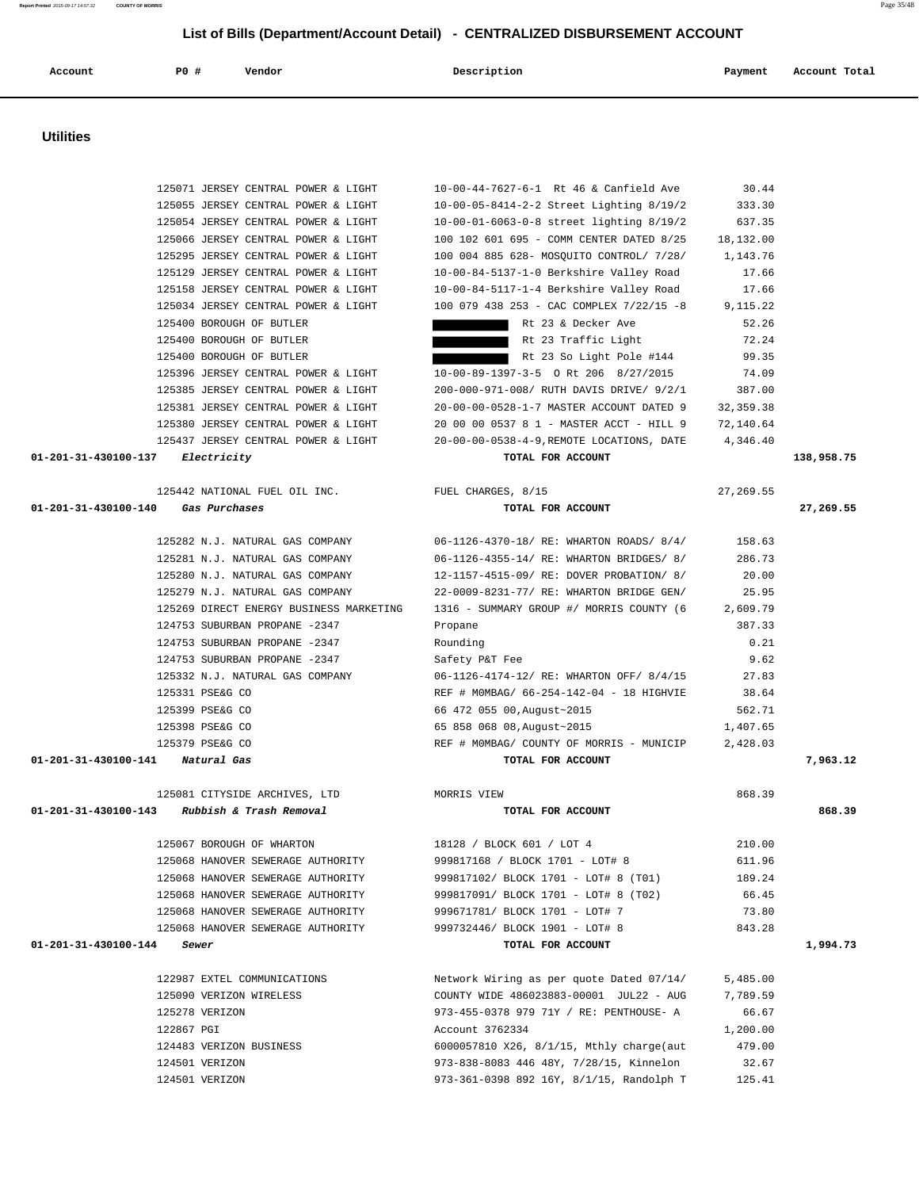## List of Bills (Department/Account Detail) - CENTRALIZED DISBURSEMENT ACCOUNT

| Account | PO # | Vendor | Description | Payment | Account Total |
|---|---|---|---|---|---|

### Utilities

| Account | PO # | Vendor | Description | Payment | Account Total |
|---|---|---|---|---|---|
| | 125071 | JERSEY CENTRAL POWER & LIGHT | 10-00-44-7627-6-1 Rt 46 & Canfield Ave | 30.44 | |
| | 125055 | JERSEY CENTRAL POWER & LIGHT | 10-00-05-8414-2-2 Street Lighting 8/19/2 | 333.30 | |
| | 125054 | JERSEY CENTRAL POWER & LIGHT | 10-00-01-6063-0-8 street lighting 8/19/2 | 637.35 | |
| | 125066 | JERSEY CENTRAL POWER & LIGHT | 100 102 601 695 - COMM CENTER DATED 8/25 | 18,132.00 | |
| | 125295 | JERSEY CENTRAL POWER & LIGHT | 100 004 885 628- MOSQUITO CONTROL/ 7/28/ | 1,143.76 | |
| | 125129 | JERSEY CENTRAL POWER & LIGHT | 10-00-84-5137-1-0 Berkshire Valley Road | 17.66 | |
| | 125158 | JERSEY CENTRAL POWER & LIGHT | 10-00-84-5117-1-4 Berkshire Valley Road | 17.66 | |
| | 125034 | JERSEY CENTRAL POWER & LIGHT | 100 079 438 253 - CAC COMPLEX 7/22/15 -8 | 9,115.22 | |
| | 125400 | BOROUGH OF BUTLER | Rt 23 & Decker Ave | 52.26 | |
| | 125400 | BOROUGH OF BUTLER | Rt 23 Traffic Light | 72.24 | |
| | 125400 | BOROUGH OF BUTLER | Rt 23 So Light Pole #144 | 99.35 | |
| | 125396 | JERSEY CENTRAL POWER & LIGHT | 10-00-89-1397-3-5 O Rt 206 8/27/2015 | 74.09 | |
| | 125385 | JERSEY CENTRAL POWER & LIGHT | 200-000-971-008/ RUTH DAVIS DRIVE/ 9/2/1 | 387.00 | |
| | 125381 | JERSEY CENTRAL POWER & LIGHT | 20-00-00-0528-1-7 MASTER ACCOUNT DATED 9 | 32,359.38 | |
| | 125380 | JERSEY CENTRAL POWER & LIGHT | 20 00 00 0537 8 1 - MASTER ACCT - HILL 9 | 72,140.64 | |
| | 125437 | JERSEY CENTRAL POWER & LIGHT | 20-00-00-0538-4-9,REMOTE LOCATIONS, DATE | 4,346.40 | |
| **01-201-31-430100-137** | | ***Electricity*** | **TOTAL FOR ACCOUNT** | | **138,958.75** |
| | 125442 | NATIONAL FUEL OIL INC. | FUEL CHARGES, 8/15 | 27,269.55 | |
| **01-201-31-430100-140** | | ***Gas Purchases*** | **TOTAL FOR ACCOUNT** | | **27,269.55** |
| | 125282 | N.J. NATURAL GAS COMPANY | 06-1126-4370-18/ RE: WHARTON ROADS/ 8/4/ | 158.63 | |
| | 125281 | N.J. NATURAL GAS COMPANY | 06-1126-4355-14/ RE: WHARTON BRIDGES/ 8/ | 286.73 | |
| | 125280 | N.J. NATURAL GAS COMPANY | 12-1157-4515-09/ RE: DOVER PROBATION/ 8/ | 20.00 | |
| | 125279 | N.J. NATURAL GAS COMPANY | 22-0009-8231-77/ RE: WHARTON BRIDGE GEN/ | 25.95 | |
| | 125269 | DIRECT ENERGY BUSINESS MARKETING | 1316 - SUMMARY GROUP #/ MORRIS COUNTY (6 | 2,609.79 | |
| | 124753 | SUBURBAN PROPANE -2347 | Propane | 387.33 | |
| | 124753 | SUBURBAN PROPANE -2347 | Rounding | 0.21 | |
| | 124753 | SUBURBAN PROPANE -2347 | Safety P&T Fee | 9.62 | |
| | 125332 | N.J. NATURAL GAS COMPANY | 06-1126-4174-12/ RE: WHARTON OFF/ 8/4/15 | 27.83 | |
| | 125331 | PSE&G CO | REF # MOMBAG/ 66-254-142-04 - 18 HIGHVIE | 38.64 | |
| | 125399 | PSE&G CO | 66 472 055 00,August~2015 | 562.71 | |
| | 125398 | PSE&G CO | 65 858 068 08,August~2015 | 1,407.65 | |
| | 125379 | PSE&G CO | REF # MOMBAG/ COUNTY OF MORRIS - MUNICIP | 2,428.03 | |
| **01-201-31-430100-141** | | ***Natural Gas*** | **TOTAL FOR ACCOUNT** | | **7,963.12** |
| | 125081 | CITYSIDE ARCHIVES, LTD | MORRIS VIEW | 868.39 | |
| **01-201-31-430100-143** | | ***Rubbish & Trash Removal*** | **TOTAL FOR ACCOUNT** | | **868.39** |
| | 125067 | BOROUGH OF WHARTON | 18128 / BLOCK 601 / LOT 4 | 210.00 | |
| | 125068 | HANOVER SEWERAGE AUTHORITY | 999817168 / BLOCK 1701 - LOT# 8 | 611.96 | |
| | 125068 | HANOVER SEWERAGE AUTHORITY | 999817102/ BLOCK 1701 - LOT# 8 (T01) | 189.24 | |
| | 125068 | HANOVER SEWERAGE AUTHORITY | 999817091/ BLOCK 1701 - LOT# 8 (T02) | 66.45 | |
| | 125068 | HANOVER SEWERAGE AUTHORITY | 999671781/ BLOCK 1701 - LOT# 7 | 73.80 | |
| | 125068 | HANOVER SEWERAGE AUTHORITY | 999732446/ BLOCK 1901 - LOT# 8 | 843.28 | |
| **01-201-31-430100-144** | | ***Sewer*** | **TOTAL FOR ACCOUNT** | | **1,994.73** |
| | 122987 | EXTEL COMMUNICATIONS | Network Wiring as per quote Dated 07/14/ | 5,485.00 | |
| | 125090 | VERIZON WIRELESS | COUNTY WIDE 486023883-00001 JUL22 - AUG | 7,789.59 | |
| | 125278 | VERIZON | 973-455-0378 979 71Y / RE: PENTHOUSE- A | 66.67 | |
| | 122867 | PGI | Account 3762334 | 1,200.00 | |
| | 124483 | VERIZON BUSINESS | 6000057810 X26, 8/1/15, Mthly charge(aut | 479.00 | |
| | 124501 | VERIZON | 973-838-8083 446 48Y, 7/28/15, Kinnelon | 32.67 | |
| | 124501 | VERIZON | 973-361-0398 892 16Y, 8/1/15, Randolph T | 125.41 | |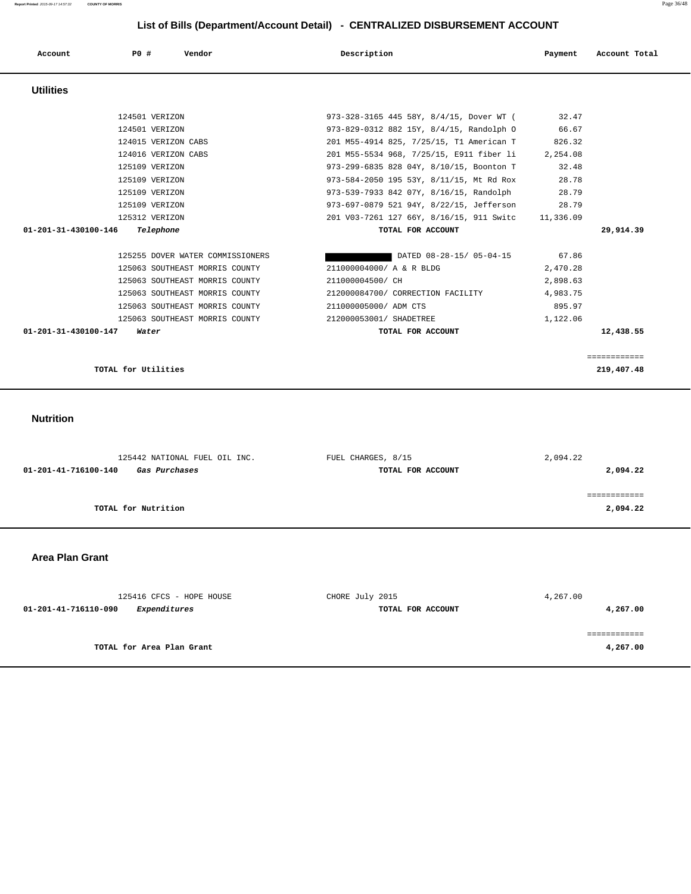# List of Bills (Department/Account Detail) - CENTRALIZED DISBURSEMENT ACCOUNT

| Account | PO # | Vendor | Description | Payment | Account Total |
|---|---|---|---|---|---|

## Utilities

| Account | PO # | Vendor | Description | Payment | Account Total |
|---|---|---|---|---|---|
| | 124501 | VERIZON | 973-328-3165 445 58Y, 8/4/15, Dover WT ( | 32.47 | |
| | 124501 | VERIZON | 973-829-0312 882 15Y, 8/4/15, Randolph O | 66.67 | |
| | 124015 | VERIZON CABS | 201 M55-4914 825, 7/25/15, T1 American T | 826.32 | |
| | 124016 | VERIZON CABS | 201 M55-5534 968, 7/25/15, E911 fiber li | 2,254.08 | |
| | 125109 | VERIZON | 973-299-6835 828 04Y, 8/10/15, Boonton T | 32.48 | |
| | 125109 | VERIZON | 973-584-2050 195 53Y, 8/11/15, Mt Rd Rox | 28.78 | |
| | 125109 | VERIZON | 973-539-7933 842 07Y, 8/16/15, Randolph | 28.79 | |
| | 125109 | VERIZON | 973-697-0879 521 94Y, 8/22/15, Jefferson | 28.79 | |
| | 125312 | VERIZON | 201 V03-7261 127 66Y, 8/16/15, 911 Switc | 11,336.09 | |
| **01-201-31-430100-146** | ***Telephone*** | | **TOTAL FOR ACCOUNT** | | **29,914.39** |
| | 125255 | DOVER WATER COMMISSIONERS | [REDACTED] DATED 08-28-15/ 05-04-15 | 67.86 | |
| | 125063 | SOUTHEAST MORRIS COUNTY | 211000004000/ A & R BLDG | 2,470.28 | |
| | 125063 | SOUTHEAST MORRIS COUNTY | 211000004500/ CH | 2,898.63 | |
| | 125063 | SOUTHEAST MORRIS COUNTY | 212000084700/ CORRECTION FACILITY | 4,983.75 | |
| | 125063 | SOUTHEAST MORRIS COUNTY | 211000005000/ ADM CTS | 895.97 | |
| | 125063 | SOUTHEAST MORRIS COUNTY | 212000053001/ SHADETREE | 1,122.06 | |
| **01-201-31-430100-147** | ***Water*** | | **TOTAL FOR ACCOUNT** | | **12,438.55** |
| | | | | | ============ |
| | **TOTAL for Utilities** | | | | **219,407.48** |

## Nutrition

| Account | PO # | Vendor | Description | Payment | Account Total |
|---|---|---|---|---|---|
| | 125442 | NATIONAL FUEL OIL INC. | FUEL CHARGES, 8/15 | 2,094.22 | |
| **01-201-41-716100-140** | ***Gas Purchases*** | | **TOTAL FOR ACCOUNT** | | **2,094.22** |
| | | | | | ============ |
| | **TOTAL for Nutrition** | | | | **2,094.22** |

## Area Plan Grant

| Account | PO # | Vendor | Description | Payment | Account Total |
|---|---|---|---|---|---|
| | 125416 | CFCS - HOPE HOUSE | CHORE July 2015 | 4,267.00 | |
| **01-201-41-716110-090** | ***Expenditures*** | | **TOTAL FOR ACCOUNT** | | **4,267.00** |
| | | | | | ============ |
| | **TOTAL for Area Plan Grant** | | | | **4,267.00** |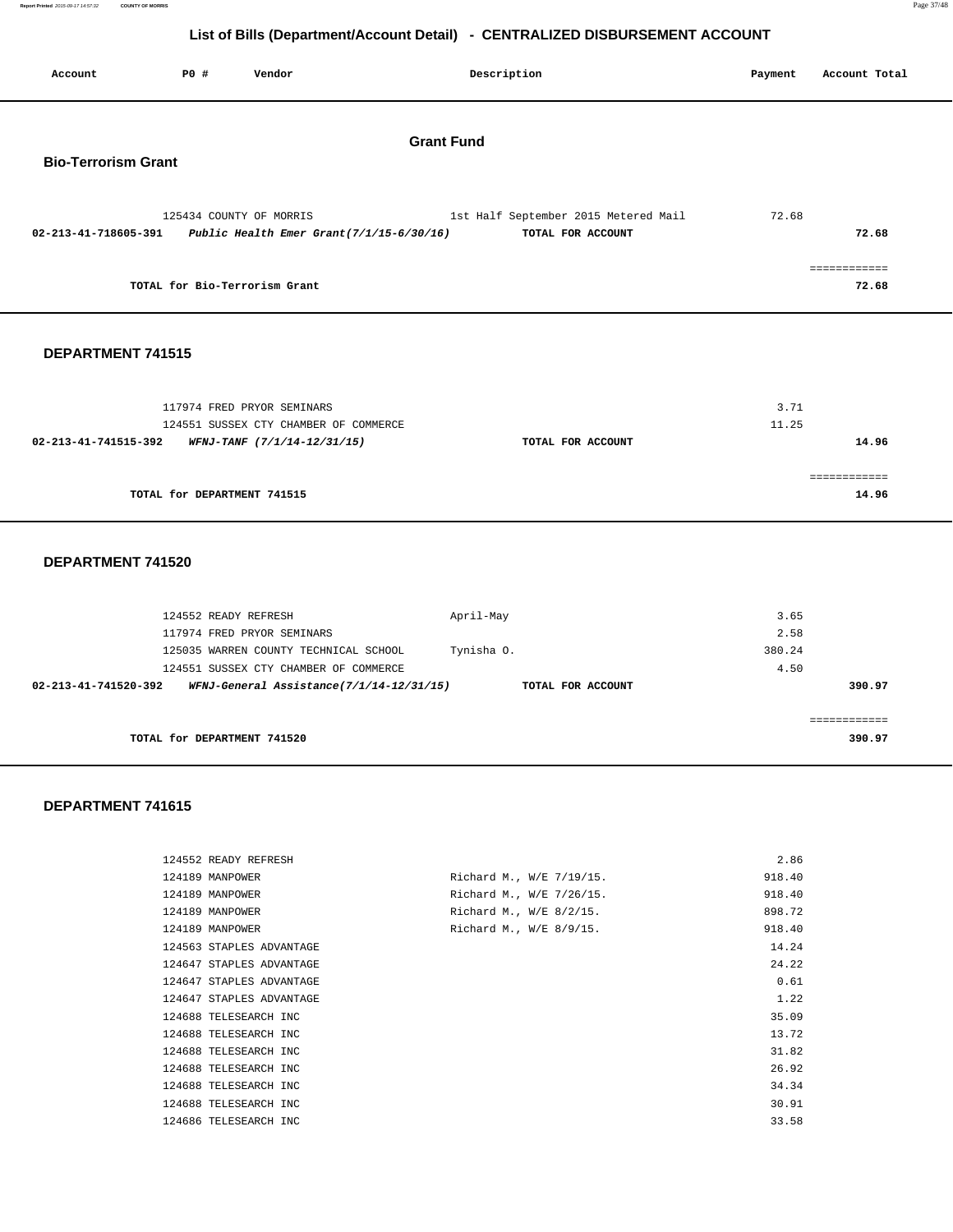# List of Bills (Department/Account Detail) - CENTRALIZED DISBURSEMENT ACCOUNT

| Account | PO # | Vendor | Description | Payment | Account Total |
|---|---|---|---|---|---|

## Grant Fund

### Bio-Terrorism Grant

| Account | PO # | Vendor | Description | Payment | Account Total |
|---|---|---|---|---|---|
| | 125434 | COUNTY OF MORRIS | 1st Half September 2015 Metered Mail | 72.68 | |
| 02-213-41-718605-391 | | *Public Health Emer Grant(7/1/15-6/30/16)* | TOTAL FOR ACCOUNT | | 72.68 |

TOTAL for Bio-Terrorism Grant: 72.68

### DEPARTMENT 741515

| Account | PO # | Vendor | Description | Payment | Account Total |
|---|---|---|---|---|---|
| | 117974 | FRED PRYOR SEMINARS | | 3.71 | |
| | 124551 | SUSSEX CTY CHAMBER OF COMMERCE | | 11.25 | |
| 02-213-41-741515-392 | | *WFNJ-TANF (7/1/14-12/31/15)* | TOTAL FOR ACCOUNT | | 14.96 |

TOTAL for DEPARTMENT 741515: 14.96

### DEPARTMENT 741520

| Account | PO # | Vendor | Description | Payment | Account Total |
|---|---|---|---|---|---|
| | 124552 | READY REFRESH | April-May | 3.65 | |
| | 117974 | FRED PRYOR SEMINARS | | 2.58 | |
| | 125035 | WARREN COUNTY TECHNICAL SCHOOL | Tynisha O. | 380.24 | |
| | 124551 | SUSSEX CTY CHAMBER OF COMMERCE | | 4.50 | |
| 02-213-41-741520-392 | | *WFNJ-General Assistance(7/1/14-12/31/15)* | TOTAL FOR ACCOUNT | | 390.97 |

TOTAL for DEPARTMENT 741520: 390.97

### DEPARTMENT 741615

| Account | PO # | Vendor | Description | Payment | Account Total |
|---|---|---|---|---|---|
| | 124552 | READY REFRESH | | 2.86 | |
| | 124189 | MANPOWER | Richard M., W/E 7/19/15. | 918.40 | |
| | 124189 | MANPOWER | Richard M., W/E 7/26/15. | 918.40 | |
| | 124189 | MANPOWER | Richard M., W/E 8/2/15. | 898.72 | |
| | 124189 | MANPOWER | Richard M., W/E 8/9/15. | 918.40 | |
| | 124563 | STAPLES ADVANTAGE | | 14.24 | |
| | 124647 | STAPLES ADVANTAGE | | 24.22 | |
| | 124647 | STAPLES ADVANTAGE | | 0.61 | |
| | 124647 | STAPLES ADVANTAGE | | 1.22 | |
| | 124688 | TELESEARCH INC | | 35.09 | |
| | 124688 | TELESEARCH INC | | 13.72 | |
| | 124688 | TELESEARCH INC | | 31.82 | |
| | 124688 | TELESEARCH INC | | 26.92 | |
| | 124688 | TELESEARCH INC | | 34.34 | |
| | 124688 | TELESEARCH INC | | 30.91 | |
| | 124686 | TELESEARCH INC | | 33.58 | |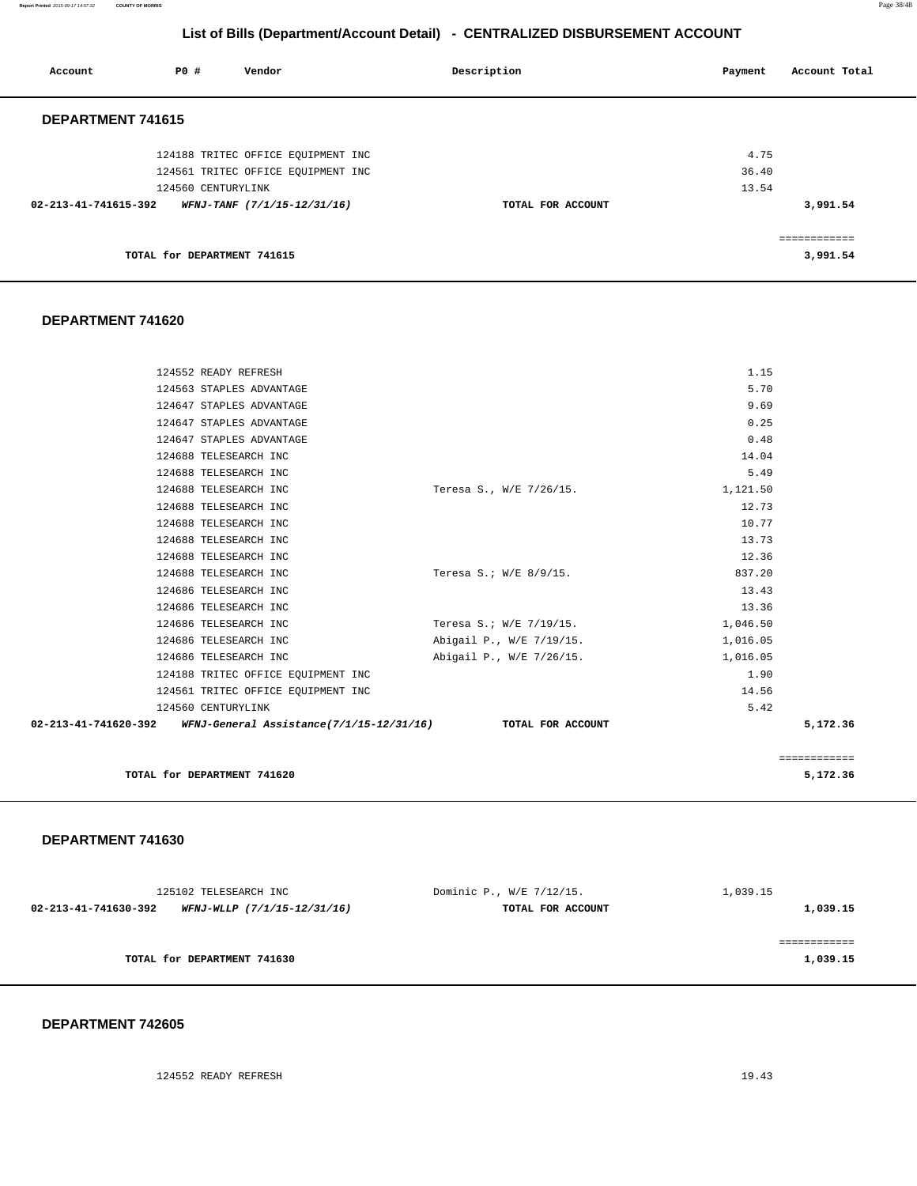## List of Bills (Department/Account Detail) - CENTRALIZED DISBURSEMENT ACCOUNT

| Account | PO # | Vendor | Description | Payment | Account Total |
|---|---|---|---|---|---|

### DEPARTMENT 741615

| Account | PO # | Vendor | Description | Payment | Account Total |
|---|---|---|---|---|---|
| | 124188 | TRITEC OFFICE EQUIPMENT INC | | 4.75 | |
| | 124561 | TRITEC OFFICE EQUIPMENT INC | | 36.40 | |
| | 124560 | CENTURYLINK | | 13.54 | |
| **02-213-41-741615-392** | | ***WFNJ-TANF (7/1/15-12/31/16)*** | **TOTAL FOR ACCOUNT** | | **3,991.54** |
| | | | | | ============ |
| | **TOTAL for DEPARTMENT 741615** | | | | **3,991.54** |

### DEPARTMENT 741620

| Account | PO # | Vendor | Description | Payment | Account Total |
|---|---|---|---|---|---|
| | 124552 | READY REFRESH | | 1.15 | |
| | 124563 | STAPLES ADVANTAGE | | 5.70 | |
| | 124647 | STAPLES ADVANTAGE | | 9.69 | |
| | 124647 | STAPLES ADVANTAGE | | 0.25 | |
| | 124647 | STAPLES ADVANTAGE | | 0.48 | |
| | 124688 | TELESEARCH INC | | 14.04 | |
| | 124688 | TELESEARCH INC | | 5.49 | |
| | 124688 | TELESEARCH INC | Teresa S., W/E 7/26/15. | 1,121.50 | |
| | 124688 | TELESEARCH INC | | 12.73 | |
| | 124688 | TELESEARCH INC | | 10.77 | |
| | 124688 | TELESEARCH INC | | 13.73 | |
| | 124688 | TELESEARCH INC | | 12.36 | |
| | 124688 | TELESEARCH INC | Teresa S.; W/E 8/9/15. | 837.20 | |
| | 124686 | TELESEARCH INC | | 13.43 | |
| | 124686 | TELESEARCH INC | | 13.36 | |
| | 124686 | TELESEARCH INC | Teresa S.; W/E 7/19/15. | 1,046.50 | |
| | 124686 | TELESEARCH INC | Abigail P., W/E 7/19/15. | 1,016.05 | |
| | 124686 | TELESEARCH INC | Abigail P., W/E 7/26/15. | 1,016.05 | |
| | 124188 | TRITEC OFFICE EQUIPMENT INC | | 1.90 | |
| | 124561 | TRITEC OFFICE EQUIPMENT INC | | 14.56 | |
| | 124560 | CENTURYLINK | | 5.42 | |
| **02-213-41-741620-392** | | ***WFNJ-General Assistance(7/1/15-12/31/16)*** | **TOTAL FOR ACCOUNT** | | **5,172.36** |
| | | | | | ============ |
| | **TOTAL for DEPARTMENT 741620** | | | | **5,172.36** |

### DEPARTMENT 741630

| Account | PO # | Vendor | Description | Payment | Account Total |
|---|---|---|---|---|---|
| | 125102 | TELESEARCH INC | Dominic P., W/E 7/12/15. | 1,039.15 | |
| **02-213-41-741630-392** | | ***WFNJ-WLLP (7/1/15-12/31/16)*** | **TOTAL FOR ACCOUNT** | | **1,039.15** |
| | | | | | ============ |
| | **TOTAL for DEPARTMENT 741630** | | | | **1,039.15** |

### DEPARTMENT 742605

| Account | PO # | Vendor | Description | Payment | Account Total |
|---|---|---|---|---|---|
| | 124552 | READY REFRESH | | 19.43 | |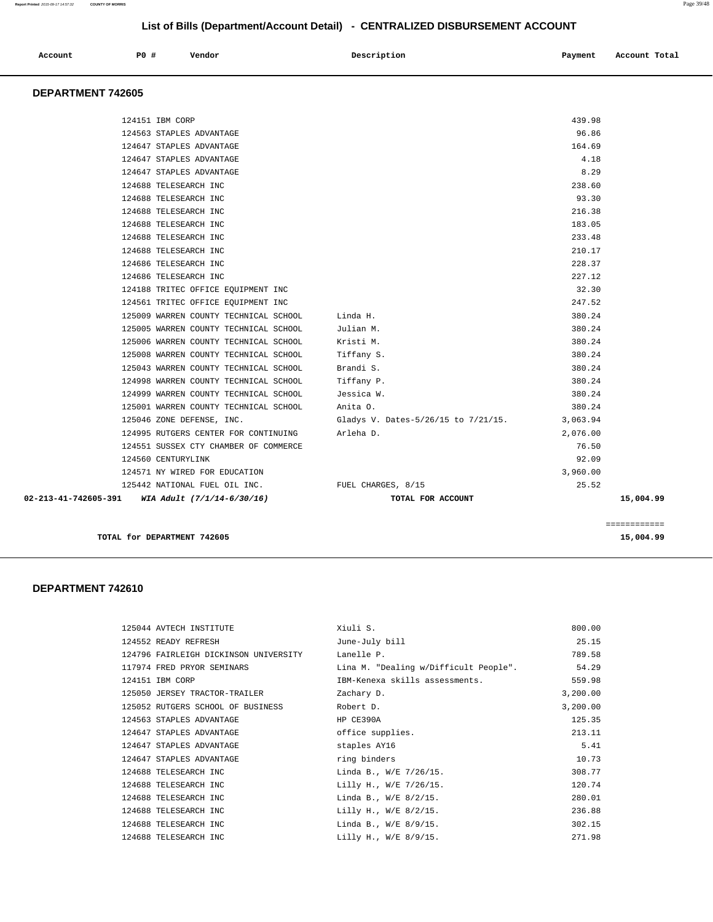## List of Bills (Department/Account Detail) - CENTRALIZED DISBURSEMENT ACCOUNT

| Account | PO # | Vendor | Description | Payment | Account Total |
|---|---|---|---|---|---|

### DEPARTMENT 742605

| Account | PO # | Vendor | Description | Payment | Account Total |
|---|---|---|---|---|---|
| | 124151 | IBM CORP | | 439.98 | |
| | 124563 | STAPLES ADVANTAGE | | 96.86 | |
| | 124647 | STAPLES ADVANTAGE | | 164.69 | |
| | 124647 | STAPLES ADVANTAGE | | 4.18 | |
| | 124647 | STAPLES ADVANTAGE | | 8.29 | |
| | 124688 | TELESEARCH INC | | 238.60 | |
| | 124688 | TELESEARCH INC | | 93.30 | |
| | 124688 | TELESEARCH INC | | 216.38 | |
| | 124688 | TELESEARCH INC | | 183.05 | |
| | 124688 | TELESEARCH INC | | 233.48 | |
| | 124688 | TELESEARCH INC | | 210.17 | |
| | 124686 | TELESEARCH INC | | 228.37 | |
| | 124686 | TELESEARCH INC | | 227.12 | |
| | 124188 | TRITEC OFFICE EQUIPMENT INC | | 32.30 | |
| | 124561 | TRITEC OFFICE EQUIPMENT INC | | 247.52 | |
| | 125009 | WARREN COUNTY TECHNICAL SCHOOL | Linda H. | 380.24 | |
| | 125005 | WARREN COUNTY TECHNICAL SCHOOL | Julian M. | 380.24 | |
| | 125006 | WARREN COUNTY TECHNICAL SCHOOL | Kristi M. | 380.24 | |
| | 125008 | WARREN COUNTY TECHNICAL SCHOOL | Tiffany S. | 380.24 | |
| | 125043 | WARREN COUNTY TECHNICAL SCHOOL | Brandi S. | 380.24 | |
| | 124998 | WARREN COUNTY TECHNICAL SCHOOL | Tiffany P. | 380.24 | |
| | 124999 | WARREN COUNTY TECHNICAL SCHOOL | Jessica W. | 380.24 | |
| | 125001 | WARREN COUNTY TECHNICAL SCHOOL | Anita O. | 380.24 | |
| | 125046 | ZONE DEFENSE, INC. | Gladys V. Dates-5/26/15 to 7/21/15. | 3,063.94 | |
| | 124995 | RUTGERS CENTER FOR CONTINUING | Arleha D. | 2,076.00 | |
| | 124551 | SUSSEX CTY CHAMBER OF COMMERCE | | 76.50 | |
| | 124560 | CENTURYLINK | | 92.09 | |
| | 124571 | NY WIRED FOR EDUCATION | | 3,960.00 | |
| | 125442 | NATIONAL FUEL OIL INC. | FUEL CHARGES, 8/15 | 25.52 | |
| **02-213-41-742605-391** | | ***WIA Adult (7/1/14-6/30/16)*** | **TOTAL FOR ACCOUNT** | | **15,004.99** |

**TOTAL for DEPARTMENT 742605** **15,004.99**

### DEPARTMENT 742610

| Account | PO # | Vendor | Description | Payment | Account Total |
|---|---|---|---|---|---|
| | 125044 | AVTECH INSTITUTE | Xiuli S. | 800.00 | |
| | 124552 | READY REFRESH | June-July bill | 25.15 | |
| | 124796 | FAIRLEIGH DICKINSON UNIVERSITY | Lanelle P. | 789.58 | |
| | 117974 | FRED PRYOR SEMINARS | Lina M. "Dealing w/Difficult People". | 54.29 | |
| | 124151 | IBM CORP | IBM-Kenexa skills assessments. | 559.98 | |
| | 125050 | JERSEY TRACTOR-TRAILER | Zachary D. | 3,200.00 | |
| | 125052 | RUTGERS SCHOOL OF BUSINESS | Robert D. | 3,200.00 | |
| | 124563 | STAPLES ADVANTAGE | HP CE390A | 125.35 | |
| | 124647 | STAPLES ADVANTAGE | office supplies. | 213.11 | |
| | 124647 | STAPLES ADVANTAGE | staples AY16 | 5.41 | |
| | 124647 | STAPLES ADVANTAGE | ring binders | 10.73 | |
| | 124688 | TELESEARCH INC | Linda B., W/E 7/26/15. | 308.77 | |
| | 124688 | TELESEARCH INC | Lilly H., W/E 7/26/15. | 120.74 | |
| | 124688 | TELESEARCH INC | Linda B., W/E 8/2/15. | 280.01 | |
| | 124688 | TELESEARCH INC | Lilly H., W/E 8/2/15. | 236.88 | |
| | 124688 | TELESEARCH INC | Linda B., W/E 8/9/15. | 302.15 | |
| | 124688 | TELESEARCH INC | Lilly H., W/E 8/9/15. | 271.98 | |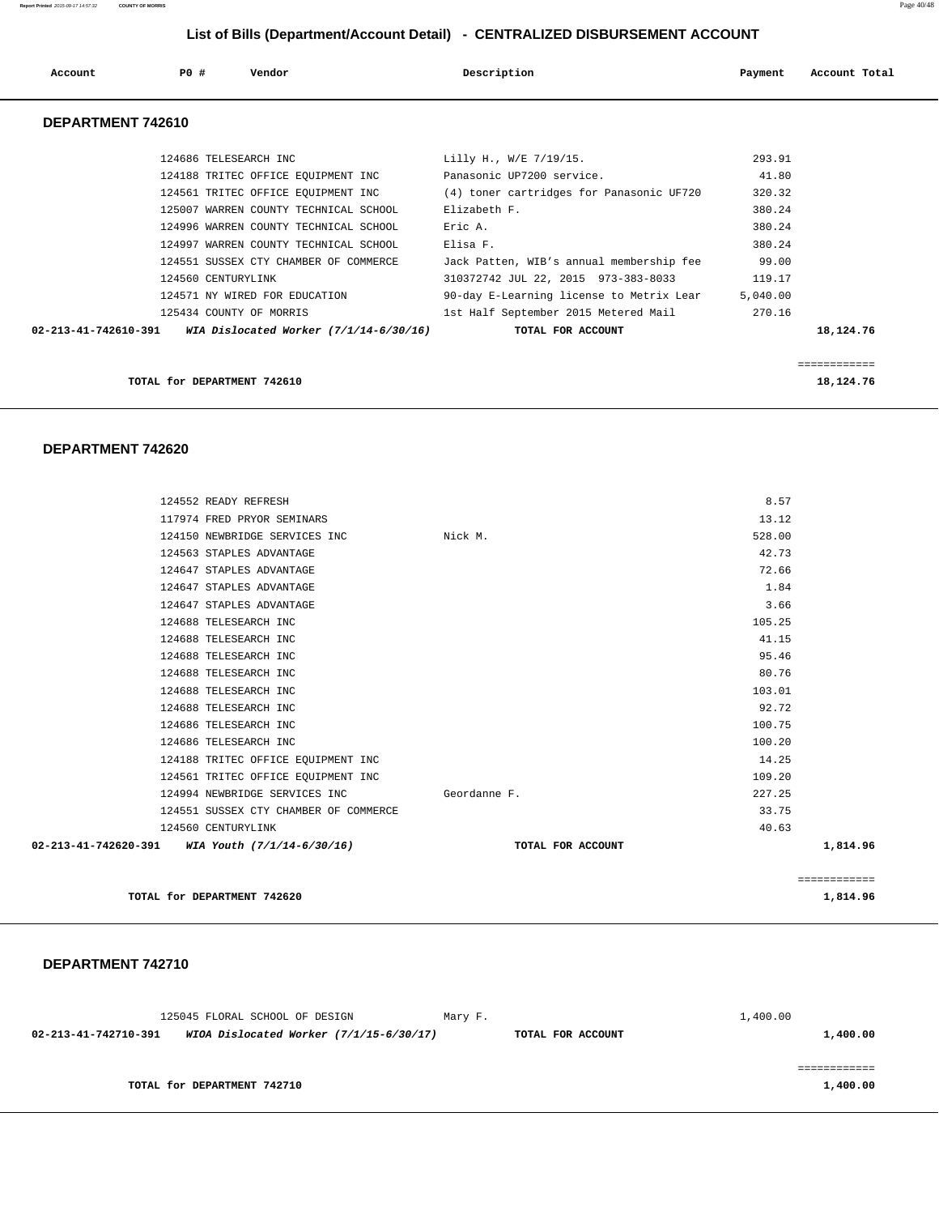## List of Bills (Department/Account Detail) - CENTRALIZED DISBURSEMENT ACCOUNT

| Account | PO # | Vendor | Description | Payment | Account Total |
|---|---|---|---|---|---|

### DEPARTMENT 742610

| Account | PO # | Vendor | Description | Payment | Account Total |
|---|---|---|---|---|---|
| | 124686 | TELESEARCH INC | Lilly H., W/E 7/19/15. | 293.91 | |
| | 124188 | TRITEC OFFICE EQUIPMENT INC | Panasonic UP7200 service. | 41.80 | |
| | 124561 | TRITEC OFFICE EQUIPMENT INC | (4) toner cartridges for Panasonic UF720 | 320.32 | |
| | 125007 | WARREN COUNTY TECHNICAL SCHOOL | Elizabeth F. | 380.24 | |
| | 124996 | WARREN COUNTY TECHNICAL SCHOOL | Eric A. | 380.24 | |
| | 124997 | WARREN COUNTY TECHNICAL SCHOOL | Elisa F. | 380.24 | |
| | 124551 | SUSSEX CTY CHAMBER OF COMMERCE | Jack Patten, WIB's annual membership fee | 99.00 | |
| | 124560 | CENTURYLINK | 310372742 JUL 22, 2015 973-383-8033 | 119.17 | |
| | 124571 | NY WIRED FOR EDUCATION | 90-day E-Learning license to Metrix Lear | 5,040.00 | |
| | 125434 | COUNTY OF MORRIS | 1st Half September 2015 Metered Mail | 270.16 | |
| **02-213-41-742610-391** | | ***WIA Dislocated Worker (7/1/14-6/30/16)*** | **TOTAL FOR ACCOUNT** | | **18,124.76** |

**TOTAL for DEPARTMENT 742610** **18,124.76**

### DEPARTMENT 742620

| Account | PO # | Vendor | Description | Payment | Account Total |
|---|---|---|---|---|---|
| | 124552 | READY REFRESH | | 8.57 | |
| | 117974 | FRED PRYOR SEMINARS | | 13.12 | |
| | 124150 | NEWBRIDGE SERVICES INC | Nick M. | 528.00 | |
| | 124563 | STAPLES ADVANTAGE | | 42.73 | |
| | 124647 | STAPLES ADVANTAGE | | 72.66 | |
| | 124647 | STAPLES ADVANTAGE | | 1.84 | |
| | 124647 | STAPLES ADVANTAGE | | 3.66 | |
| | 124688 | TELESEARCH INC | | 105.25 | |
| | 124688 | TELESEARCH INC | | 41.15 | |
| | 124688 | TELESEARCH INC | | 95.46 | |
| | 124688 | TELESEARCH INC | | 80.76 | |
| | 124688 | TELESEARCH INC | | 103.01 | |
| | 124688 | TELESEARCH INC | | 92.72 | |
| | 124686 | TELESEARCH INC | | 100.75 | |
| | 124686 | TELESEARCH INC | | 100.20 | |
| | 124188 | TRITEC OFFICE EQUIPMENT INC | | 14.25 | |
| | 124561 | TRITEC OFFICE EQUIPMENT INC | | 109.20 | |
| | 124994 | NEWBRIDGE SERVICES INC | Geordanne F. | 227.25 | |
| | 124551 | SUSSEX CTY CHAMBER OF COMMERCE | | 33.75 | |
| | 124560 | CENTURYLINK | | 40.63 | |
| **02-213-41-742620-391** | | ***WIA Youth (7/1/14-6/30/16)*** | **TOTAL FOR ACCOUNT** | | **1,814.96** |

**TOTAL for DEPARTMENT 742620** **1,814.96**

### DEPARTMENT 742710

| Account | PO # | Vendor | Description | Payment | Account Total |
|---|---|---|---|---|---|
| | 125045 | FLORAL SCHOOL OF DESIGN | Mary F. | 1,400.00 | |
| **02-213-41-742710-391** | | ***WIOA Dislocated Worker (7/1/15-6/30/17)*** | **TOTAL FOR ACCOUNT** | | **1,400.00** |

**TOTAL for DEPARTMENT 742710** **1,400.00**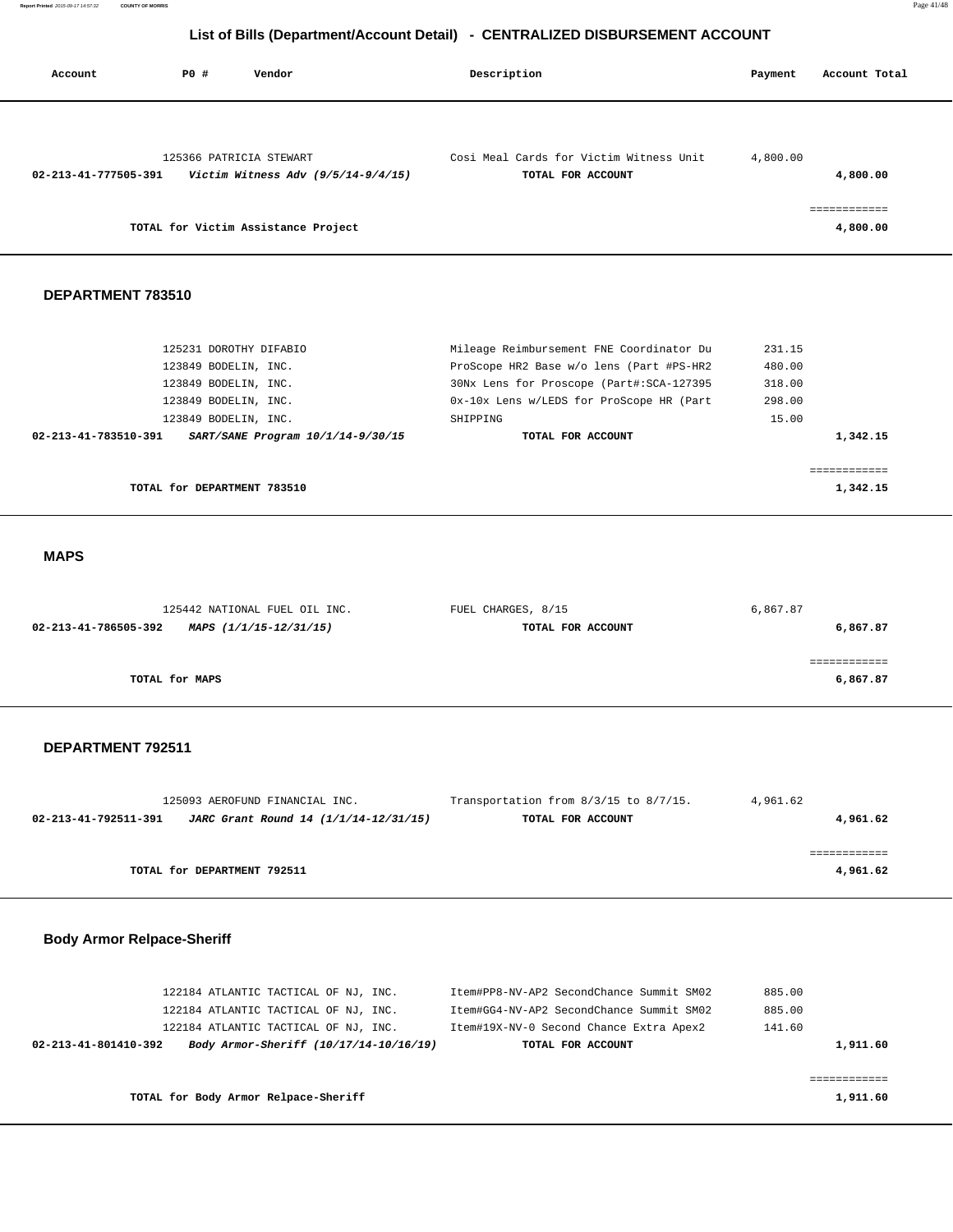# List of Bills (Department/Account Detail) - CENTRALIZED DISBURSEMENT ACCOUNT

| Account | PO # | Vendor | Description | Payment | Account Total |
|---|---|---|---|---|---|
| | 125366 | PATRICIA STEWART | Cosi Meal Cards for Victim Witness Unit | 4,800.00 | |
| **02-213-41-777505-391** | | ***Victim Witness Adv (9/5/14-9/4/15)*** | **TOTAL FOR ACCOUNT** | | **4,800.00** |
| | | | | | ============ |
| | | **TOTAL for Victim Assistance Project** | | | **4,800.00** |

## DEPARTMENT 783510

| Account | PO # | Vendor | Description | Payment | Account Total |
|---|---|---|---|---|---|
| | 125231 | DOROTHY DIFABIO | Mileage Reimbursement FNE Coordinator Du | 231.15 | |
| | 123849 | BODELIN, INC. | ProScope HR2 Base w/o lens (Part #PS-HR2 | 480.00 | |
| | 123849 | BODELIN, INC. | 30Nx Lens for Proscope (Part#:SCA-127395 | 318.00 | |
| | 123849 | BODELIN, INC. | 0x-10x Lens w/LEDS for ProScope HR (Part | 298.00 | |
| | 123849 | BODELIN, INC. | SHIPPING | 15.00 | |
| **02-213-41-783510-391** | | ***SART/SANE Program 10/1/14-9/30/15*** | **TOTAL FOR ACCOUNT** | | **1,342.15** |
| | | | | | ============ |
| | | **TOTAL for DEPARTMENT 783510** | | | **1,342.15** |

## MAPS

| Account | PO # | Vendor | Description | Payment | Account Total |
|---|---|---|---|---|---|
| | 125442 | NATIONAL FUEL OIL INC. | FUEL CHARGES, 8/15 | 6,867.87 | |
| **02-213-41-786505-392** | | ***MAPS (1/1/15-12/31/15)*** | **TOTAL FOR ACCOUNT** | | **6,867.87** |
| | | | | | ============ |
| | | **TOTAL for MAPS** | | | **6,867.87** |

## DEPARTMENT 792511

| Account | PO # | Vendor | Description | Payment | Account Total |
|---|---|---|---|---|---|
| | 125093 | AEROFUND FINANCIAL INC. | Transportation from 8/3/15 to 8/7/15. | 4,961.62 | |
| **02-213-41-792511-391** | | ***JARC Grant Round 14 (1/1/14-12/31/15)*** | **TOTAL FOR ACCOUNT** | | **4,961.62** |
| | | | | | ============ |
| | | **TOTAL for DEPARTMENT 792511** | | | **4,961.62** |

## Body Armor Relpace-Sheriff

| Account | PO # | Vendor | Description | Payment | Account Total |
|---|---|---|---|---|---|
| | 122184 | ATLANTIC TACTICAL OF NJ, INC. | Item#PP8-NV-AP2 SecondChance Summit SM02 | 885.00 | |
| | 122184 | ATLANTIC TACTICAL OF NJ, INC. | Item#GG4-NV-AP2 SecondChance Summit SM02 | 885.00 | |
| | 122184 | ATLANTIC TACTICAL OF NJ, INC. | Item#19X-NV-0 Second Chance Extra Apex2 | 141.60 | |
| **02-213-41-801410-392** | | ***Body Armor-Sheriff (10/17/14-10/16/19)*** | **TOTAL FOR ACCOUNT** | | **1,911.60** |
| | | | | | ============ |
| | | **TOTAL for Body Armor Relpace-Sheriff** | | | **1,911.60** |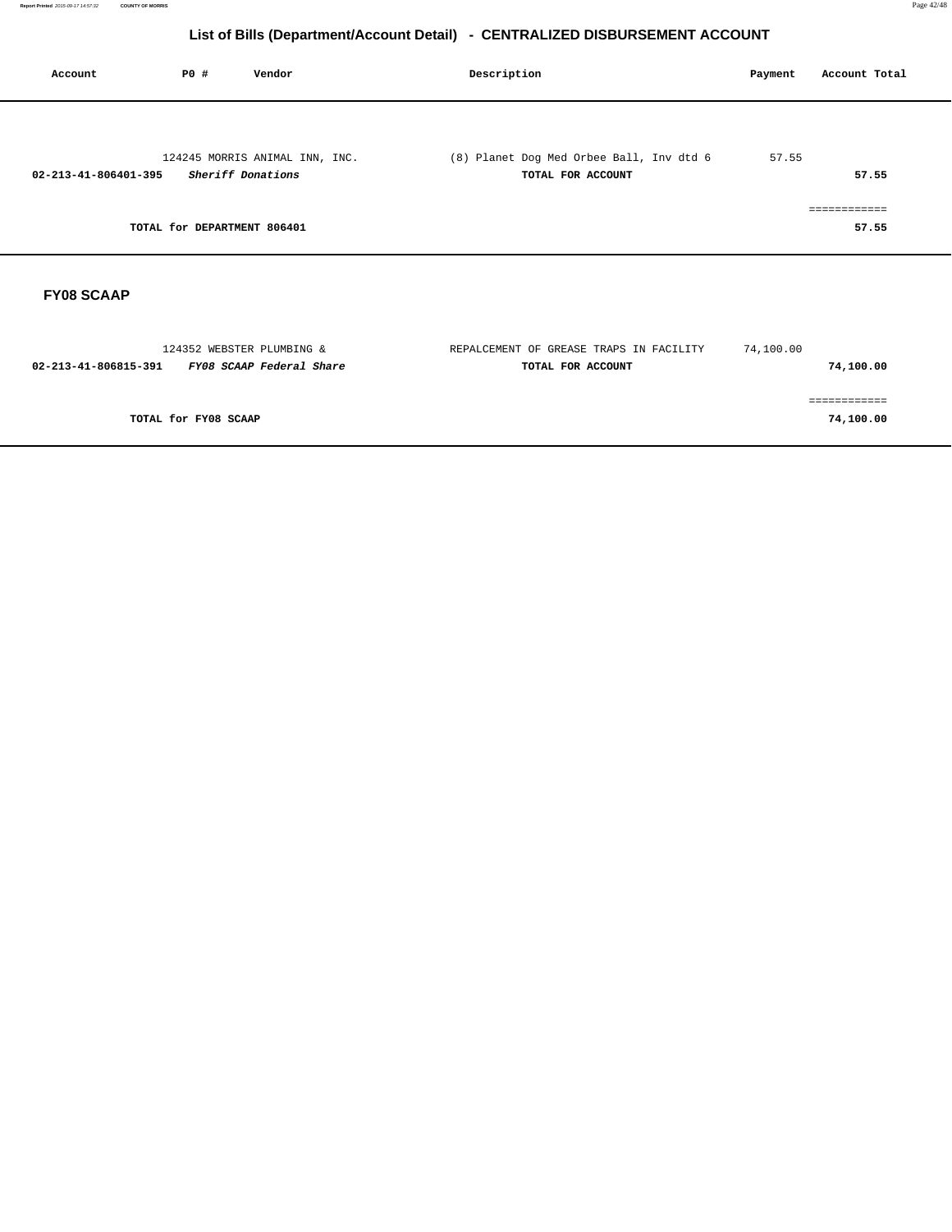# List of Bills (Department/Account Detail) - CENTRALIZED DISBURSEMENT ACCOUNT

| Account | PO # | Vendor | Description | Payment | Account Total |
|---|---|---|---|---|---|
| | 124245 | MORRIS ANIMAL INN, INC. | (8) Planet Dog Med Orbee Ball, Inv dtd 6 | 57.55 | |
| **02-213-41-806401-395** | | ***Sheriff Donations*** | **TOTAL FOR ACCOUNT** | | **57.55** |
| | | | | | ============ |
| | **TOTAL for DEPARTMENT 806401** | | | | **57.55** |

## FY08 SCAAP

| Account | PO # | Vendor | Description | Payment | Account Total |
|---|---|---|---|---|---|
| | 124352 | WEBSTER PLUMBING & | REPALCEMENT OF GREASE TRAPS IN FACILITY | 74,100.00 | |
| **02-213-41-806815-391** | | ***FY08 SCAAP Federal Share*** | **TOTAL FOR ACCOUNT** | | **74,100.00** |
| | | | | | ============ |
| | **TOTAL for FY08 SCAAP** | | | | **74,100.00** |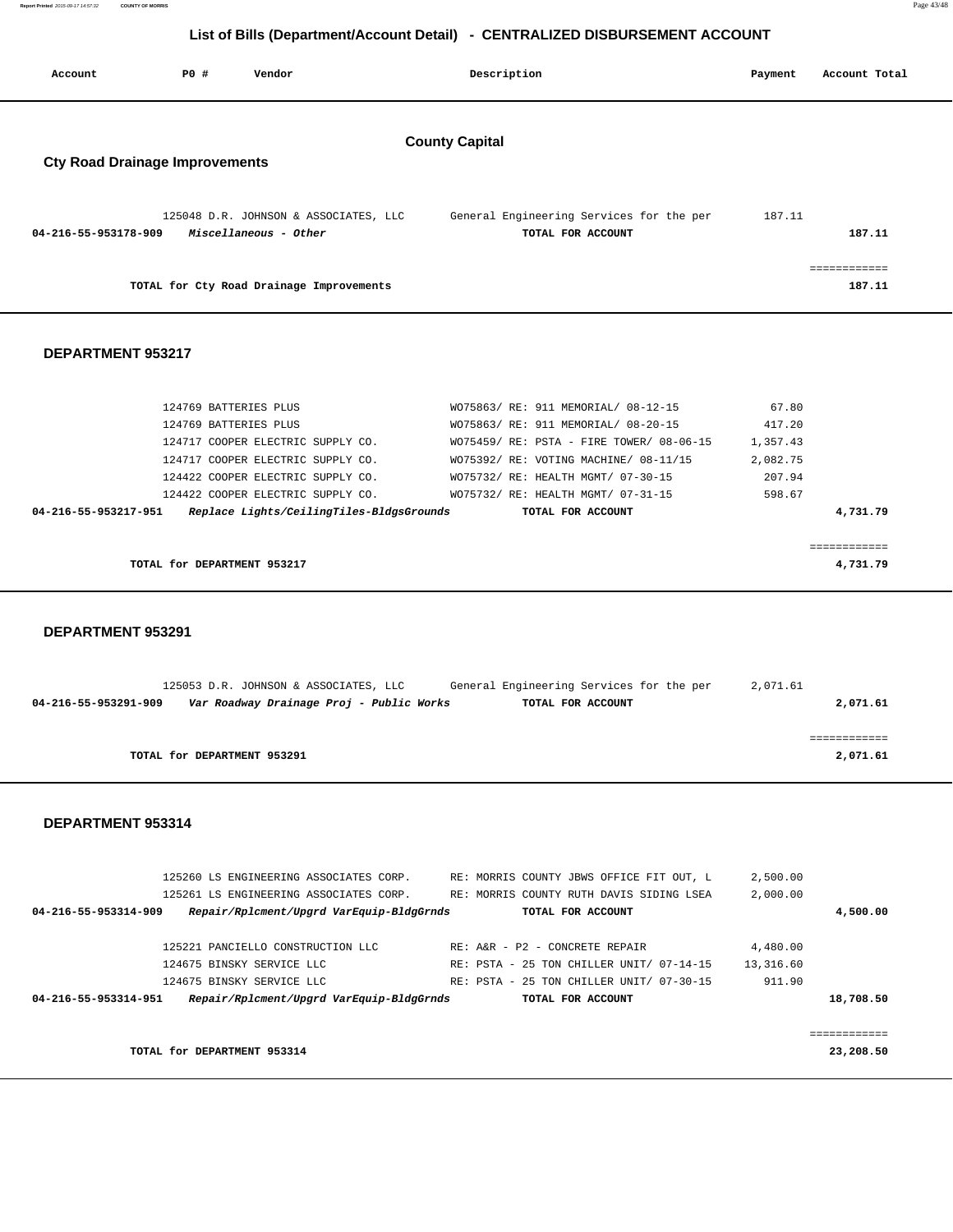# List of Bills (Department/Account Detail) - CENTRALIZED DISBURSEMENT ACCOUNT

| Account | PO # | Vendor | Description | Payment | Account Total |
|---|---|---|---|---|---|

## County Capital

### Cty Road Drainage Improvements

| Account | PO # | Vendor | Description | Payment | Account Total |
|---|---|---|---|---|---|
| | 125048 | D.R. JOHNSON & ASSOCIATES, LLC | General Engineering Services for the per | 187.11 | |
| 04-216-55-953178-909 | | *Miscellaneous - Other* | TOTAL FOR ACCOUNT | | 187.11 |
| | | TOTAL for Cty Road Drainage Improvements | | | 187.11 |

### DEPARTMENT 953217

| Account | PO # | Vendor | Description | Payment | Account Total |
|---|---|---|---|---|---|
| | 124769 | BATTERIES PLUS | WO75863/ RE: 911 MEMORIAL/ 08-12-15 | 67.80 | |
| | 124769 | BATTERIES PLUS | WO75863/ RE: 911 MEMORIAL/ 08-20-15 | 417.20 | |
| | 124717 | COOPER ELECTRIC SUPPLY CO. | WO75459/ RE: PSTA - FIRE TOWER/ 08-06-15 | 1,357.43 | |
| | 124717 | COOPER ELECTRIC SUPPLY CO. | WO75392/ RE: VOTING MACHINE/ 08-11/15 | 2,082.75 | |
| | 124422 | COOPER ELECTRIC SUPPLY CO. | WO75732/ RE: HEALTH MGMT/ 07-30-15 | 207.94 | |
| | 124422 | COOPER ELECTRIC SUPPLY CO. | WO75732/ RE: HEALTH MGMT/ 07-31-15 | 598.67 | |
| 04-216-55-953217-951 | | *Replace Lights/CeilingTiles-BldgsGrounds* | TOTAL FOR ACCOUNT | | 4,731.79 |
| | | TOTAL for DEPARTMENT 953217 | | | 4,731.79 |

### DEPARTMENT 953291

| Account | PO # | Vendor | Description | Payment | Account Total |
|---|---|---|---|---|---|
| | 125053 | D.R. JOHNSON & ASSOCIATES, LLC | General Engineering Services for the per | 2,071.61 | |
| 04-216-55-953291-909 | | *Var Roadway Drainage Proj - Public Works* | TOTAL FOR ACCOUNT | | 2,071.61 |
| | | TOTAL for DEPARTMENT 953291 | | | 2,071.61 |

### DEPARTMENT 953314

| Account | PO # | Vendor | Description | Payment | Account Total |
|---|---|---|---|---|---|
| | 125260 | LS ENGINEERING ASSOCIATES CORP. | RE: MORRIS COUNTY JBWS OFFICE FIT OUT, L | 2,500.00 | |
| | 125261 | LS ENGINEERING ASSOCIATES CORP. | RE: MORRIS COUNTY RUTH DAVIS SIDING LSEA | 2,000.00 | |
| 04-216-55-953314-909 | | *Repair/Rplcment/Upgrd VarEquip-BldgGrnds* | TOTAL FOR ACCOUNT | | 4,500.00 |
| | 125221 | PANCIELLO CONSTRUCTION LLC | RE: A&R - P2 - CONCRETE REPAIR | 4,480.00 | |
| | 124675 | BINSKY SERVICE LLC | RE: PSTA - 25 TON CHILLER UNIT/ 07-14-15 | 13,316.60 | |
| | 124675 | BINSKY SERVICE LLC | RE: PSTA - 25 TON CHILLER UNIT/ 07-30-15 | 911.90 | |
| 04-216-55-953314-951 | | *Repair/Rplcment/Upgrd VarEquip-BldgGrnds* | TOTAL FOR ACCOUNT | | 18,708.50 |
| | | TOTAL for DEPARTMENT 953314 | | | 23,208.50 |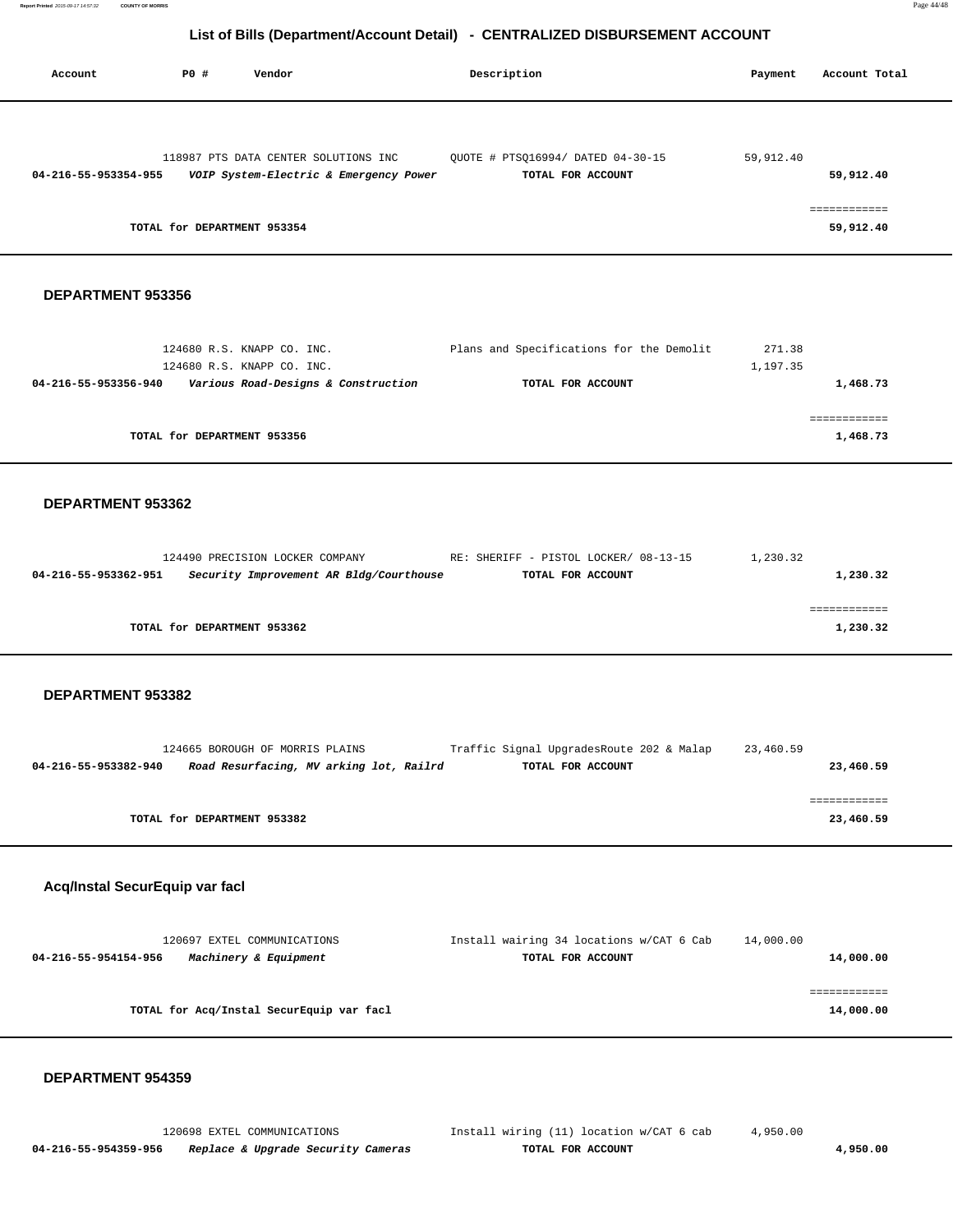## List of Bills (Department/Account Detail) - CENTRALIZED DISBURSEMENT ACCOUNT

| Account | PO # | Vendor | Description | Payment | Account Total |
|---|---|---|---|---|---|
| | 118987 | PTS DATA CENTER SOLUTIONS INC | QUOTE # PTSQ16994/ DATED 04-30-15 | 59,912.40 | |
| **04-216-55-953354-955** | | ***VOIP System-Electric & Emergency Power*** | **TOTAL FOR ACCOUNT** | | **59,912.40** |
| | | **TOTAL for DEPARTMENT 953354** | | | **59,912.40** |

### DEPARTMENT 953356

| Account | PO # | Vendor | Description | Payment | Account Total |
|---|---|---|---|---|---|
| | 124680 | R.S. KNAPP CO. INC. | Plans and Specifications for the Demolit | 271.38 | |
| | 124680 | R.S. KNAPP CO. INC. | | 1,197.35 | |
| **04-216-55-953356-940** | | ***Various Road-Designs & Construction*** | **TOTAL FOR ACCOUNT** | | **1,468.73** |
| | | **TOTAL for DEPARTMENT 953356** | | | **1,468.73** |

### DEPARTMENT 953362

| Account | PO # | Vendor | Description | Payment | Account Total |
|---|---|---|---|---|---|
| | 124490 | PRECISION LOCKER COMPANY | RE: SHERIFF - PISTOL LOCKER/ 08-13-15 | 1,230.32 | |
| **04-216-55-953362-951** | | ***Security Improvement AR Bldg/Courthouse*** | **TOTAL FOR ACCOUNT** | | **1,230.32** |
| | | **TOTAL for DEPARTMENT 953362** | | | **1,230.32** |

### DEPARTMENT 953382

| Account | PO # | Vendor | Description | Payment | Account Total |
|---|---|---|---|---|---|
| | 124665 | BOROUGH OF MORRIS PLAINS | Traffic Signal UpgradesRoute 202 & Malap | 23,460.59 | |
| **04-216-55-953382-940** | | ***Road Resurfacing, MV arking lot, Railrd*** | **TOTAL FOR ACCOUNT** | | **23,460.59** |
| | | **TOTAL for DEPARTMENT 953382** | | | **23,460.59** |

### Acq/Instal SecurEquip var facl

| Account | PO # | Vendor | Description | Payment | Account Total |
|---|---|---|---|---|---|
| | 120697 | EXTEL COMMUNICATIONS | Install wairing 34 locations w/CAT 6 Cab | 14,000.00 | |
| **04-216-55-954154-956** | | ***Machinery & Equipment*** | **TOTAL FOR ACCOUNT** | | **14,000.00** |
| | | **TOTAL for Acq/Instal SecurEquip var facl** | | | **14,000.00** |

### DEPARTMENT 954359

| Account | PO # | Vendor | Description | Payment | Account Total |
|---|---|---|---|---|---|
| | 120698 | EXTEL COMMUNICATIONS | Install wiring (11) location w/CAT 6 cab | 4,950.00 | |
| **04-216-55-954359-956** | | ***Replace & Upgrade Security Cameras*** | **TOTAL FOR ACCOUNT** | | **4,950.00** |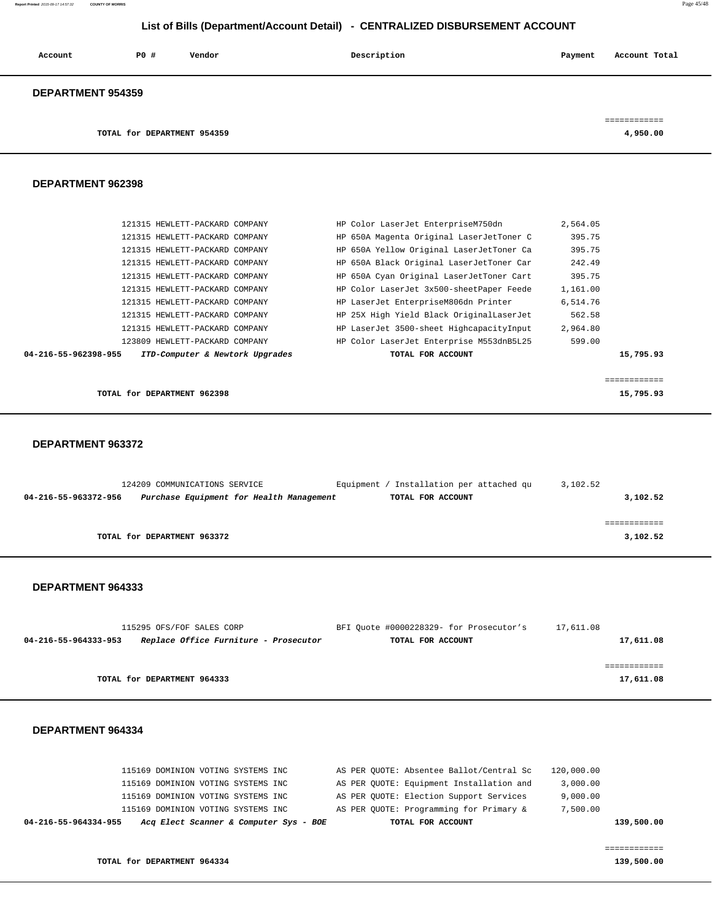# List of Bills (Department/Account Detail) - CENTRALIZED DISBURSEMENT ACCOUNT

| Account | PO # | Vendor | Description | Payment | Account Total |
|---|---|---|---|---|---|

## DEPARTMENT 954359

| | | | | | |
|---|---|---|---|---|---|
| | | | | | ============ |
| | TOTAL for DEPARTMENT 954359 | | | | 4,950.00 |

## DEPARTMENT 962398

| Account | PO # | Vendor | Description | Payment | Account Total |
|---|---|---|---|---|---|
| | 121315 | HEWLETT-PACKARD COMPANY | HP Color LaserJet EnterpriseM750dn | 2,564.05 | |
| | 121315 | HEWLETT-PACKARD COMPANY | HP 650A Magenta Original LaserJetToner C | 395.75 | |
| | 121315 | HEWLETT-PACKARD COMPANY | HP 650A Yellow Original LaserJetToner Ca | 395.75 | |
| | 121315 | HEWLETT-PACKARD COMPANY | HP 650A Black Original LaserJetToner Car | 242.49 | |
| | 121315 | HEWLETT-PACKARD COMPANY | HP 650A Cyan Original LaserJetToner Cart | 395.75 | |
| | 121315 | HEWLETT-PACKARD COMPANY | HP Color LaserJet 3x500-sheetPaper Feede | 1,161.00 | |
| | 121315 | HEWLETT-PACKARD COMPANY | HP LaserJet EnterpriseM806dn Printer | 6,514.76 | |
| | 121315 | HEWLETT-PACKARD COMPANY | HP 25X High Yield Black OriginalLaserJet | 562.58 | |
| | 121315 | HEWLETT-PACKARD COMPANY | HP LaserJet 3500-sheet HighcapacityInput | 2,964.80 | |
| | 123809 | HEWLETT-PACKARD COMPANY | HP Color LaserJet Enterprise M553dnB5L25 | 599.00 | |
| **04-216-55-962398-955** | ***ITD-Computer & Newtork Upgrades*** | | **TOTAL FOR ACCOUNT** | | **15,795.93** |
| | | | | | ============ |
| | **TOTAL for DEPARTMENT 962398** | | | | **15,795.93** |

## DEPARTMENT 963372

| Account | PO # | Vendor | Description | Payment | Account Total |
|---|---|---|---|---|---|
| | 124209 | COMMUNICATIONS SERVICE | Equipment / Installation per attached qu | 3,102.52 | |
| **04-216-55-963372-956** | ***Purchase Equipment for Health Management*** | | **TOTAL FOR ACCOUNT** | | **3,102.52** |
| | | | | | ============ |
| | **TOTAL for DEPARTMENT 963372** | | | | **3,102.52** |

## DEPARTMENT 964333

| Account | PO # | Vendor | Description | Payment | Account Total |
|---|---|---|---|---|---|
| | 115295 | OFS/FOF SALES CORP | BFI Quote #0000228329- for Prosecutor's | 17,611.08 | |
| **04-216-55-964333-953** | ***Replace Office Furniture - Prosecutor*** | | **TOTAL FOR ACCOUNT** | | **17,611.08** |
| | | | | | ============ |
| | **TOTAL for DEPARTMENT 964333** | | | | **17,611.08** |

## DEPARTMENT 964334

| Account | PO # | Vendor | Description | Payment | Account Total |
|---|---|---|---|---|---|
| | 115169 | DOMINION VOTING SYSTEMS INC | AS PER QUOTE: Absentee Ballot/Central Sc | 120,000.00 | |
| | 115169 | DOMINION VOTING SYSTEMS INC | AS PER QUOTE: Equipment Installation and | 3,000.00 | |
| | 115169 | DOMINION VOTING SYSTEMS INC | AS PER QUOTE: Election Support Services | 9,000.00 | |
| | 115169 | DOMINION VOTING SYSTEMS INC | AS PER QUOTE: Programming for Primary & | 7,500.00 | |
| **04-216-55-964334-955** | ***Acq Elect Scanner & Computer Sys - BOE*** | | **TOTAL FOR ACCOUNT** | | **139,500.00** |
| | | | | | ============ |
| | **TOTAL for DEPARTMENT 964334** | | | | **139,500.00** |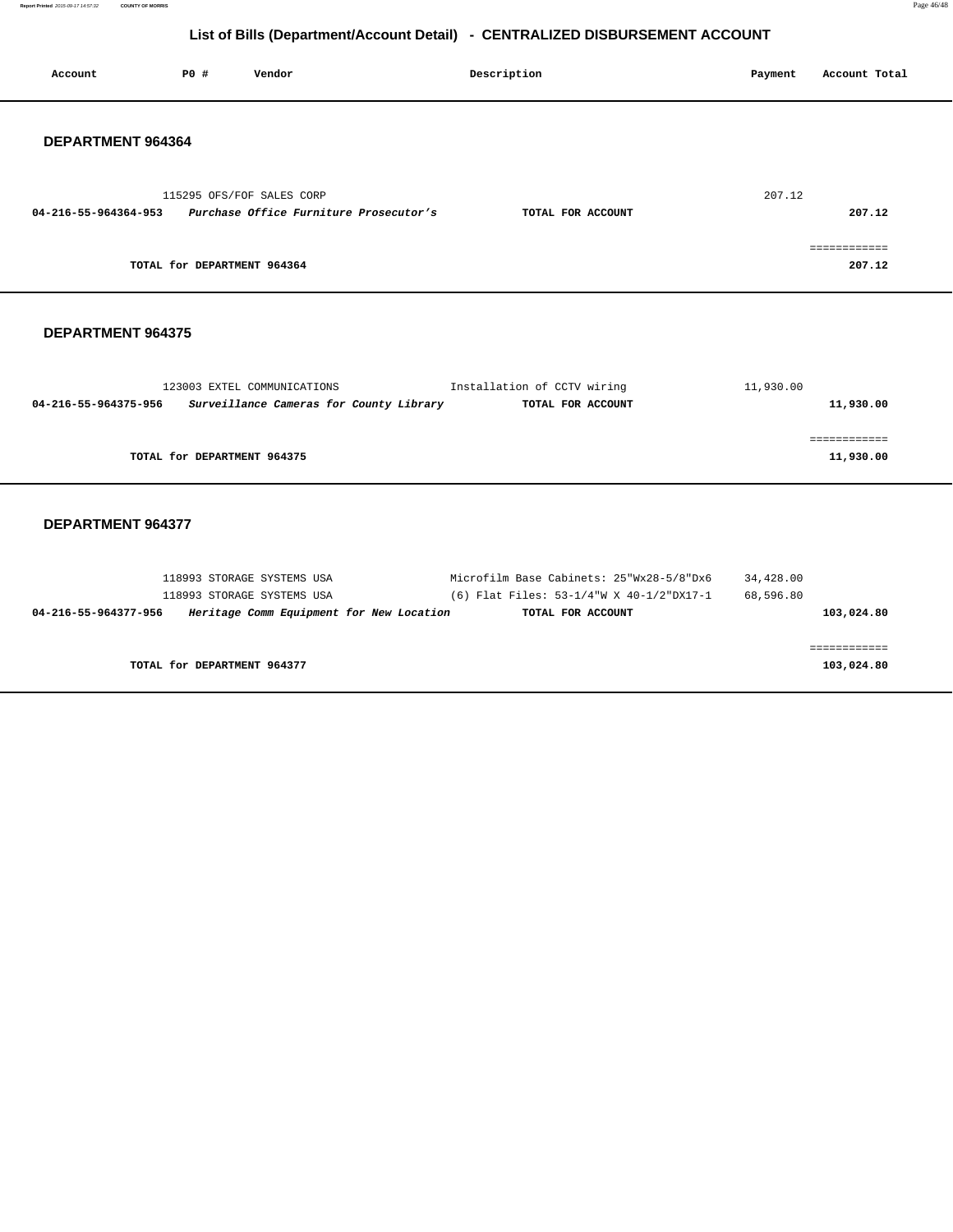# List of Bills (Department/Account Detail) - CENTRALIZED DISBURSEMENT ACCOUNT

| Account | PO # | Vendor | Description | Payment | Account Total |
|---|---|---|---|---|---|

## DEPARTMENT 964364

| Account | PO # | Vendor | Description | Payment | Account Total |
|---|---|---|---|---|---|
| | 115295 | OFS/FOF SALES CORP | | 207.12 | |
| **04-216-55-964364-953** | | ***Purchase Office Furniture Prosecutor's*** | **TOTAL FOR ACCOUNT** | | **207.12** |
| | | | | | ============ |
| | **TOTAL for DEPARTMENT 964364** | | | | **207.12** |

## DEPARTMENT 964375

| Account | PO # | Vendor | Description | Payment | Account Total |
|---|---|---|---|---|---|
| | 123003 | EXTEL COMMUNICATIONS | Installation of CCTV wiring | 11,930.00 | |
| **04-216-55-964375-956** | | ***Surveillance Cameras for County Library*** | **TOTAL FOR ACCOUNT** | | **11,930.00** |
| | | | | | ============ |
| | **TOTAL for DEPARTMENT 964375** | | | | **11,930.00** |

## DEPARTMENT 964377

| Account | PO # | Vendor | Description | Payment | Account Total |
|---|---|---|---|---|---|
| | 118993 | STORAGE SYSTEMS USA | Microfilm Base Cabinets: 25"Wx28-5/8"Dx6 | 34,428.00 | |
| | 118993 | STORAGE SYSTEMS USA | (6) Flat Files: 53-1/4"W X 40-1/2"DX17-1 | 68,596.80 | |
| **04-216-55-964377-956** | | ***Heritage Comm Equipment for New Location*** | **TOTAL FOR ACCOUNT** | | **103,024.80** |
| | | | | | ============ |
| | **TOTAL for DEPARTMENT 964377** | | | | **103,024.80** |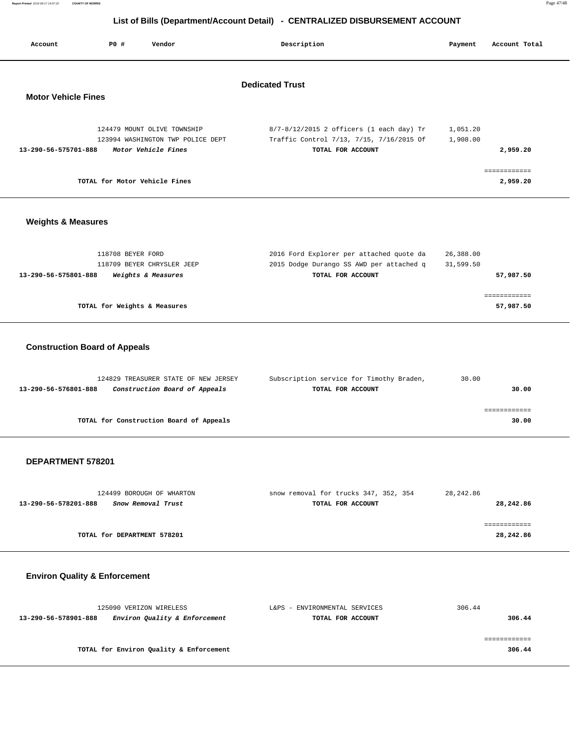# List of Bills (Department/Account Detail) - CENTRALIZED DISBURSEMENT ACCOUNT

| Account | PO # | Vendor | Description | Payment | Account Total |
|---|---|---|---|---|---|

## Dedicated Trust

### Motor Vehicle Fines

| Account | PO # | Vendor | Description | Payment | Account Total |
|---|---|---|---|---|---|
| | 124479 | MOUNT OLIVE TOWNSHIP | 8/7-8/12/2015 2 officers (1 each day) Tr | 1,051.20 | |
| | 123994 | WASHINGTON TWP POLICE DEPT | Traffic Control 7/13, 7/15, 7/16/2015 Of | 1,908.00 | |
| **13-290-56-575701-888** | | ***Motor Vehicle Fines*** | **TOTAL FOR ACCOUNT** | | **2,959.20** |

**TOTAL for Motor Vehicle Fines** ============ **2,959.20**

### Weights & Measures

| Account | PO # | Vendor | Description | Payment | Account Total |
|---|---|---|---|---|---|
| | 118708 | BEYER FORD | 2016 Ford Explorer per attached quote da | 26,388.00 | |
| | 118709 | BEYER CHRYSLER JEEP | 2015 Dodge Durango SS AWD per attached q | 31,599.50 | |
| **13-290-56-575801-888** | | ***Weights & Measures*** | **TOTAL FOR ACCOUNT** | | **57,987.50** |

**TOTAL for Weights & Measures** ============ **57,987.50**

### Construction Board of Appeals

| Account | PO # | Vendor | Description | Payment | Account Total |
|---|---|---|---|---|---|
| | 124829 | TREASURER STATE OF NEW JERSEY | Subscription service for Timothy Braden, | 30.00 | |
| **13-290-56-576801-888** | | ***Construction Board of Appeals*** | **TOTAL FOR ACCOUNT** | | **30.00** |

**TOTAL for Construction Board of Appeals** ============ **30.00**

### DEPARTMENT 578201

| Account | PO # | Vendor | Description | Payment | Account Total |
|---|---|---|---|---|---|
| | 124499 | BOROUGH OF WHARTON | snow removal for trucks 347, 352, 354 | 28,242.86 | |
| **13-290-56-578201-888** | | ***Snow Removal Trust*** | **TOTAL FOR ACCOUNT** | | **28,242.86** |

**TOTAL for DEPARTMENT 578201** ============ **28,242.86**

### Environ Quality & Enforcement

| Account | PO # | Vendor | Description | Payment | Account Total |
|---|---|---|---|---|---|
| | 125090 | VERIZON WIRELESS | L&PS - ENVIRONMENTAL SERVICES | 306.44 | |
| **13-290-56-578901-888** | | ***Environ Quality & Enforcement*** | **TOTAL FOR ACCOUNT** | | **306.44** |

**TOTAL for Environ Quality & Enforcement** ============ **306.44**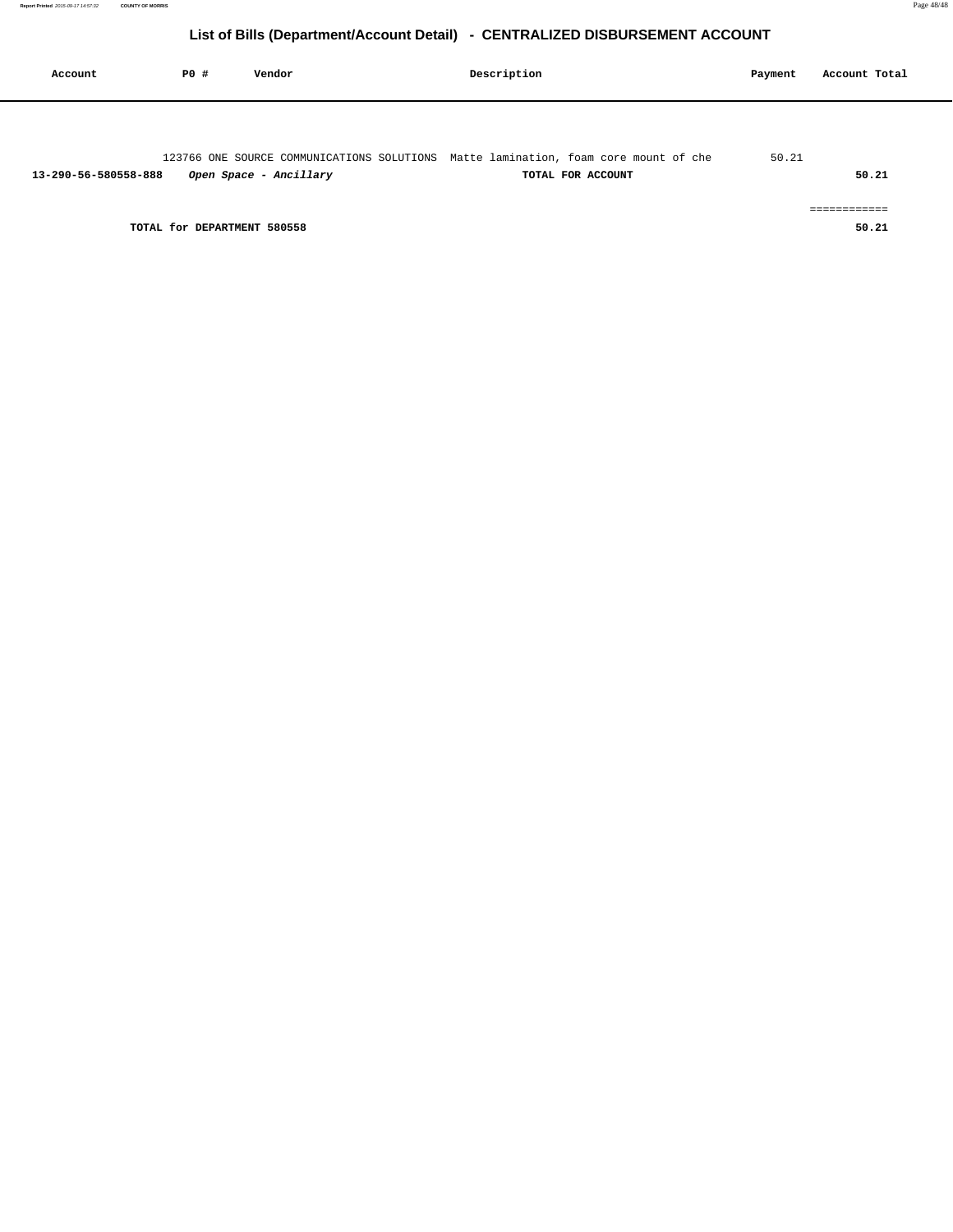## List of Bills (Department/Account Detail) - CENTRALIZED DISBURSEMENT ACCOUNT

| Account | PO # | Vendor | Description | Payment | Account Total |
|---|---|---|---|---|---|
| | 123766 | ONE SOURCE COMMUNICATIONS SOLUTIONS | Matte lamination, foam core mount of che | 50.21 | |
| **13-290-56-580558-888** | | ***Open Space - Ancillary*** | **TOTAL FOR ACCOUNT** | | **50.21** |
| | | | | | ============ |
| **TOTAL for DEPARTMENT 580558** | | | | | **50.21** |